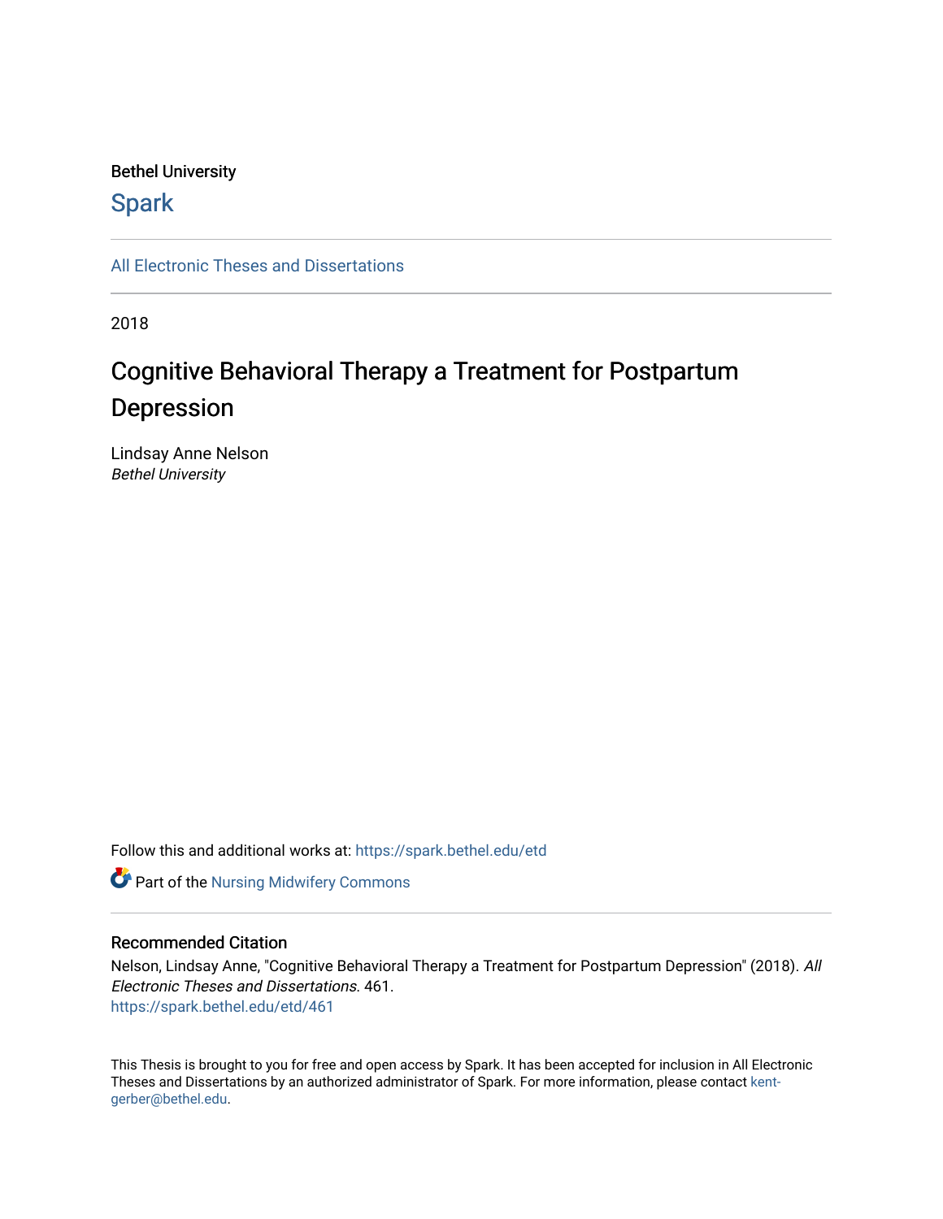Bethel University

Spark

All Electronic Theses and Dissertations

2018

# Cognitive Behavioral Therapy a Treatment for Postpartum Depression

Lindsay Anne Nelson
*Bethel University*

Follow this and additional works at: https://spark.bethel.edu/etd

Part of the Nursing Midwifery Commons

## Recommended Citation

Nelson, Lindsay Anne, "Cognitive Behavioral Therapy a Treatment for Postpartum Depression" (2018). *All Electronic Theses and Dissertations*. 461.
https://spark.bethel.edu/etd/461

This Thesis is brought to you for free and open access by Spark. It has been accepted for inclusion in All Electronic Theses and Dissertations by an authorized administrator of Spark. For more information, please contact kent-gerber@bethel.edu.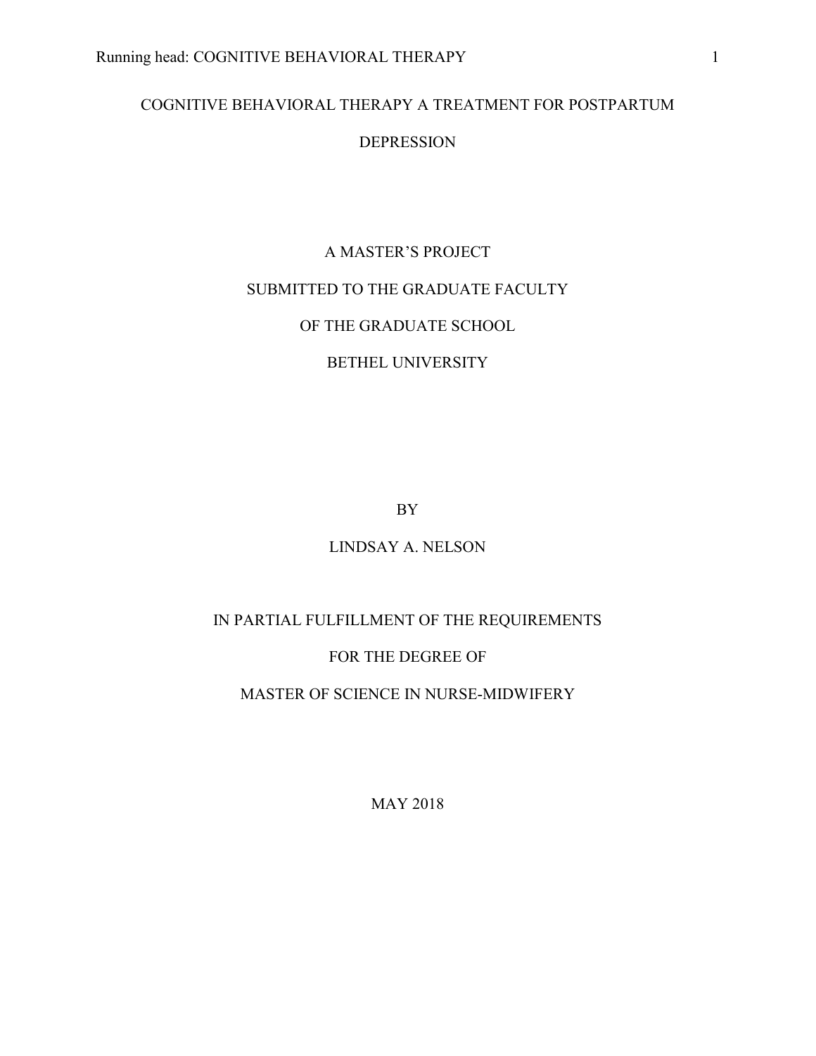# COGNITIVE BEHAVIORAL THERAPY A TREATMENT FOR POSTPARTUM DEPRESSION

A MASTER'S PROJECT

SUBMITTED TO THE GRADUATE FACULTY

OF THE GRADUATE SCHOOL

BETHEL UNIVERSITY

BY

LINDSAY A. NELSON

IN PARTIAL FULFILLMENT OF THE REQUIREMENTS

FOR THE DEGREE OF

MASTER OF SCIENCE IN NURSE-MIDWIFERY

MAY 2018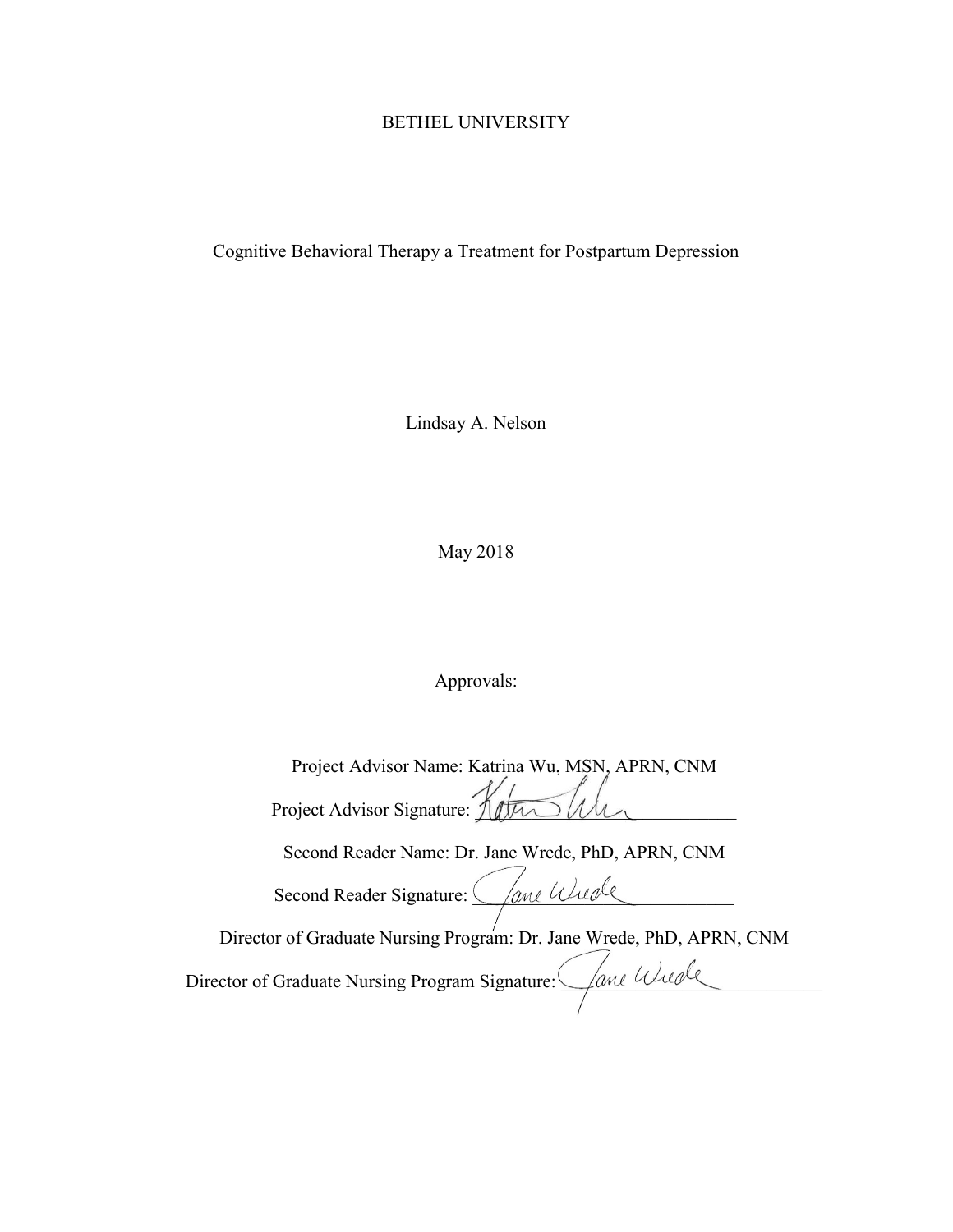BETHEL UNIVERSITY

Cognitive Behavioral Therapy a Treatment for Postpartum Depression

Lindsay A. Nelson

May 2018

Approvals:

Project Advisor Name: Katrina Wu, MSN, APRN, CNM

Project Advisor Signature: Katrina Wu

Second Reader Name: Dr. Jane Wrede, PhD, APRN, CNM

Second Reader Signature: Jane Wrede

Director of Graduate Nursing Program: Dr. Jane Wrede, PhD, APRN, CNM

Director of Graduate Nursing Program Signature: Jane Wrede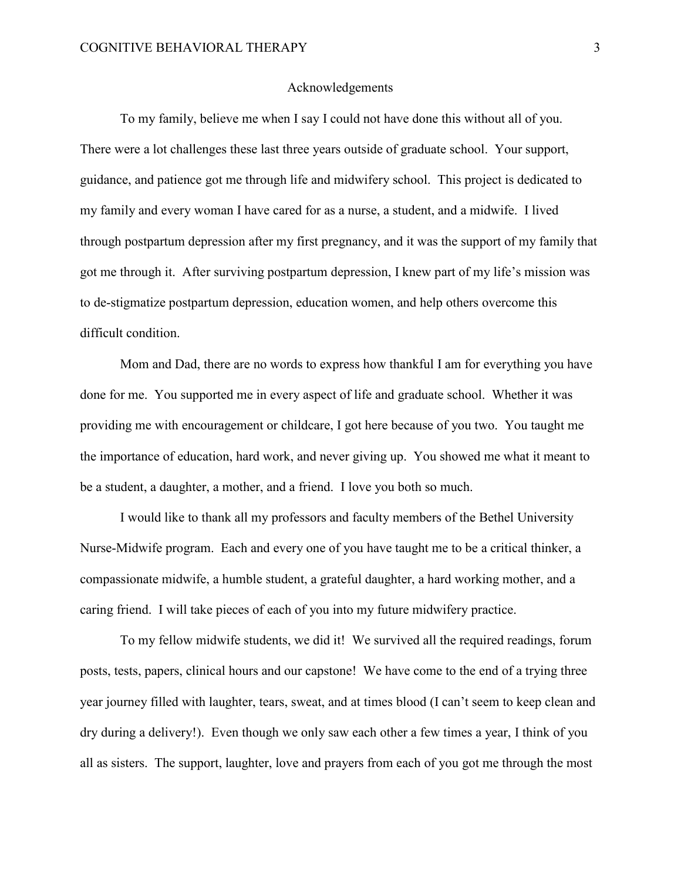# Acknowledgements

To my family, believe me when I say I could not have done this without all of you. There were a lot challenges these last three years outside of graduate school. Your support, guidance, and patience got me through life and midwifery school. This project is dedicated to my family and every woman I have cared for as a nurse, a student, and a midwife. I lived through postpartum depression after my first pregnancy, and it was the support of my family that got me through it. After surviving postpartum depression, I knew part of my life's mission was to de-stigmatize postpartum depression, education women, and help others overcome this difficult condition.

Mom and Dad, there are no words to express how thankful I am for everything you have done for me. You supported me in every aspect of life and graduate school. Whether it was providing me with encouragement or childcare, I got here because of you two. You taught me the importance of education, hard work, and never giving up. You showed me what it meant to be a student, a daughter, a mother, and a friend. I love you both so much.

I would like to thank all my professors and faculty members of the Bethel University Nurse-Midwife program. Each and every one of you have taught me to be a critical thinker, a compassionate midwife, a humble student, a grateful daughter, a hard working mother, and a caring friend. I will take pieces of each of you into my future midwifery practice.

To my fellow midwife students, we did it! We survived all the required readings, forum posts, tests, papers, clinical hours and our capstone! We have come to the end of a trying three year journey filled with laughter, tears, sweat, and at times blood (I can't seem to keep clean and dry during a delivery!). Even though we only saw each other a few times a year, I think of you all as sisters. The support, laughter, love and prayers from each of you got me through the most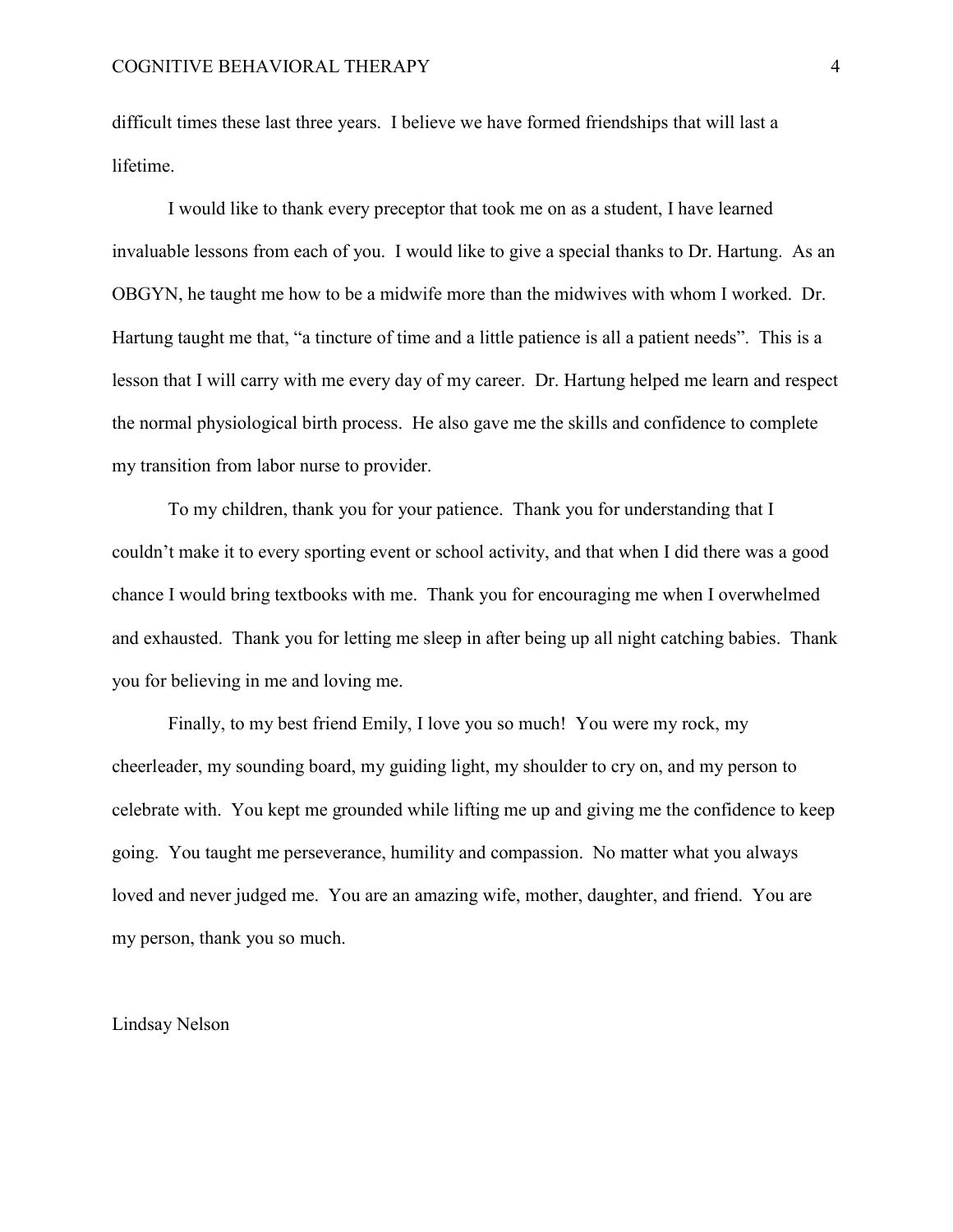difficult times these last three years. I believe we have formed friendships that will last a lifetime.

I would like to thank every preceptor that took me on as a student, I have learned invaluable lessons from each of you. I would like to give a special thanks to Dr. Hartung. As an OBGYN, he taught me how to be a midwife more than the midwives with whom I worked. Dr. Hartung taught me that, "a tincture of time and a little patience is all a patient needs". This is a lesson that I will carry with me every day of my career. Dr. Hartung helped me learn and respect the normal physiological birth process. He also gave me the skills and confidence to complete my transition from labor nurse to provider.

To my children, thank you for your patience. Thank you for understanding that I couldn't make it to every sporting event or school activity, and that when I did there was a good chance I would bring textbooks with me. Thank you for encouraging me when I overwhelmed and exhausted. Thank you for letting me sleep in after being up all night catching babies. Thank you for believing in me and loving me.

Finally, to my best friend Emily, I love you so much! You were my rock, my cheerleader, my sounding board, my guiding light, my shoulder to cry on, and my person to celebrate with. You kept me grounded while lifting me up and giving me the confidence to keep going. You taught me perseverance, humility and compassion. No matter what you always loved and never judged me. You are an amazing wife, mother, daughter, and friend. You are my person, thank you so much.

Lindsay Nelson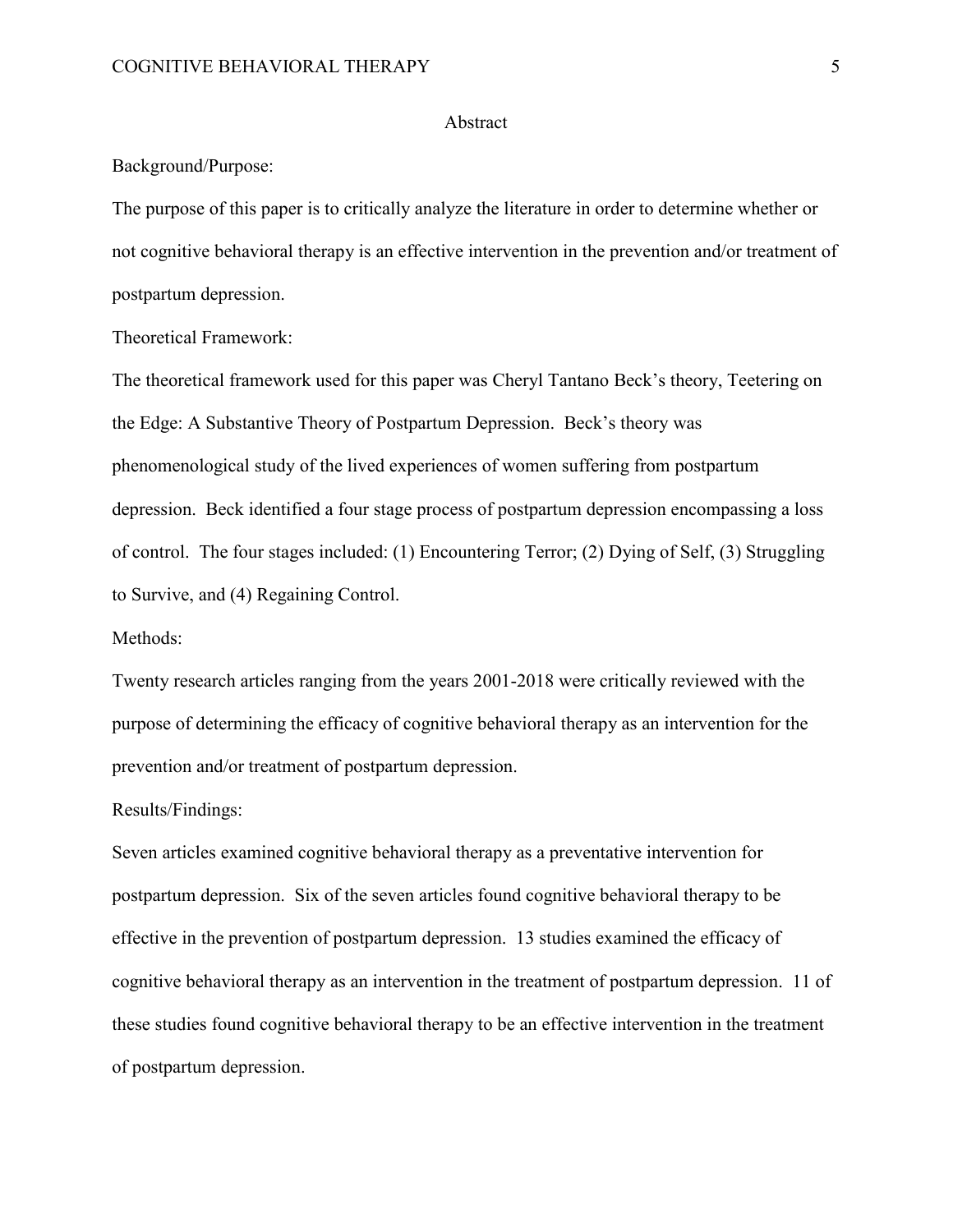# Abstract

Background/Purpose:

The purpose of this paper is to critically analyze the literature in order to determine whether or not cognitive behavioral therapy is an effective intervention in the prevention and/or treatment of postpartum depression.

Theoretical Framework:

The theoretical framework used for this paper was Cheryl Tantano Beck's theory, Teetering on the Edge: A Substantive Theory of Postpartum Depression. Beck's theory was phenomenological study of the lived experiences of women suffering from postpartum depression. Beck identified a four stage process of postpartum depression encompassing a loss of control. The four stages included: (1) Encountering Terror; (2) Dying of Self, (3) Struggling to Survive, and (4) Regaining Control.

Methods:

Twenty research articles ranging from the years 2001-2018 were critically reviewed with the purpose of determining the efficacy of cognitive behavioral therapy as an intervention for the prevention and/or treatment of postpartum depression.

Results/Findings:

Seven articles examined cognitive behavioral therapy as a preventative intervention for postpartum depression. Six of the seven articles found cognitive behavioral therapy to be effective in the prevention of postpartum depression. 13 studies examined the efficacy of cognitive behavioral therapy as an intervention in the treatment of postpartum depression. 11 of these studies found cognitive behavioral therapy to be an effective intervention in the treatment of postpartum depression.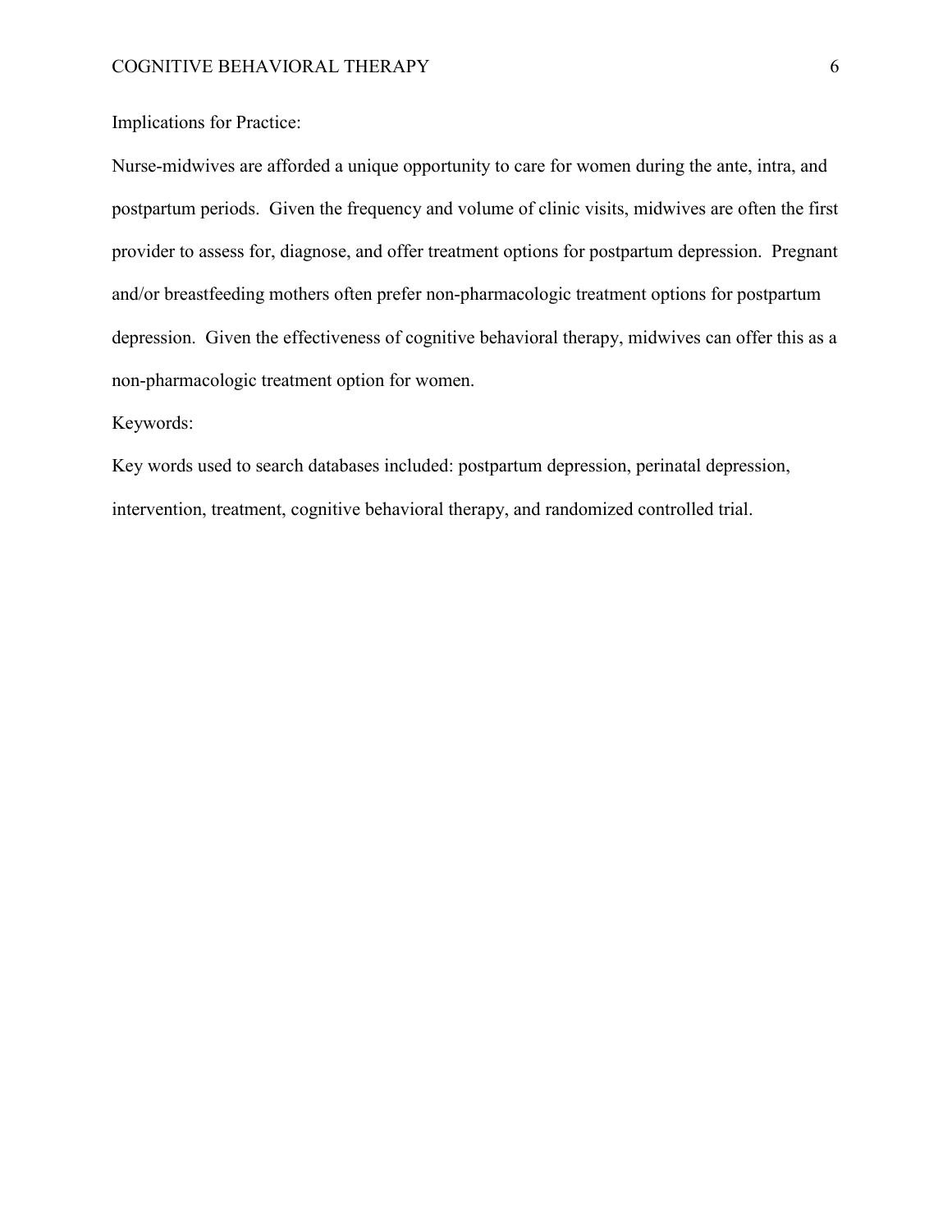Implications for Practice:

Nurse-midwives are afforded a unique opportunity to care for women during the ante, intra, and postpartum periods. Given the frequency and volume of clinic visits, midwives are often the first provider to assess for, diagnose, and offer treatment options for postpartum depression. Pregnant and/or breastfeeding mothers often prefer non-pharmacologic treatment options for postpartum depression. Given the effectiveness of cognitive behavioral therapy, midwives can offer this as a non-pharmacologic treatment option for women.

Keywords:

Key words used to search databases included: postpartum depression, perinatal depression, intervention, treatment, cognitive behavioral therapy, and randomized controlled trial.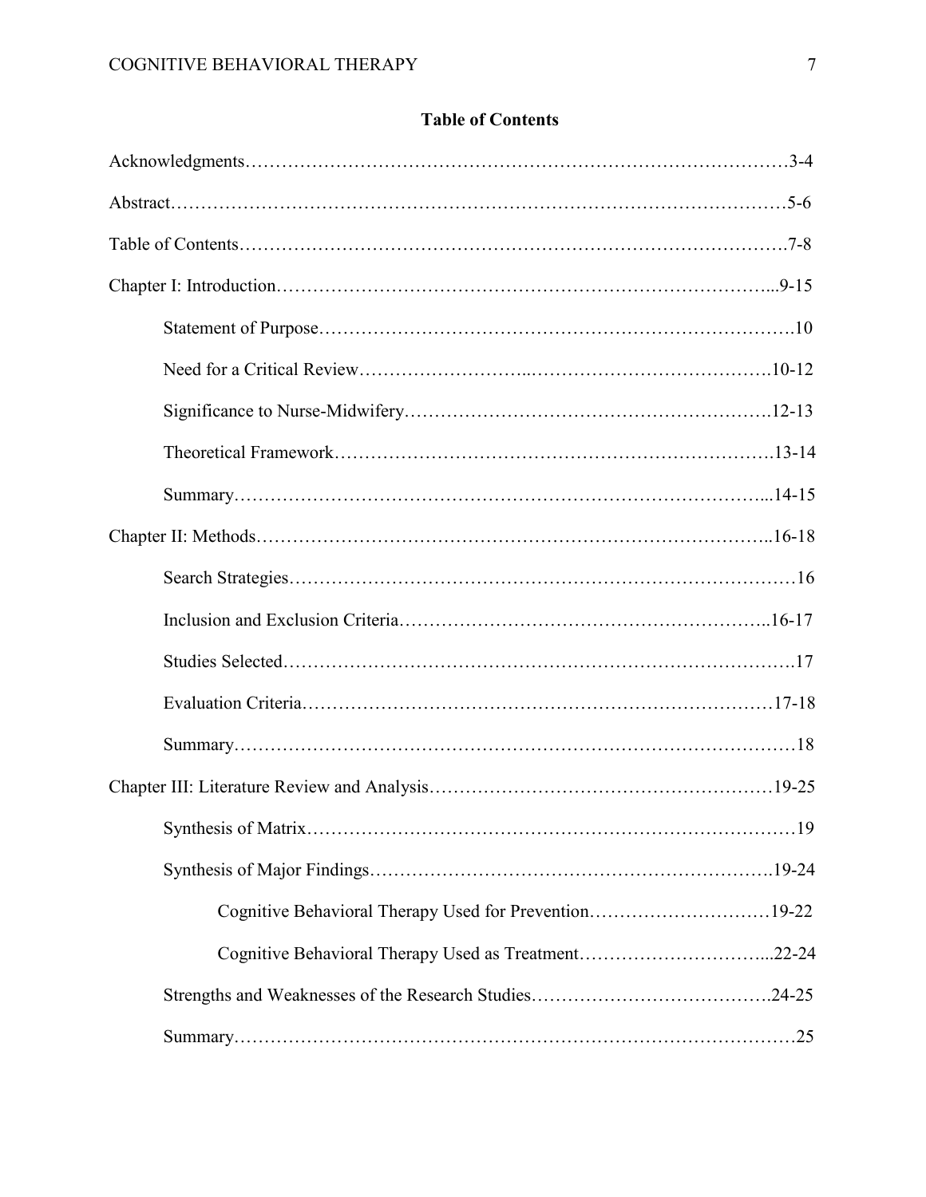## Table of Contents

Acknowledgments……………………………………………………………………………3-4

Abstract………………………………………………………………………………………5-6

Table of Contents……………………………………………………………………………7-8

Chapter I: Introduction………………………………………………………………………...9-15

- Statement of Purpose……………………………………………………………………….10
- Need for a Critical Review…………………….…………………………………….10-12
- Significance to Nurse-Midwifery………………………………………………….12-13
- Theoretical Framework………………………………………………………………13-14
- Summary…………………………………………………………………………...14-15

Chapter II: Methods…………………………………………………………………………..16-18

- Search Strategies………………………………………………………………………16
- Inclusion and Exclusion Criteria…………………………………………………..16-17
- Studies Selected……………………………………………………………………..17
- Evaluation Criteria…………………………………………………………………17-18
- Summary………………………………………………………………………………18

Chapter III: Literature Review and Analysis…………………………………………………19-25

- Synthesis of Matrix……………………………………………………………………19
- Synthesis of Major Findings……………………………………………………….19-24
  - Cognitive Behavioral Therapy Used for Prevention…………………………19-22
  - Cognitive Behavioral Therapy Used as Treatment…………………………...22-24
- Strengths and Weaknesses of the Research Studies………………………………….24-25
- Summary………………………………………………………………………………25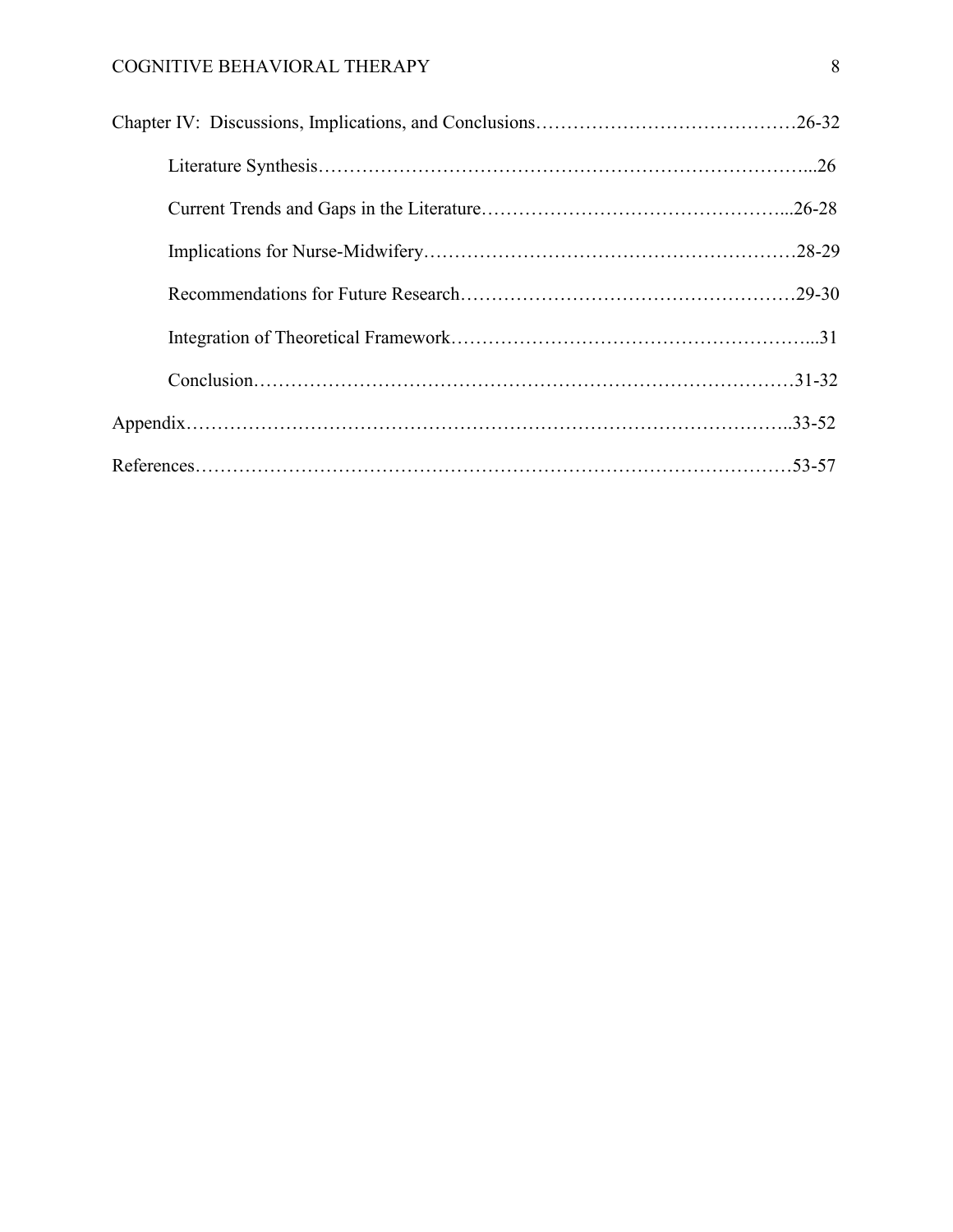Chapter IV: Discussions, Implications, and Conclusions……………………………………26-32

Literature Synthesis…………………………………………………………………...26

Current Trends and Gaps in the Literature…………………………………………...26-28

Implications for Nurse-Midwifery……………………………………………………28-29

Recommendations for Future Research………………………………………………29-30

Integration of Theoretical Framework………………………………………………...31

Conclusion………………………………………………………………………………31-32

Appendix…………………………………………………………………………………..33-52

References…………………………………………………………………………………53-57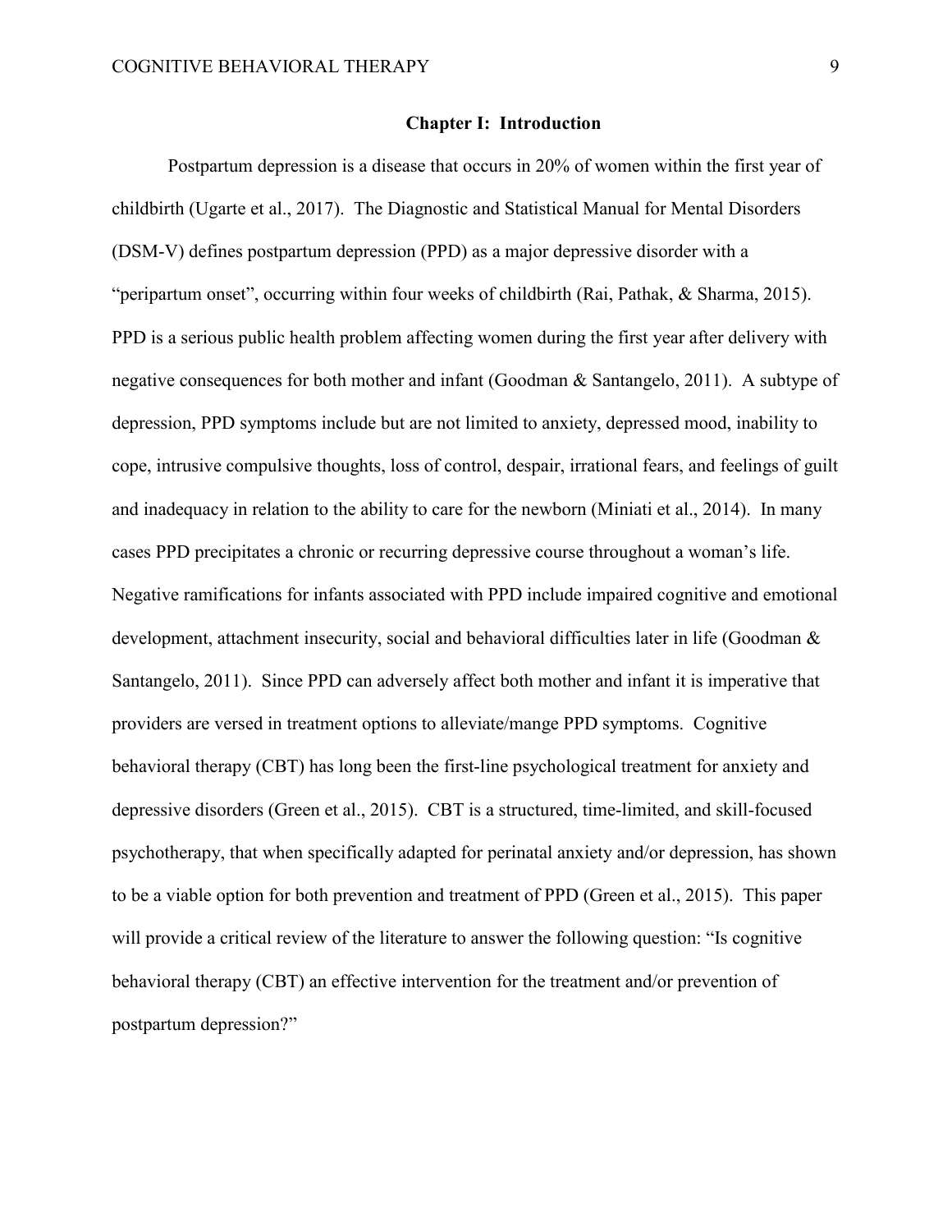# Chapter I: Introduction

Postpartum depression is a disease that occurs in 20% of women within the first year of childbirth (Ugarte et al., 2017). The Diagnostic and Statistical Manual for Mental Disorders (DSM-V) defines postpartum depression (PPD) as a major depressive disorder with a "peripartum onset", occurring within four weeks of childbirth (Rai, Pathak, & Sharma, 2015). PPD is a serious public health problem affecting women during the first year after delivery with negative consequences for both mother and infant (Goodman & Santangelo, 2011). A subtype of depression, PPD symptoms include but are not limited to anxiety, depressed mood, inability to cope, intrusive compulsive thoughts, loss of control, despair, irrational fears, and feelings of guilt and inadequacy in relation to the ability to care for the newborn (Miniati et al., 2014). In many cases PPD precipitates a chronic or recurring depressive course throughout a woman's life. Negative ramifications for infants associated with PPD include impaired cognitive and emotional development, attachment insecurity, social and behavioral difficulties later in life (Goodman & Santangelo, 2011). Since PPD can adversely affect both mother and infant it is imperative that providers are versed in treatment options to alleviate/mange PPD symptoms. Cognitive behavioral therapy (CBT) has long been the first-line psychological treatment for anxiety and depressive disorders (Green et al., 2015). CBT is a structured, time-limited, and skill-focused psychotherapy, that when specifically adapted for perinatal anxiety and/or depression, has shown to be a viable option for both prevention and treatment of PPD (Green et al., 2015). This paper will provide a critical review of the literature to answer the following question: "Is cognitive behavioral therapy (CBT) an effective intervention for the treatment and/or prevention of postpartum depression?"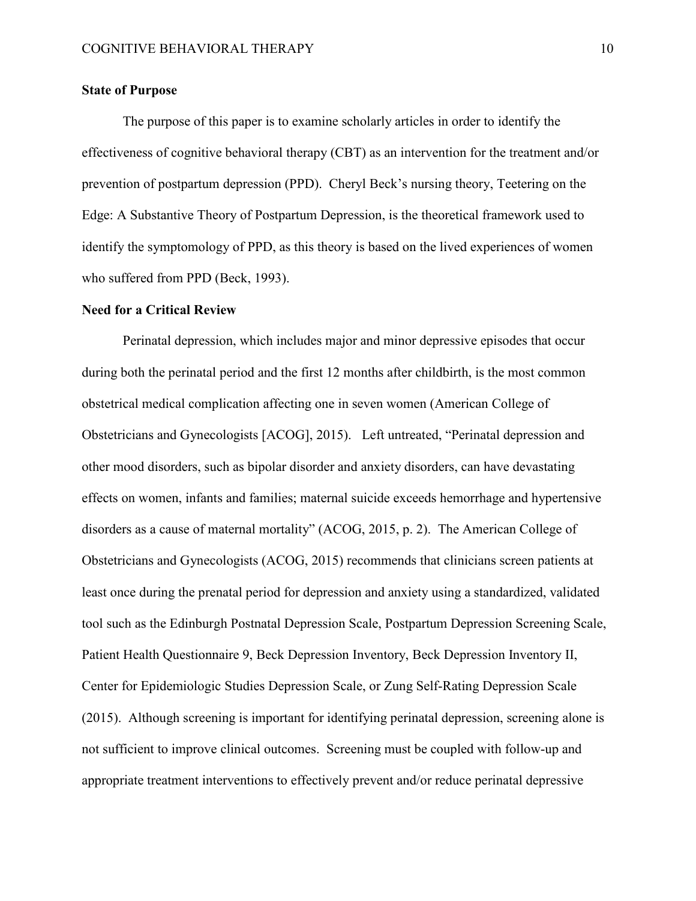**State of Purpose**

The purpose of this paper is to examine scholarly articles in order to identify the effectiveness of cognitive behavioral therapy (CBT) as an intervention for the treatment and/or prevention of postpartum depression (PPD). Cheryl Beck's nursing theory, Teetering on the Edge: A Substantive Theory of Postpartum Depression, is the theoretical framework used to identify the symptomology of PPD, as this theory is based on the lived experiences of women who suffered from PPD (Beck, 1993).

**Need for a Critical Review**

Perinatal depression, which includes major and minor depressive episodes that occur during both the perinatal period and the first 12 months after childbirth, is the most common obstetrical medical complication affecting one in seven women (American College of Obstetricians and Gynecologists [ACOG], 2015). Left untreated, "Perinatal depression and other mood disorders, such as bipolar disorder and anxiety disorders, can have devastating effects on women, infants and families; maternal suicide exceeds hemorrhage and hypertensive disorders as a cause of maternal mortality" (ACOG, 2015, p. 2). The American College of Obstetricians and Gynecologists (ACOG, 2015) recommends that clinicians screen patients at least once during the prenatal period for depression and anxiety using a standardized, validated tool such as the Edinburgh Postnatal Depression Scale, Postpartum Depression Screening Scale, Patient Health Questionnaire 9, Beck Depression Inventory, Beck Depression Inventory II, Center for Epidemiologic Studies Depression Scale, or Zung Self-Rating Depression Scale (2015). Although screening is important for identifying perinatal depression, screening alone is not sufficient to improve clinical outcomes. Screening must be coupled with follow-up and appropriate treatment interventions to effectively prevent and/or reduce perinatal depressive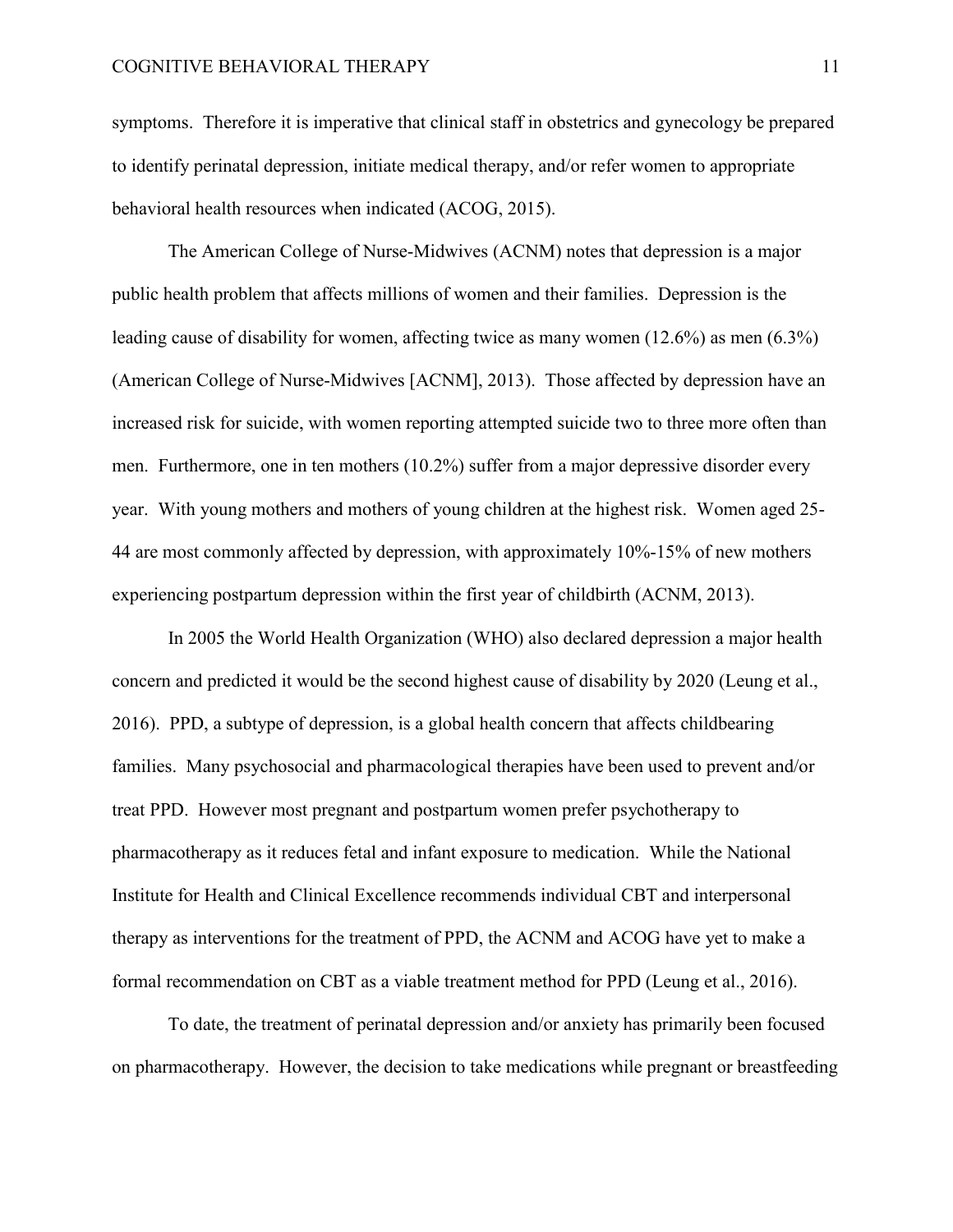symptoms. Therefore it is imperative that clinical staff in obstetrics and gynecology be prepared to identify perinatal depression, initiate medical therapy, and/or refer women to appropriate behavioral health resources when indicated (ACOG, 2015).

The American College of Nurse-Midwives (ACNM) notes that depression is a major public health problem that affects millions of women and their families. Depression is the leading cause of disability for women, affecting twice as many women (12.6%) as men (6.3%) (American College of Nurse-Midwives [ACNM], 2013). Those affected by depression have an increased risk for suicide, with women reporting attempted suicide two to three more often than men. Furthermore, one in ten mothers (10.2%) suffer from a major depressive disorder every year. With young mothers and mothers of young children at the highest risk. Women aged 25-44 are most commonly affected by depression, with approximately 10%-15% of new mothers experiencing postpartum depression within the first year of childbirth (ACNM, 2013).

In 2005 the World Health Organization (WHO) also declared depression a major health concern and predicted it would be the second highest cause of disability by 2020 (Leung et al., 2016). PPD, a subtype of depression, is a global health concern that affects childbearing families. Many psychosocial and pharmacological therapies have been used to prevent and/or treat PPD. However most pregnant and postpartum women prefer psychotherapy to pharmacotherapy as it reduces fetal and infant exposure to medication. While the National Institute for Health and Clinical Excellence recommends individual CBT and interpersonal therapy as interventions for the treatment of PPD, the ACNM and ACOG have yet to make a formal recommendation on CBT as a viable treatment method for PPD (Leung et al., 2016).

To date, the treatment of perinatal depression and/or anxiety has primarily been focused on pharmacotherapy. However, the decision to take medications while pregnant or breastfeeding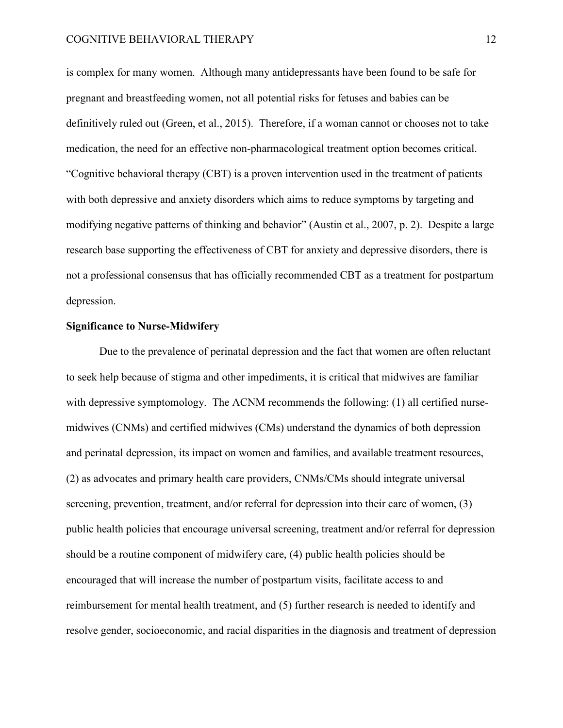is complex for many women. Although many antidepressants have been found to be safe for pregnant and breastfeeding women, not all potential risks for fetuses and babies can be definitively ruled out (Green, et al., 2015). Therefore, if a woman cannot or chooses not to take medication, the need for an effective non-pharmacological treatment option becomes critical. "Cognitive behavioral therapy (CBT) is a proven intervention used in the treatment of patients with both depressive and anxiety disorders which aims to reduce symptoms by targeting and modifying negative patterns of thinking and behavior" (Austin et al., 2007, p. 2). Despite a large research base supporting the effectiveness of CBT for anxiety and depressive disorders, there is not a professional consensus that has officially recommended CBT as a treatment for postpartum depression.

**Significance to Nurse-Midwifery**

Due to the prevalence of perinatal depression and the fact that women are often reluctant to seek help because of stigma and other impediments, it is critical that midwives are familiar with depressive symptomology. The ACNM recommends the following: (1) all certified nurse-midwives (CNMs) and certified midwives (CMs) understand the dynamics of both depression and perinatal depression, its impact on women and families, and available treatment resources, (2) as advocates and primary health care providers, CNMs/CMs should integrate universal screening, prevention, treatment, and/or referral for depression into their care of women, (3) public health policies that encourage universal screening, treatment and/or referral for depression should be a routine component of midwifery care, (4) public health policies should be encouraged that will increase the number of postpartum visits, facilitate access to and reimbursement for mental health treatment, and (5) further research is needed to identify and resolve gender, socioeconomic, and racial disparities in the diagnosis and treatment of depression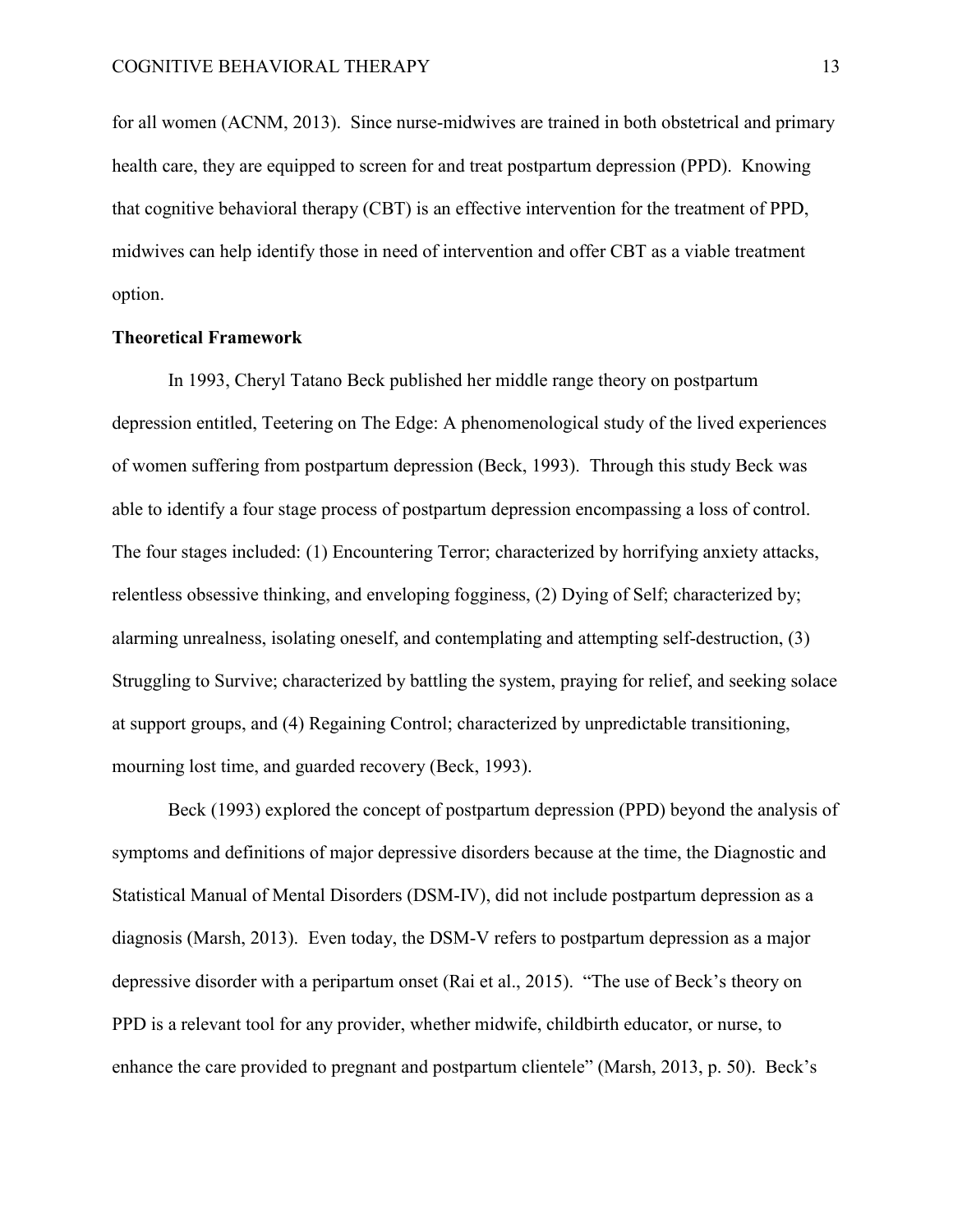for all women (ACNM, 2013). Since nurse-midwives are trained in both obstetrical and primary health care, they are equipped to screen for and treat postpartum depression (PPD). Knowing that cognitive behavioral therapy (CBT) is an effective intervention for the treatment of PPD, midwives can help identify those in need of intervention and offer CBT as a viable treatment option.

**Theoretical Framework**

In 1993, Cheryl Tatano Beck published her middle range theory on postpartum depression entitled, Teetering on The Edge: A phenomenological study of the lived experiences of women suffering from postpartum depression (Beck, 1993). Through this study Beck was able to identify a four stage process of postpartum depression encompassing a loss of control. The four stages included: (1) Encountering Terror; characterized by horrifying anxiety attacks, relentless obsessive thinking, and enveloping fogginess, (2) Dying of Self; characterized by; alarming unrealness, isolating oneself, and contemplating and attempting self-destruction, (3) Struggling to Survive; characterized by battling the system, praying for relief, and seeking solace at support groups, and (4) Regaining Control; characterized by unpredictable transitioning, mourning lost time, and guarded recovery (Beck, 1993).

Beck (1993) explored the concept of postpartum depression (PPD) beyond the analysis of symptoms and definitions of major depressive disorders because at the time, the Diagnostic and Statistical Manual of Mental Disorders (DSM-IV), did not include postpartum depression as a diagnosis (Marsh, 2013). Even today, the DSM-V refers to postpartum depression as a major depressive disorder with a peripartum onset (Rai et al., 2015). "The use of Beck's theory on PPD is a relevant tool for any provider, whether midwife, childbirth educator, or nurse, to enhance the care provided to pregnant and postpartum clientele" (Marsh, 2013, p. 50). Beck's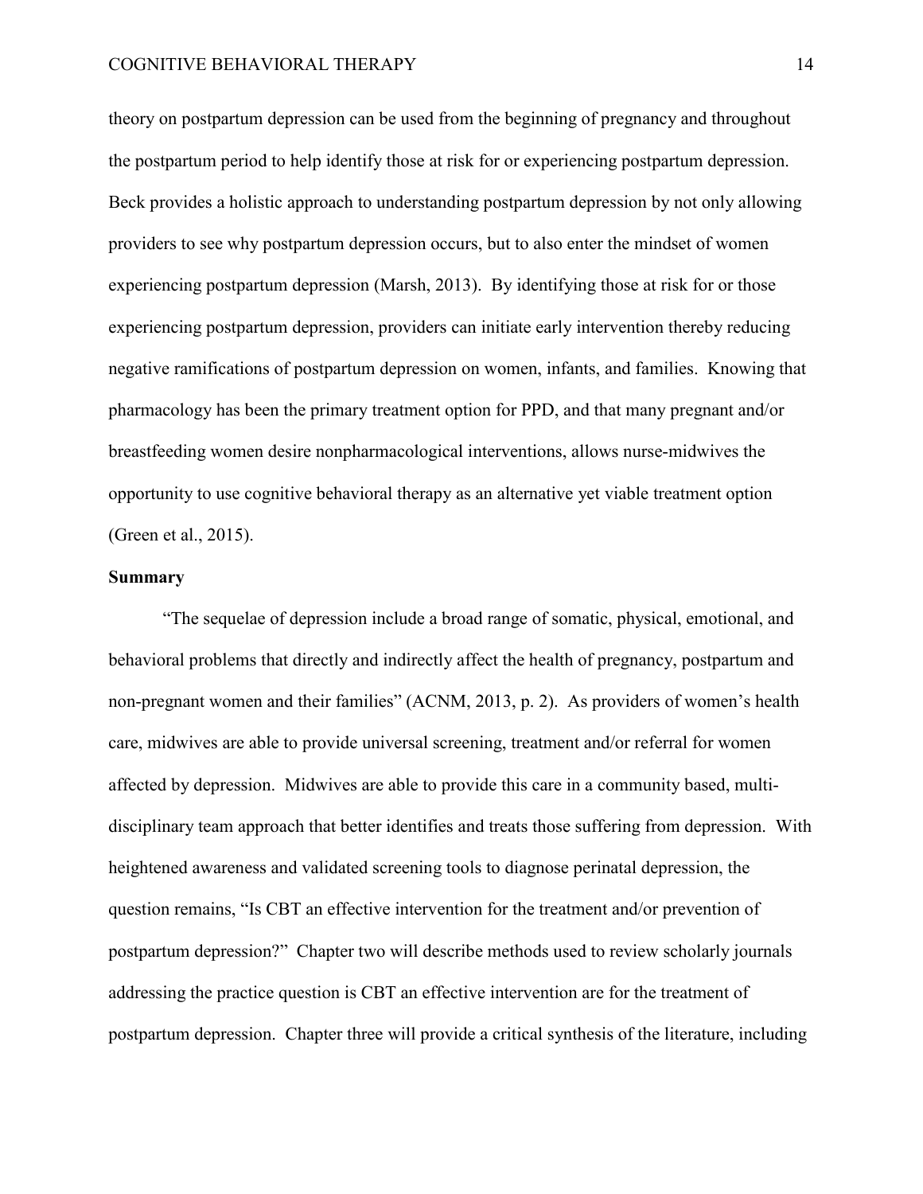theory on postpartum depression can be used from the beginning of pregnancy and throughout the postpartum period to help identify those at risk for or experiencing postpartum depression. Beck provides a holistic approach to understanding postpartum depression by not only allowing providers to see why postpartum depression occurs, but to also enter the mindset of women experiencing postpartum depression (Marsh, 2013). By identifying those at risk for or those experiencing postpartum depression, providers can initiate early intervention thereby reducing negative ramifications of postpartum depression on women, infants, and families. Knowing that pharmacology has been the primary treatment option for PPD, and that many pregnant and/or breastfeeding women desire nonpharmacological interventions, allows nurse-midwives the opportunity to use cognitive behavioral therapy as an alternative yet viable treatment option (Green et al., 2015).

**Summary**

"The sequelae of depression include a broad range of somatic, physical, emotional, and behavioral problems that directly and indirectly affect the health of pregnancy, postpartum and non-pregnant women and their families" (ACNM, 2013, p. 2). As providers of women's health care, midwives are able to provide universal screening, treatment and/or referral for women affected by depression. Midwives are able to provide this care in a community based, multi-disciplinary team approach that better identifies and treats those suffering from depression. With heightened awareness and validated screening tools to diagnose perinatal depression, the question remains, "Is CBT an effective intervention for the treatment and/or prevention of postpartum depression?" Chapter two will describe methods used to review scholarly journals addressing the practice question is CBT an effective intervention are for the treatment of postpartum depression. Chapter three will provide a critical synthesis of the literature, including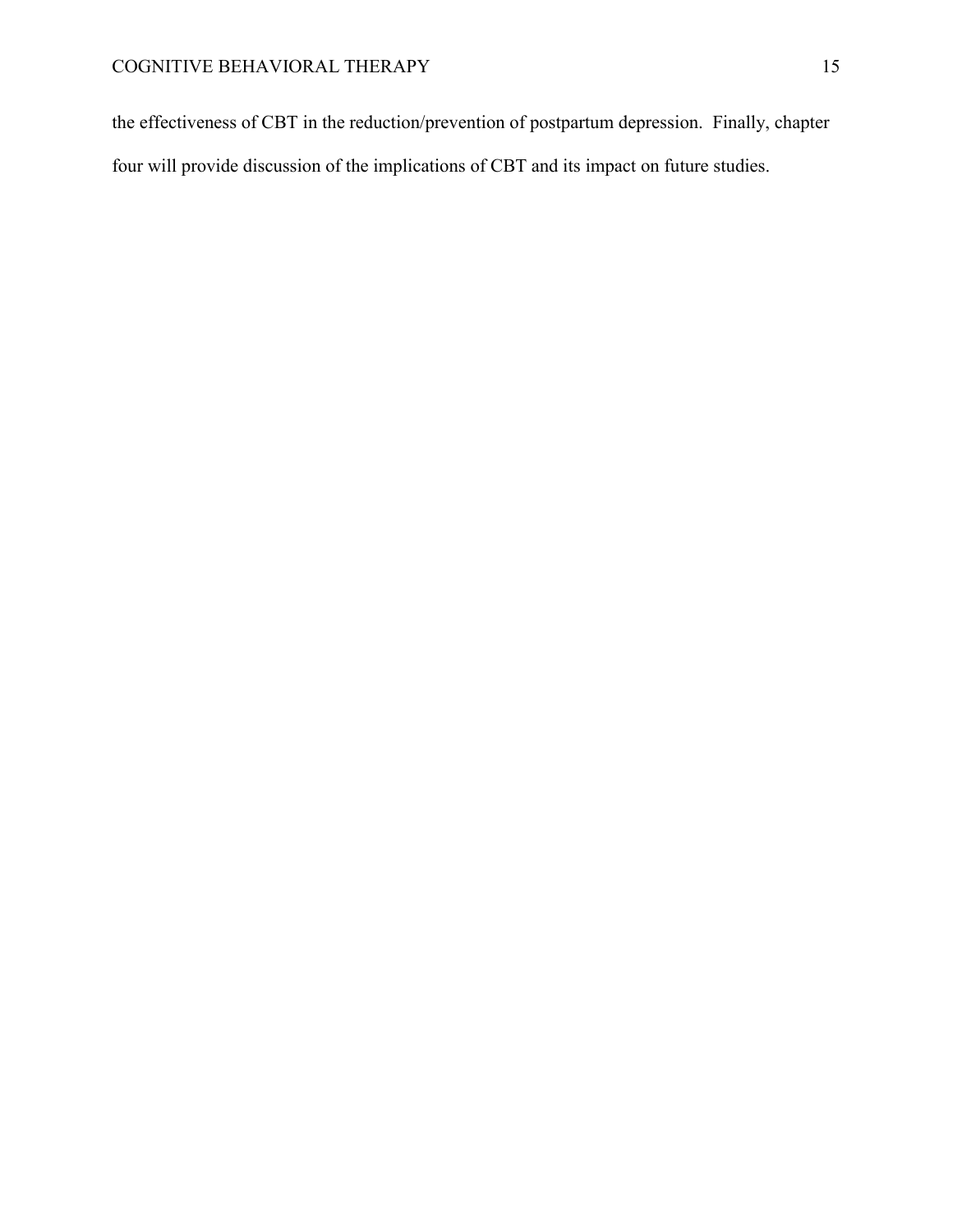the effectiveness of CBT in the reduction/prevention of postpartum depression. Finally, chapter four will provide discussion of the implications of CBT and its impact on future studies.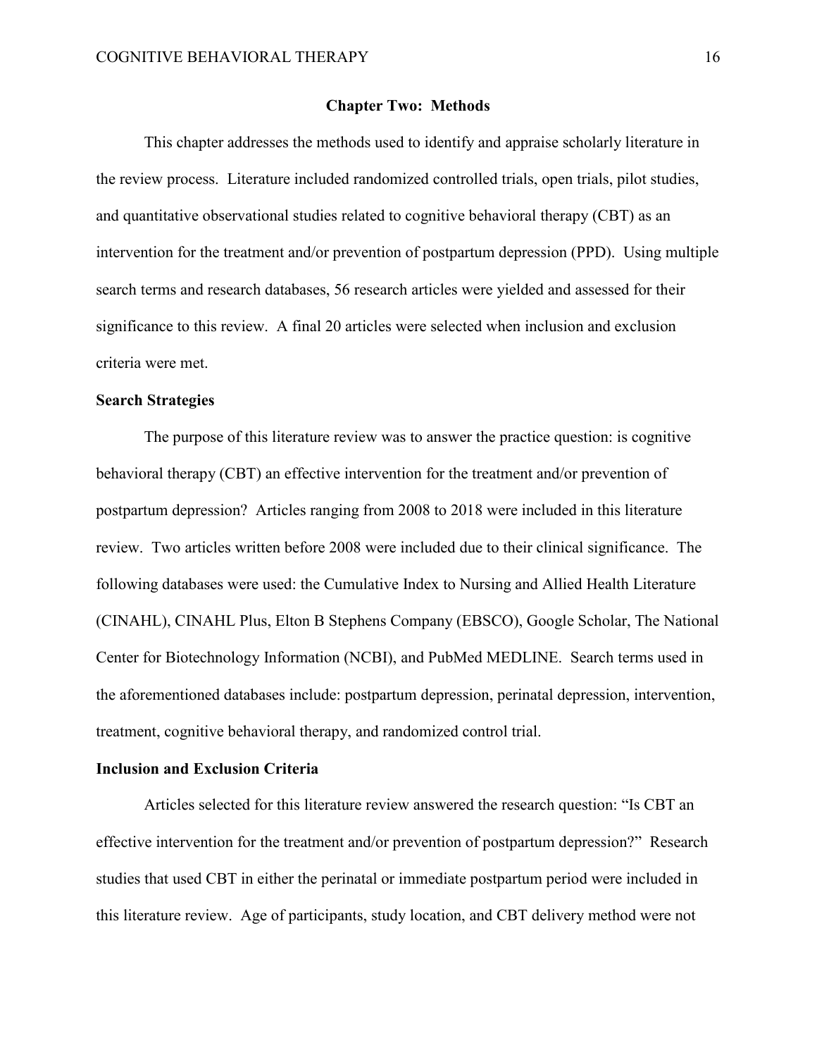## Chapter Two: Methods

This chapter addresses the methods used to identify and appraise scholarly literature in the review process. Literature included randomized controlled trials, open trials, pilot studies, and quantitative observational studies related to cognitive behavioral therapy (CBT) as an intervention for the treatment and/or prevention of postpartum depression (PPD). Using multiple search terms and research databases, 56 research articles were yielded and assessed for their significance to this review. A final 20 articles were selected when inclusion and exclusion criteria were met.

### Search Strategies

The purpose of this literature review was to answer the practice question: is cognitive behavioral therapy (CBT) an effective intervention for the treatment and/or prevention of postpartum depression? Articles ranging from 2008 to 2018 were included in this literature review. Two articles written before 2008 were included due to their clinical significance. The following databases were used: the Cumulative Index to Nursing and Allied Health Literature (CINAHL), CINAHL Plus, Elton B Stephens Company (EBSCO), Google Scholar, The National Center for Biotechnology Information (NCBI), and PubMed MEDLINE. Search terms used in the aforementioned databases include: postpartum depression, perinatal depression, intervention, treatment, cognitive behavioral therapy, and randomized control trial.

### Inclusion and Exclusion Criteria

Articles selected for this literature review answered the research question: "Is CBT an effective intervention for the treatment and/or prevention of postpartum depression?" Research studies that used CBT in either the perinatal or immediate postpartum period were included in this literature review. Age of participants, study location, and CBT delivery method were not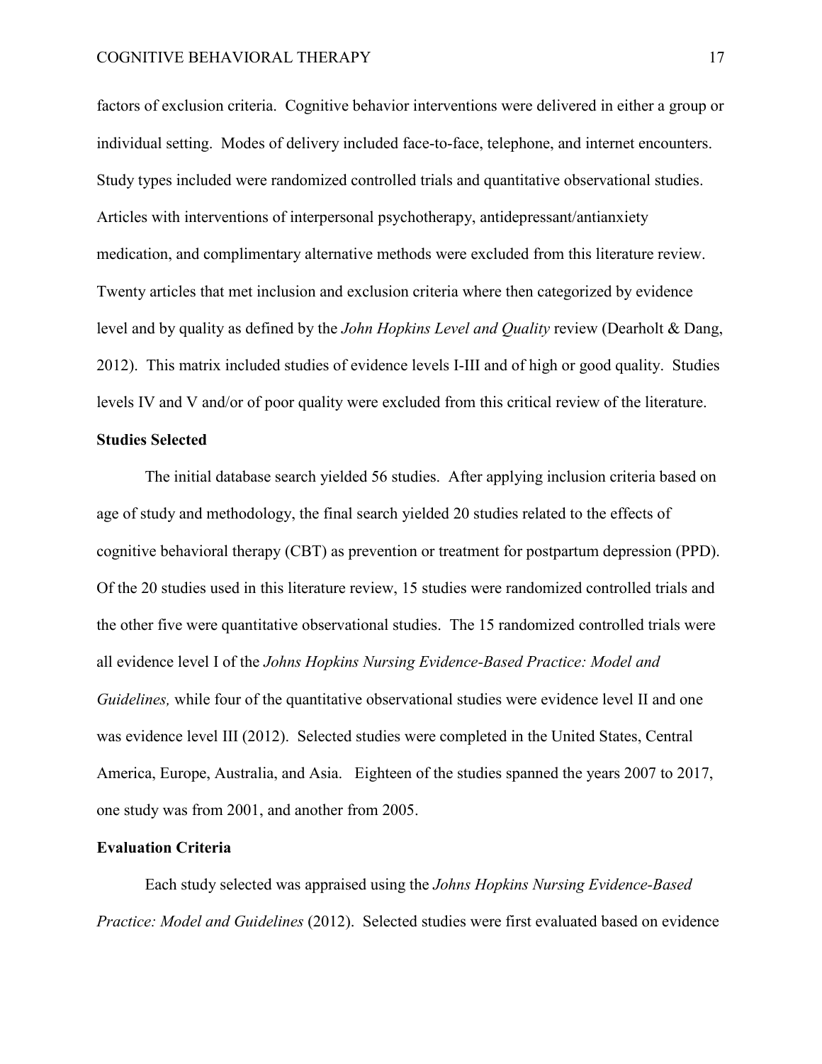factors of exclusion criteria. Cognitive behavior interventions were delivered in either a group or individual setting. Modes of delivery included face-to-face, telephone, and internet encounters. Study types included were randomized controlled trials and quantitative observational studies. Articles with interventions of interpersonal psychotherapy, antidepressant/antianxiety medication, and complimentary alternative methods were excluded from this literature review. Twenty articles that met inclusion and exclusion criteria where then categorized by evidence level and by quality as defined by the *John Hopkins Level and Quality* review (Dearholt & Dang, 2012). This matrix included studies of evidence levels I-III and of high or good quality. Studies levels IV and V and/or of poor quality were excluded from this critical review of the literature.

**Studies Selected**

The initial database search yielded 56 studies. After applying inclusion criteria based on age of study and methodology, the final search yielded 20 studies related to the effects of cognitive behavioral therapy (CBT) as prevention or treatment for postpartum depression (PPD). Of the 20 studies used in this literature review, 15 studies were randomized controlled trials and the other five were quantitative observational studies. The 15 randomized controlled trials were all evidence level I of the *Johns Hopkins Nursing Evidence-Based Practice: Model and Guidelines,* while four of the quantitative observational studies were evidence level II and one was evidence level III (2012). Selected studies were completed in the United States, Central America, Europe, Australia, and Asia. Eighteen of the studies spanned the years 2007 to 2017, one study was from 2001, and another from 2005.

**Evaluation Criteria**

Each study selected was appraised using the *Johns Hopkins Nursing Evidence-Based Practice: Model and Guidelines* (2012). Selected studies were first evaluated based on evidence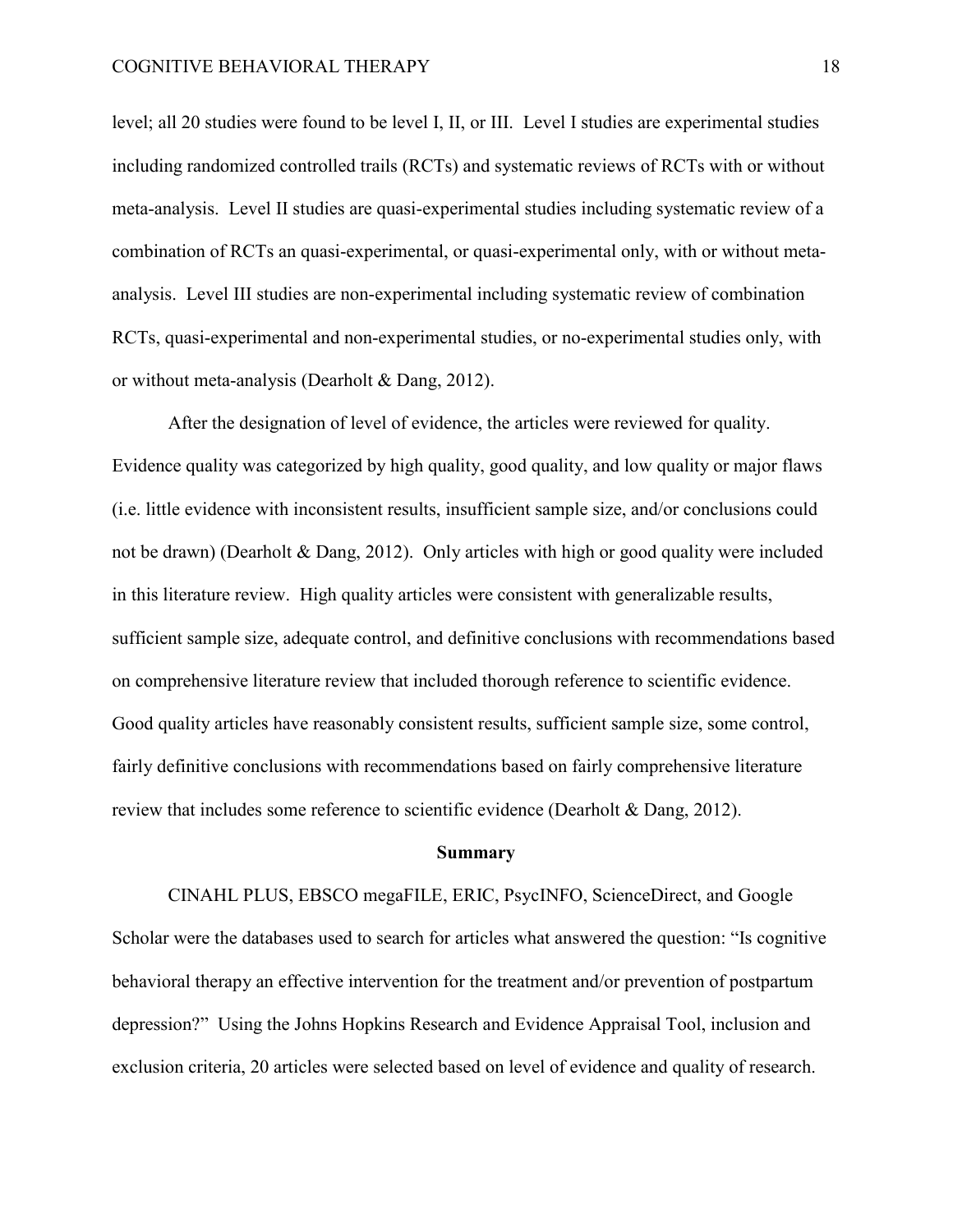level; all 20 studies were found to be level I, II, or III. Level I studies are experimental studies including randomized controlled trails (RCTs) and systematic reviews of RCTs with or without meta-analysis. Level II studies are quasi-experimental studies including systematic review of a combination of RCTs an quasi-experimental, or quasi-experimental only, with or without meta-analysis. Level III studies are non-experimental including systematic review of combination RCTs, quasi-experimental and non-experimental studies, or no-experimental studies only, with or without meta-analysis (Dearholt & Dang, 2012).

After the designation of level of evidence, the articles were reviewed for quality. Evidence quality was categorized by high quality, good quality, and low quality or major flaws (i.e. little evidence with inconsistent results, insufficient sample size, and/or conclusions could not be drawn) (Dearholt & Dang, 2012). Only articles with high or good quality were included in this literature review. High quality articles were consistent with generalizable results, sufficient sample size, adequate control, and definitive conclusions with recommendations based on comprehensive literature review that included thorough reference to scientific evidence. Good quality articles have reasonably consistent results, sufficient sample size, some control, fairly definitive conclusions with recommendations based on fairly comprehensive literature review that includes some reference to scientific evidence (Dearholt & Dang, 2012).

## Summary

CINAHL PLUS, EBSCO megaFILE, ERIC, PsycINFO, ScienceDirect, and Google Scholar were the databases used to search for articles what answered the question: "Is cognitive behavioral therapy an effective intervention for the treatment and/or prevention of postpartum depression?" Using the Johns Hopkins Research and Evidence Appraisal Tool, inclusion and exclusion criteria, 20 articles were selected based on level of evidence and quality of research.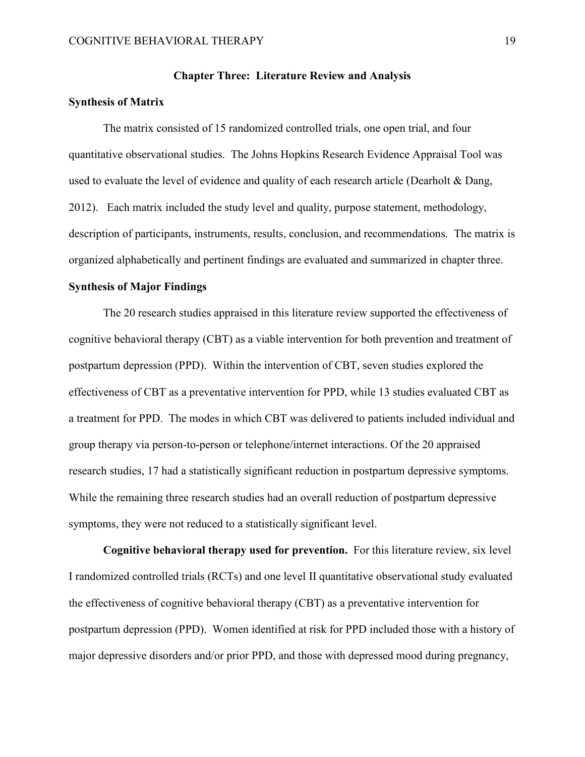## Chapter Three: Literature Review and Analysis

### Synthesis of Matrix

The matrix consisted of 15 randomized controlled trials, one open trial, and four quantitative observational studies. The Johns Hopkins Research Evidence Appraisal Tool was used to evaluate the level of evidence and quality of each research article (Dearholt & Dang, 2012). Each matrix included the study level and quality, purpose statement, methodology, description of participants, instruments, results, conclusion, and recommendations. The matrix is organized alphabetically and pertinent findings are evaluated and summarized in chapter three.

### Synthesis of Major Findings

The 20 research studies appraised in this literature review supported the effectiveness of cognitive behavioral therapy (CBT) as a viable intervention for both prevention and treatment of postpartum depression (PPD). Within the intervention of CBT, seven studies explored the effectiveness of CBT as a preventative intervention for PPD, while 13 studies evaluated CBT as a treatment for PPD. The modes in which CBT was delivered to patients included individual and group therapy via person-to-person or telephone/internet interactions. Of the 20 appraised research studies, 17 had a statistically significant reduction in postpartum depressive symptoms. While the remaining three research studies had an overall reduction of postpartum depressive symptoms, they were not reduced to a statistically significant level.

**Cognitive behavioral therapy used for prevention.** For this literature review, six level I randomized controlled trials (RCTs) and one level II quantitative observational study evaluated the effectiveness of cognitive behavioral therapy (CBT) as a preventative intervention for postpartum depression (PPD). Women identified at risk for PPD included those with a history of major depressive disorders and/or prior PPD, and those with depressed mood during pregnancy,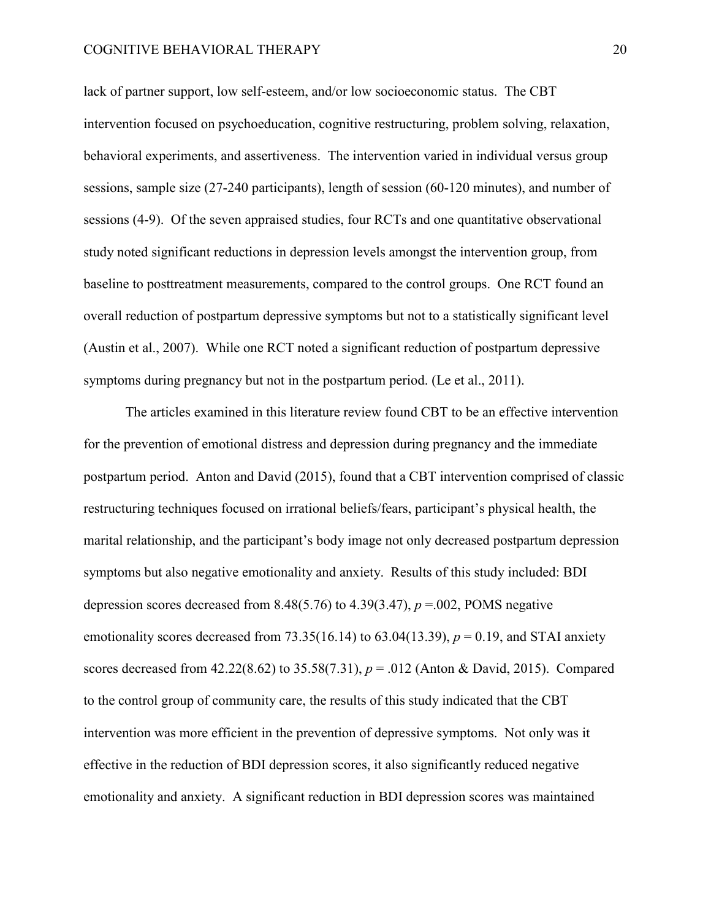lack of partner support, low self-esteem, and/or low socioeconomic status. The CBT intervention focused on psychoeducation, cognitive restructuring, problem solving, relaxation, behavioral experiments, and assertiveness. The intervention varied in individual versus group sessions, sample size (27-240 participants), length of session (60-120 minutes), and number of sessions (4-9). Of the seven appraised studies, four RCTs and one quantitative observational study noted significant reductions in depression levels amongst the intervention group, from baseline to posttreatment measurements, compared to the control groups. One RCT found an overall reduction of postpartum depressive symptoms but not to a statistically significant level (Austin et al., 2007). While one RCT noted a significant reduction of postpartum depressive symptoms during pregnancy but not in the postpartum period. (Le et al., 2011).

The articles examined in this literature review found CBT to be an effective intervention for the prevention of emotional distress and depression during pregnancy and the immediate postpartum period. Anton and David (2015), found that a CBT intervention comprised of classic restructuring techniques focused on irrational beliefs/fears, participant's physical health, the marital relationship, and the participant's body image not only decreased postpartum depression symptoms but also negative emotionality and anxiety. Results of this study included: BDI depression scores decreased from 8.48(5.76) to 4.39(3.47), $p$ =.002, POMS negative emotionality scores decreased from 73.35(16.14) to 63.04(13.39), $p$ = 0.19, and STAI anxiety scores decreased from 42.22(8.62) to 35.58(7.31), $p$ = .012 (Anton & David, 2015). Compared to the control group of community care, the results of this study indicated that the CBT intervention was more efficient in the prevention of depressive symptoms. Not only was it effective in the reduction of BDI depression scores, it also significantly reduced negative emotionality and anxiety. A significant reduction in BDI depression scores was maintained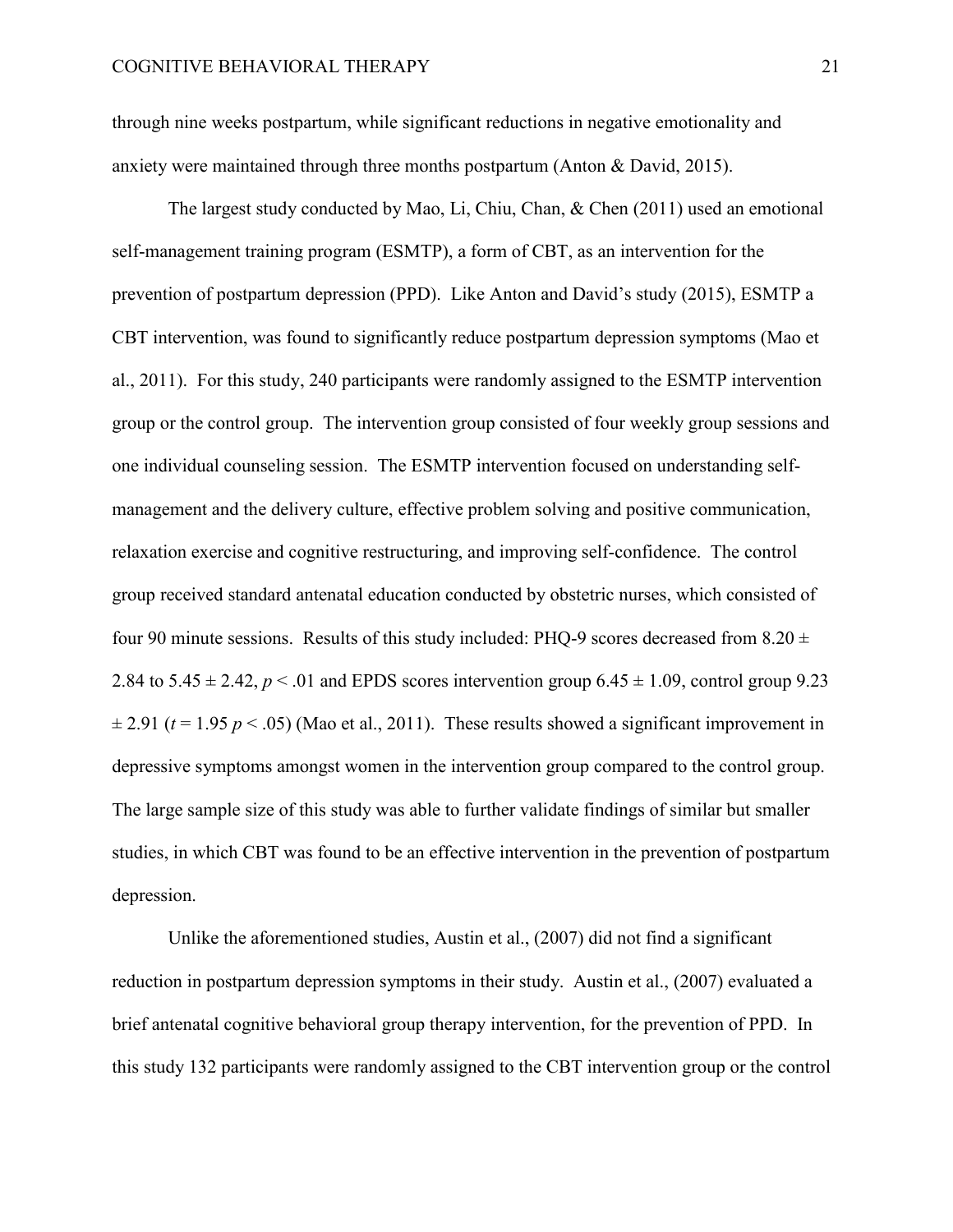through nine weeks postpartum, while significant reductions in negative emotionality and anxiety were maintained through three months postpartum (Anton & David, 2015).

The largest study conducted by Mao, Li, Chiu, Chan, & Chen (2011) used an emotional self-management training program (ESMTP), a form of CBT, as an intervention for the prevention of postpartum depression (PPD). Like Anton and David's study (2015), ESMTP a CBT intervention, was found to significantly reduce postpartum depression symptoms (Mao et al., 2011). For this study, 240 participants were randomly assigned to the ESMTP intervention group or the control group. The intervention group consisted of four weekly group sessions and one individual counseling session. The ESMTP intervention focused on understanding self-management and the delivery culture, effective problem solving and positive communication, relaxation exercise and cognitive restructuring, and improving self-confidence. The control group received standard antenatal education conducted by obstetric nurses, which consisted of four 90 minute sessions. Results of this study included: PHQ-9 scores decreased from $8.20 \pm 2.84$ to $5.45 \pm 2.42$, $p < .01$ and EPDS scores intervention group $6.45 \pm 1.09$, control group $9.23 \pm 2.91$ ($t = 1.95$ $p < .05$) (Mao et al., 2011). These results showed a significant improvement in depressive symptoms amongst women in the intervention group compared to the control group. The large sample size of this study was able to further validate findings of similar but smaller studies, in which CBT was found to be an effective intervention in the prevention of postpartum depression.

Unlike the aforementioned studies, Austin et al., (2007) did not find a significant reduction in postpartum depression symptoms in their study. Austin et al., (2007) evaluated a brief antenatal cognitive behavioral group therapy intervention, for the prevention of PPD. In this study 132 participants were randomly assigned to the CBT intervention group or the control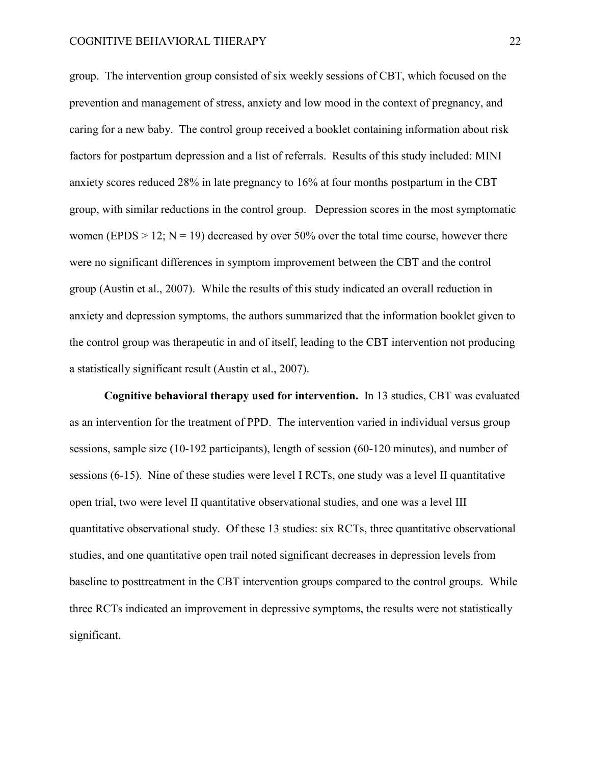group. The intervention group consisted of six weekly sessions of CBT, which focused on the prevention and management of stress, anxiety and low mood in the context of pregnancy, and caring for a new baby. The control group received a booklet containing information about risk factors for postpartum depression and a list of referrals. Results of this study included: MINI anxiety scores reduced 28% in late pregnancy to 16% at four months postpartum in the CBT group, with similar reductions in the control group. Depression scores in the most symptomatic women (EPDS > 12; N = 19) decreased by over 50% over the total time course, however there were no significant differences in symptom improvement between the CBT and the control group (Austin et al., 2007). While the results of this study indicated an overall reduction in anxiety and depression symptoms, the authors summarized that the information booklet given to the control group was therapeutic in and of itself, leading to the CBT intervention not producing a statistically significant result (Austin et al., 2007).

**Cognitive behavioral therapy used for intervention.** In 13 studies, CBT was evaluated as an intervention for the treatment of PPD. The intervention varied in individual versus group sessions, sample size (10-192 participants), length of session (60-120 minutes), and number of sessions (6-15). Nine of these studies were level I RCTs, one study was a level II quantitative open trial, two were level II quantitative observational studies, and one was a level III quantitative observational study. Of these 13 studies: six RCTs, three quantitative observational studies, and one quantitative open trail noted significant decreases in depression levels from baseline to posttreatment in the CBT intervention groups compared to the control groups. While three RCTs indicated an improvement in depressive symptoms, the results were not statistically significant.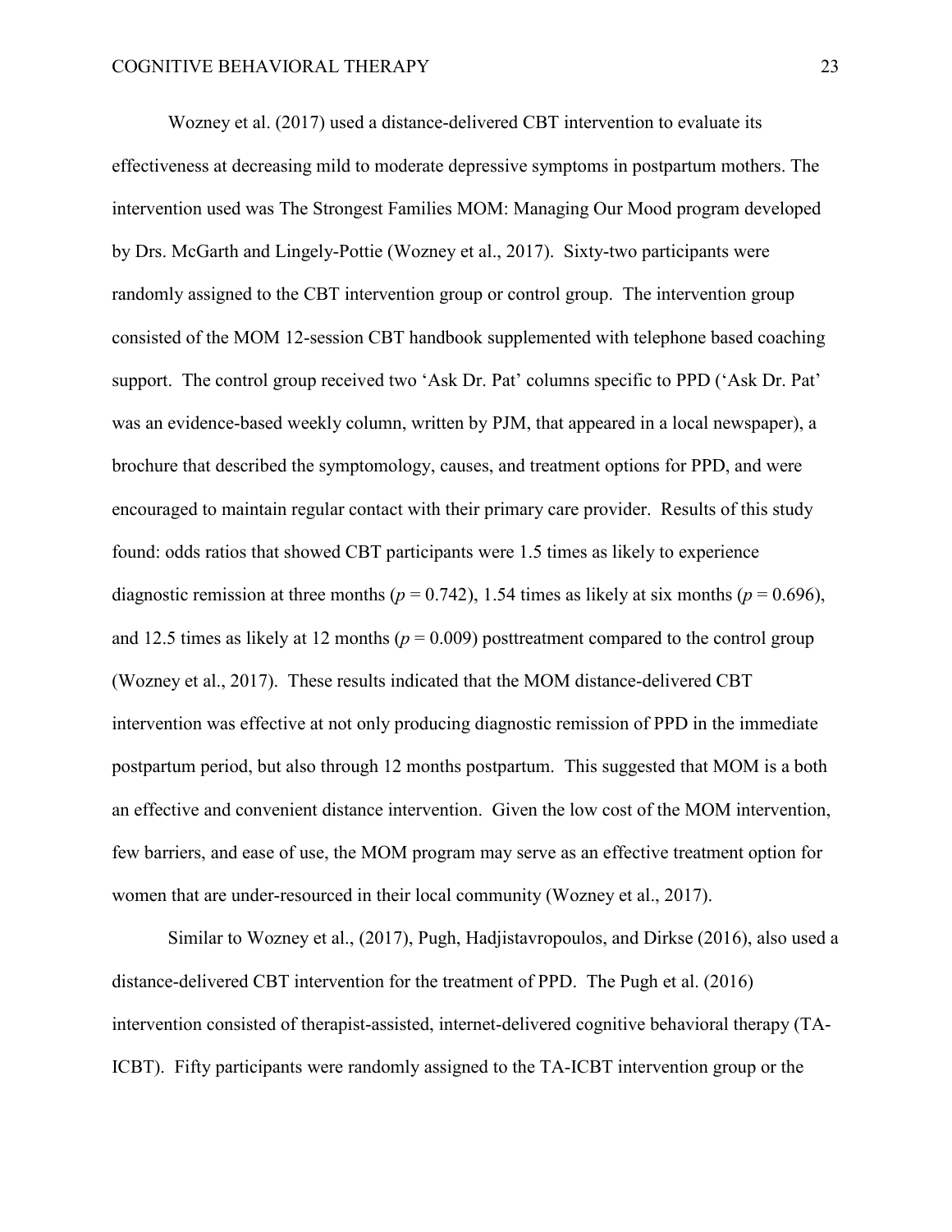Wozney et al. (2017) used a distance-delivered CBT intervention to evaluate its effectiveness at decreasing mild to moderate depressive symptoms in postpartum mothers. The intervention used was The Strongest Families MOM: Managing Our Mood program developed by Drs. McGarth and Lingely-Pottie (Wozney et al., 2017). Sixty-two participants were randomly assigned to the CBT intervention group or control group. The intervention group consisted of the MOM 12-session CBT handbook supplemented with telephone based coaching support. The control group received two 'Ask Dr. Pat' columns specific to PPD ('Ask Dr. Pat' was an evidence-based weekly column, written by PJM, that appeared in a local newspaper), a brochure that described the symptomology, causes, and treatment options for PPD, and were encouraged to maintain regular contact with their primary care provider. Results of this study found: odds ratios that showed CBT participants were 1.5 times as likely to experience diagnostic remission at three months ($p = 0.742$), 1.54 times as likely at six months ($p = 0.696$), and 12.5 times as likely at 12 months ($p = 0.009$) posttreatment compared to the control group (Wozney et al., 2017). These results indicated that the MOM distance-delivered CBT intervention was effective at not only producing diagnostic remission of PPD in the immediate postpartum period, but also through 12 months postpartum. This suggested that MOM is a both an effective and convenient distance intervention. Given the low cost of the MOM intervention, few barriers, and ease of use, the MOM program may serve as an effective treatment option for women that are under-resourced in their local community (Wozney et al., 2017).

Similar to Wozney et al., (2017), Pugh, Hadjistavropoulos, and Dirkse (2016), also used a distance-delivered CBT intervention for the treatment of PPD. The Pugh et al. (2016) intervention consisted of therapist-assisted, internet-delivered cognitive behavioral therapy (TA-ICBT). Fifty participants were randomly assigned to the TA-ICBT intervention group or the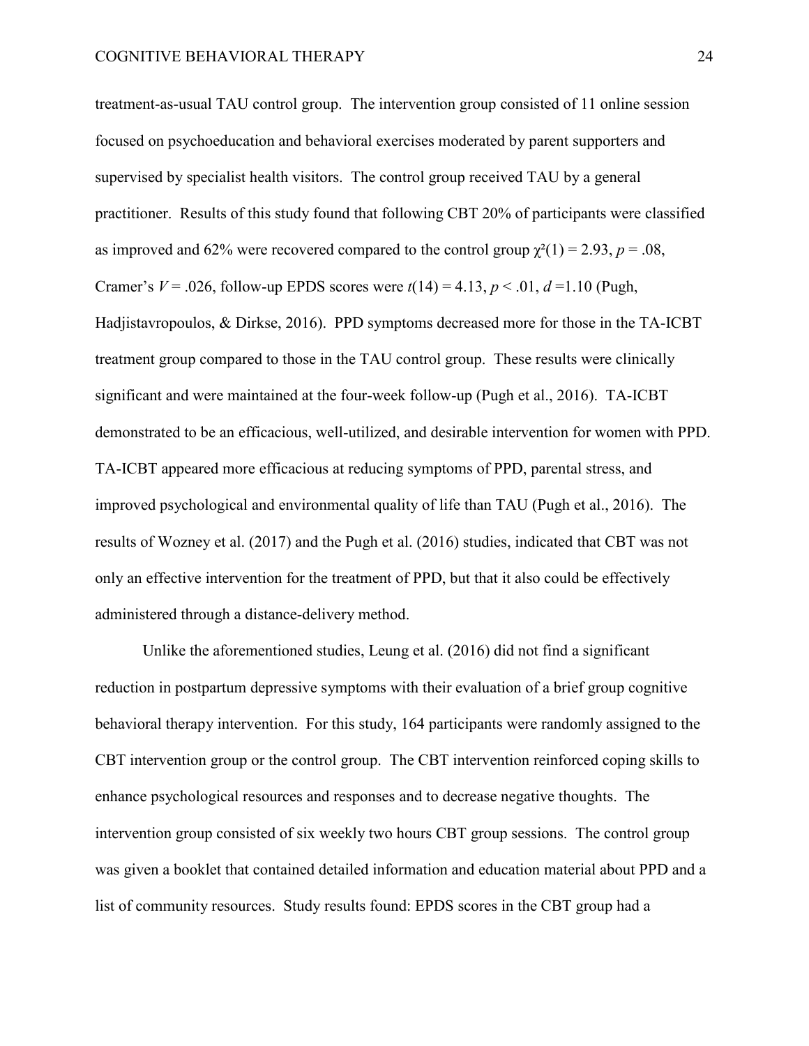treatment-as-usual TAU control group. The intervention group consisted of 11 online session focused on psychoeducation and behavioral exercises moderated by parent supporters and supervised by specialist health visitors. The control group received TAU by a general practitioner. Results of this study found that following CBT 20% of participants were classified as improved and 62% were recovered compared to the control group $\chi^2(1) = 2.93$, $p = .08$, Cramer's $V = .026$, follow-up EPDS scores were $t(14) = 4.13$, $p < .01$, $d = 1.10$ (Pugh, Hadjistavropoulos, & Dirkse, 2016). PPD symptoms decreased more for those in the TA-ICBT treatment group compared to those in the TAU control group. These results were clinically significant and were maintained at the four-week follow-up (Pugh et al., 2016). TA-ICBT demonstrated to be an efficacious, well-utilized, and desirable intervention for women with PPD. TA-ICBT appeared more efficacious at reducing symptoms of PPD, parental stress, and improved psychological and environmental quality of life than TAU (Pugh et al., 2016). The results of Wozney et al. (2017) and the Pugh et al. (2016) studies, indicated that CBT was not only an effective intervention for the treatment of PPD, but that it also could be effectively administered through a distance-delivery method.

Unlike the aforementioned studies, Leung et al. (2016) did not find a significant reduction in postpartum depressive symptoms with their evaluation of a brief group cognitive behavioral therapy intervention. For this study, 164 participants were randomly assigned to the CBT intervention group or the control group. The CBT intervention reinforced coping skills to enhance psychological resources and responses and to decrease negative thoughts. The intervention group consisted of six weekly two hours CBT group sessions. The control group was given a booklet that contained detailed information and education material about PPD and a list of community resources. Study results found: EPDS scores in the CBT group had a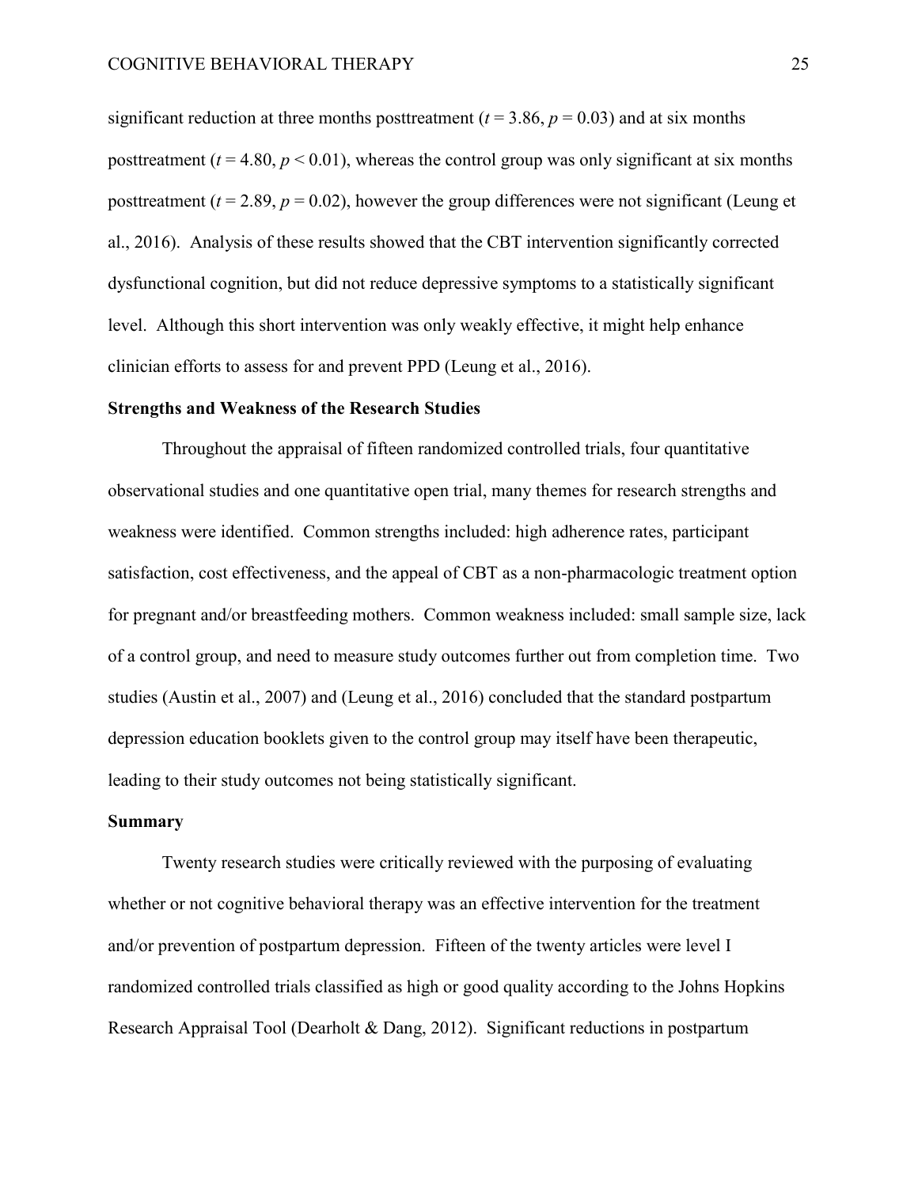significant reduction at three months posttreatment ($t = 3.86$, $p = 0.03$) and at six months posttreatment ($t = 4.80$, $p < 0.01$), whereas the control group was only significant at six months posttreatment ($t = 2.89$, $p = 0.02$), however the group differences were not significant (Leung et al., 2016). Analysis of these results showed that the CBT intervention significantly corrected dysfunctional cognition, but did not reduce depressive symptoms to a statistically significant level. Although this short intervention was only weakly effective, it might help enhance clinician efforts to assess for and prevent PPD (Leung et al., 2016).

## Strengths and Weakness of the Research Studies

Throughout the appraisal of fifteen randomized controlled trials, four quantitative observational studies and one quantitative open trial, many themes for research strengths and weakness were identified. Common strengths included: high adherence rates, participant satisfaction, cost effectiveness, and the appeal of CBT as a non-pharmacologic treatment option for pregnant and/or breastfeeding mothers. Common weakness included: small sample size, lack of a control group, and need to measure study outcomes further out from completion time. Two studies (Austin et al., 2007) and (Leung et al., 2016) concluded that the standard postpartum depression education booklets given to the control group may itself have been therapeutic, leading to their study outcomes not being statistically significant.

## Summary

Twenty research studies were critically reviewed with the purposing of evaluating whether or not cognitive behavioral therapy was an effective intervention for the treatment and/or prevention of postpartum depression. Fifteen of the twenty articles were level I randomized controlled trials classified as high or good quality according to the Johns Hopkins Research Appraisal Tool (Dearholt & Dang, 2012). Significant reductions in postpartum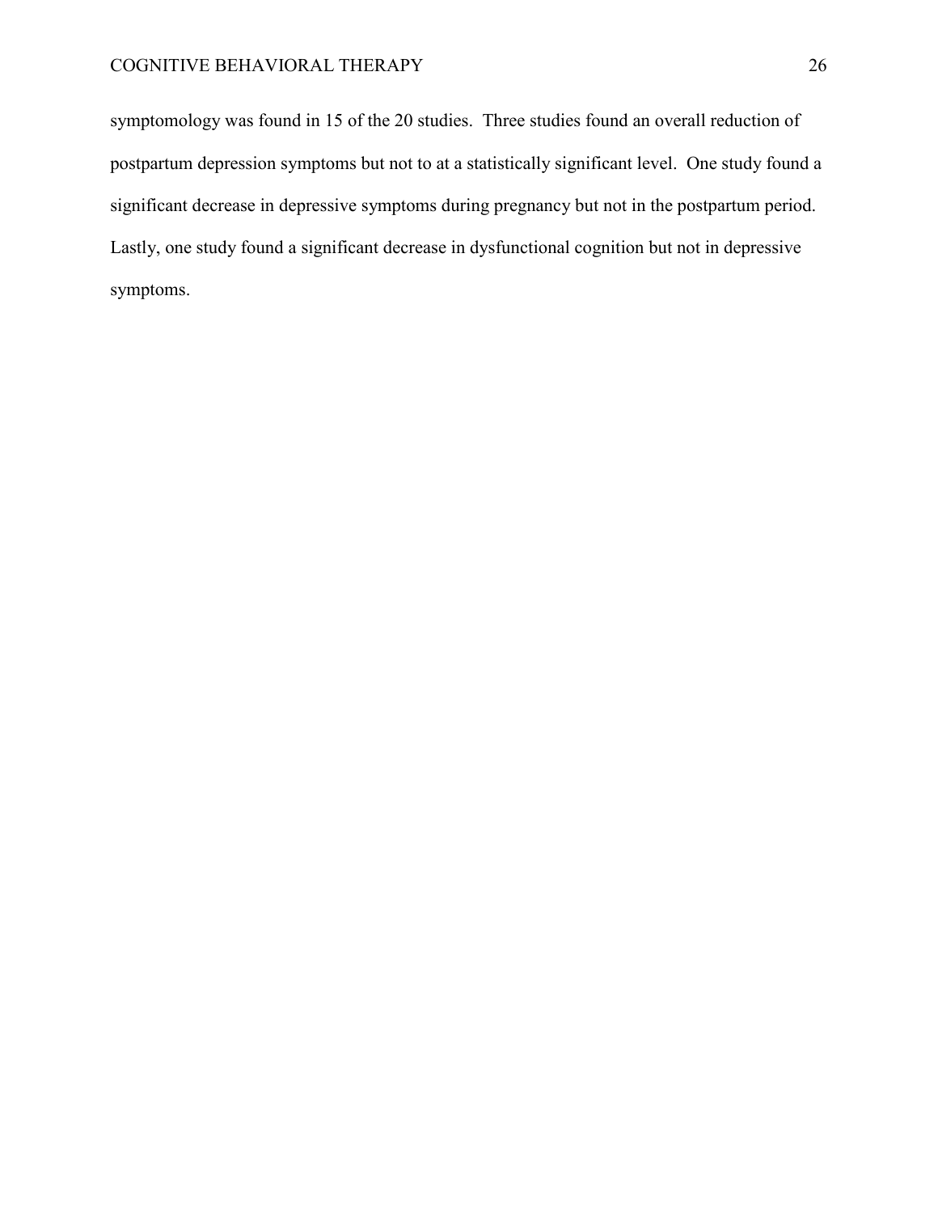symptomology was found in 15 of the 20 studies. Three studies found an overall reduction of postpartum depression symptoms but not to at a statistically significant level. One study found a significant decrease in depressive symptoms during pregnancy but not in the postpartum period. Lastly, one study found a significant decrease in dysfunctional cognition but not in depressive symptoms.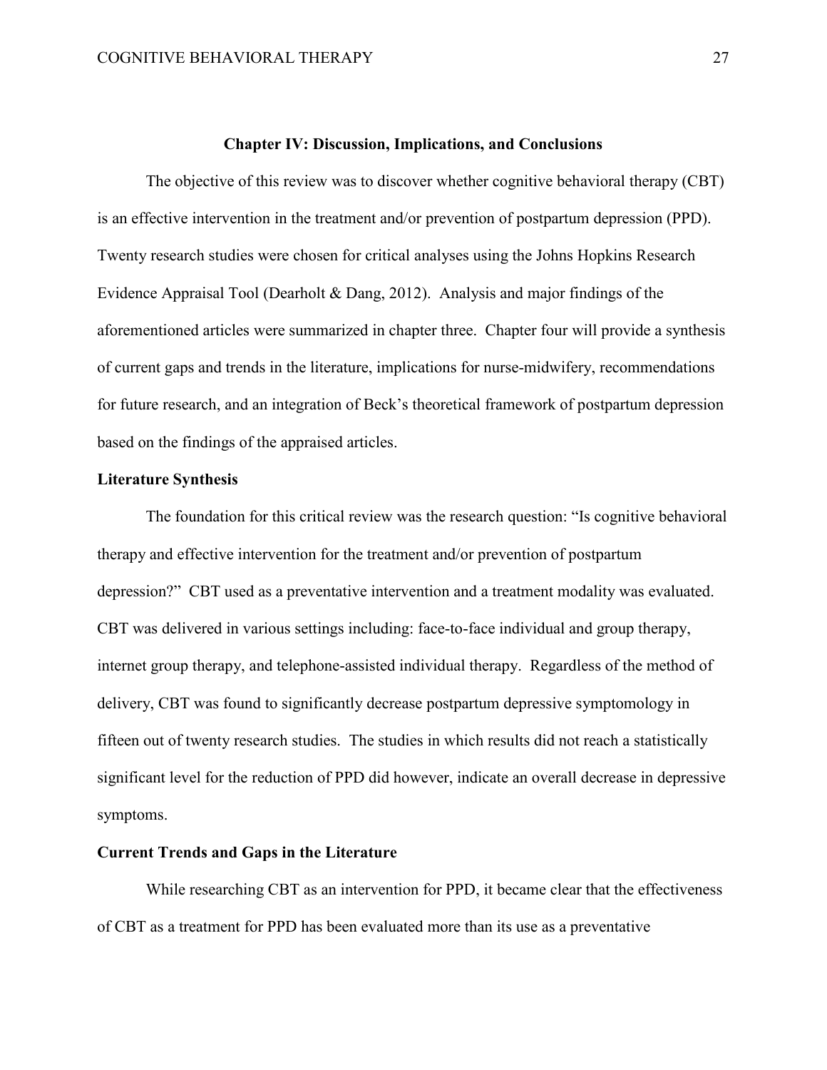## Chapter IV: Discussion, Implications, and Conclusions

The objective of this review was to discover whether cognitive behavioral therapy (CBT) is an effective intervention in the treatment and/or prevention of postpartum depression (PPD). Twenty research studies were chosen for critical analyses using the Johns Hopkins Research Evidence Appraisal Tool (Dearholt & Dang, 2012). Analysis and major findings of the aforementioned articles were summarized in chapter three. Chapter four will provide a synthesis of current gaps and trends in the literature, implications for nurse-midwifery, recommendations for future research, and an integration of Beck's theoretical framework of postpartum depression based on the findings of the appraised articles.

### Literature Synthesis

The foundation for this critical review was the research question: "Is cognitive behavioral therapy and effective intervention for the treatment and/or prevention of postpartum depression?" CBT used as a preventative intervention and a treatment modality was evaluated. CBT was delivered in various settings including: face-to-face individual and group therapy, internet group therapy, and telephone-assisted individual therapy. Regardless of the method of delivery, CBT was found to significantly decrease postpartum depressive symptomology in fifteen out of twenty research studies. The studies in which results did not reach a statistically significant level for the reduction of PPD did however, indicate an overall decrease in depressive symptoms.

### Current Trends and Gaps in the Literature

While researching CBT as an intervention for PPD, it became clear that the effectiveness of CBT as a treatment for PPD has been evaluated more than its use as a preventative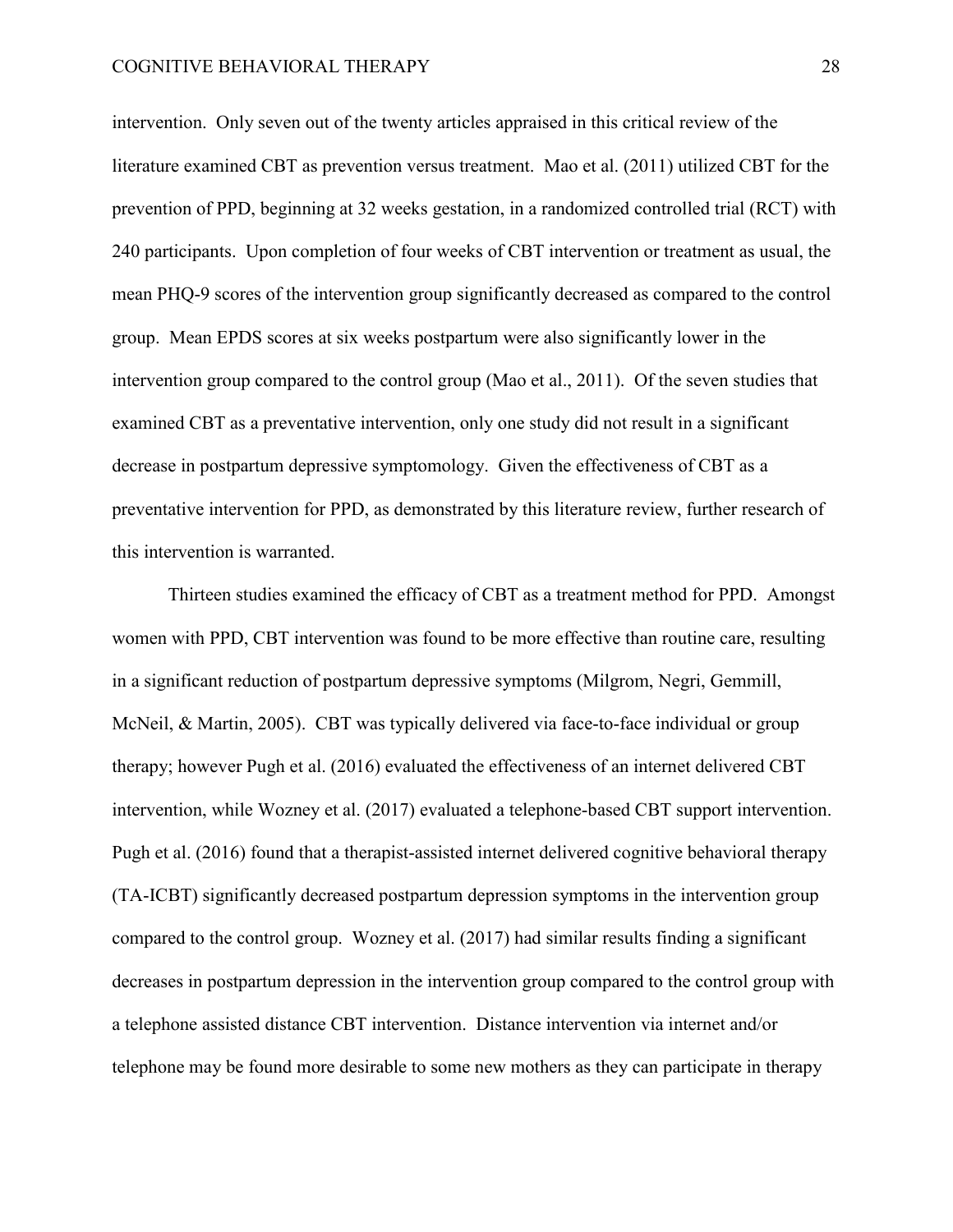intervention. Only seven out of the twenty articles appraised in this critical review of the literature examined CBT as prevention versus treatment. Mao et al. (2011) utilized CBT for the prevention of PPD, beginning at 32 weeks gestation, in a randomized controlled trial (RCT) with 240 participants. Upon completion of four weeks of CBT intervention or treatment as usual, the mean PHQ-9 scores of the intervention group significantly decreased as compared to the control group. Mean EPDS scores at six weeks postpartum were also significantly lower in the intervention group compared to the control group (Mao et al., 2011). Of the seven studies that examined CBT as a preventative intervention, only one study did not result in a significant decrease in postpartum depressive symptomology. Given the effectiveness of CBT as a preventative intervention for PPD, as demonstrated by this literature review, further research of this intervention is warranted.

Thirteen studies examined the efficacy of CBT as a treatment method for PPD. Amongst women with PPD, CBT intervention was found to be more effective than routine care, resulting in a significant reduction of postpartum depressive symptoms (Milgrom, Negri, Gemmill, McNeil, & Martin, 2005). CBT was typically delivered via face-to-face individual or group therapy; however Pugh et al. (2016) evaluated the effectiveness of an internet delivered CBT intervention, while Wozney et al. (2017) evaluated a telephone-based CBT support intervention. Pugh et al. (2016) found that a therapist-assisted internet delivered cognitive behavioral therapy (TA-ICBT) significantly decreased postpartum depression symptoms in the intervention group compared to the control group. Wozney et al. (2017) had similar results finding a significant decreases in postpartum depression in the intervention group compared to the control group with a telephone assisted distance CBT intervention. Distance intervention via internet and/or telephone may be found more desirable to some new mothers as they can participate in therapy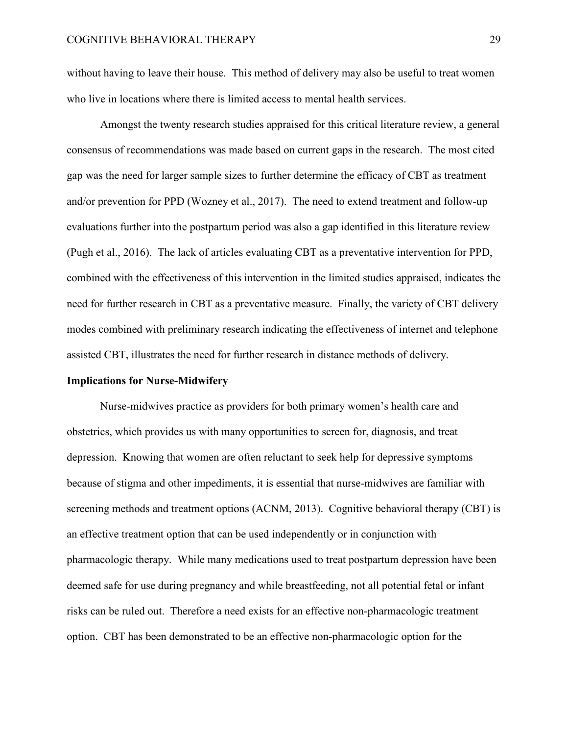without having to leave their house. This method of delivery may also be useful to treat women who live in locations where there is limited access to mental health services.

Amongst the twenty research studies appraised for this critical literature review, a general consensus of recommendations was made based on current gaps in the research. The most cited gap was the need for larger sample sizes to further determine the efficacy of CBT as treatment and/or prevention for PPD (Wozney et al., 2017). The need to extend treatment and follow-up evaluations further into the postpartum period was also a gap identified in this literature review (Pugh et al., 2016). The lack of articles evaluating CBT as a preventative intervention for PPD, combined with the effectiveness of this intervention in the limited studies appraised, indicates the need for further research in CBT as a preventative measure. Finally, the variety of CBT delivery modes combined with preliminary research indicating the effectiveness of internet and telephone assisted CBT, illustrates the need for further research in distance methods of delivery.

**Implications for Nurse-Midwifery**

Nurse-midwives practice as providers for both primary women's health care and obstetrics, which provides us with many opportunities to screen for, diagnosis, and treat depression. Knowing that women are often reluctant to seek help for depressive symptoms because of stigma and other impediments, it is essential that nurse-midwives are familiar with screening methods and treatment options (ACNM, 2013). Cognitive behavioral therapy (CBT) is an effective treatment option that can be used independently or in conjunction with pharmacologic therapy. While many medications used to treat postpartum depression have been deemed safe for use during pregnancy and while breastfeeding, not all potential fetal or infant risks can be ruled out. Therefore a need exists for an effective non-pharmacologic treatment option. CBT has been demonstrated to be an effective non-pharmacologic option for the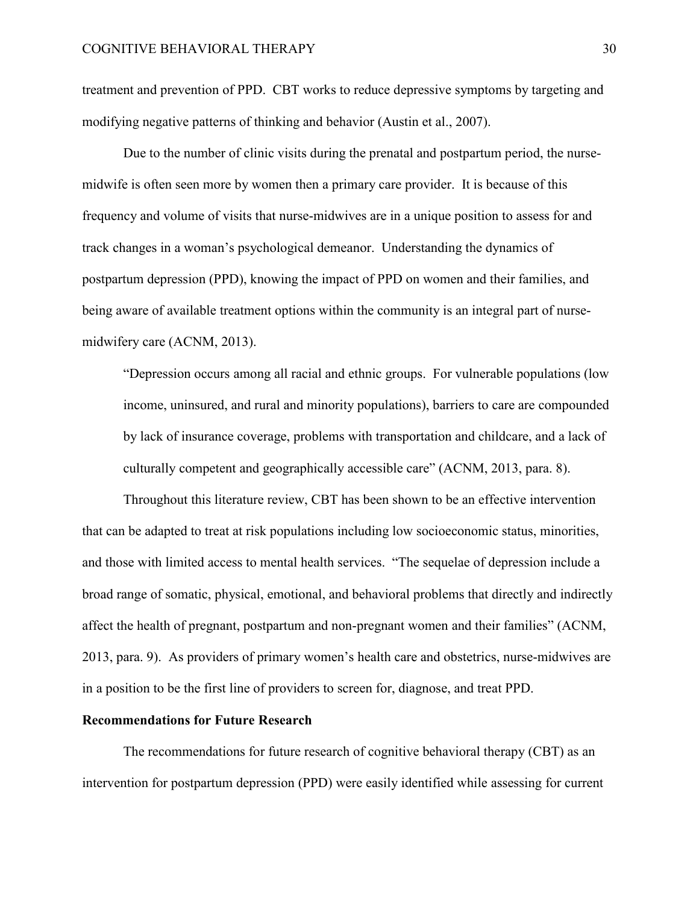treatment and prevention of PPD. CBT works to reduce depressive symptoms by targeting and modifying negative patterns of thinking and behavior (Austin et al., 2007).

Due to the number of clinic visits during the prenatal and postpartum period, the nurse-midwife is often seen more by women then a primary care provider. It is because of this frequency and volume of visits that nurse-midwives are in a unique position to assess for and track changes in a woman's psychological demeanor. Understanding the dynamics of postpartum depression (PPD), knowing the impact of PPD on women and their families, and being aware of available treatment options within the community is an integral part of nurse-midwifery care (ACNM, 2013).

> "Depression occurs among all racial and ethnic groups. For vulnerable populations (low income, uninsured, and rural and minority populations), barriers to care are compounded by lack of insurance coverage, problems with transportation and childcare, and a lack of culturally competent and geographically accessible care" (ACNM, 2013, para. 8).

Throughout this literature review, CBT has been shown to be an effective intervention that can be adapted to treat at risk populations including low socioeconomic status, minorities, and those with limited access to mental health services. "The sequelae of depression include a broad range of somatic, physical, emotional, and behavioral problems that directly and indirectly affect the health of pregnant, postpartum and non-pregnant women and their families" (ACNM, 2013, para. 9). As providers of primary women's health care and obstetrics, nurse-midwives are in a position to be the first line of providers to screen for, diagnose, and treat PPD.

**Recommendations for Future Research**

The recommendations for future research of cognitive behavioral therapy (CBT) as an intervention for postpartum depression (PPD) were easily identified while assessing for current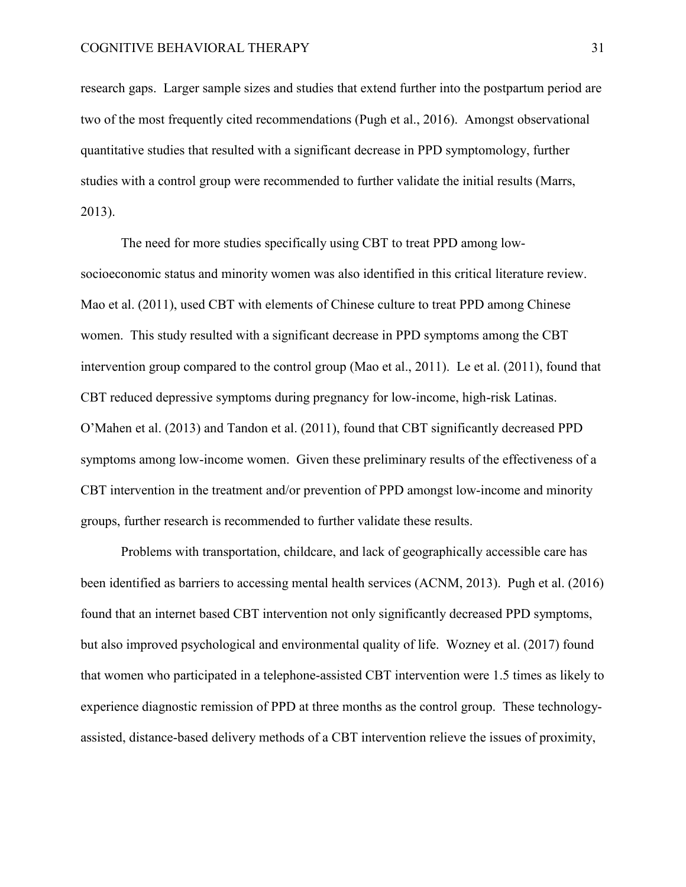research gaps. Larger sample sizes and studies that extend further into the postpartum period are two of the most frequently cited recommendations (Pugh et al., 2016). Amongst observational quantitative studies that resulted with a significant decrease in PPD symptomology, further studies with a control group were recommended to further validate the initial results (Marrs, 2013).

The need for more studies specifically using CBT to treat PPD among low-socioeconomic status and minority women was also identified in this critical literature review. Mao et al. (2011), used CBT with elements of Chinese culture to treat PPD among Chinese women. This study resulted with a significant decrease in PPD symptoms among the CBT intervention group compared to the control group (Mao et al., 2011). Le et al. (2011), found that CBT reduced depressive symptoms during pregnancy for low-income, high-risk Latinas. O'Mahen et al. (2013) and Tandon et al. (2011), found that CBT significantly decreased PPD symptoms among low-income women. Given these preliminary results of the effectiveness of a CBT intervention in the treatment and/or prevention of PPD amongst low-income and minority groups, further research is recommended to further validate these results.

Problems with transportation, childcare, and lack of geographically accessible care has been identified as barriers to accessing mental health services (ACNM, 2013). Pugh et al. (2016) found that an internet based CBT intervention not only significantly decreased PPD symptoms, but also improved psychological and environmental quality of life. Wozney et al. (2017) found that women who participated in a telephone-assisted CBT intervention were 1.5 times as likely to experience diagnostic remission of PPD at three months as the control group. These technology-assisted, distance-based delivery methods of a CBT intervention relieve the issues of proximity,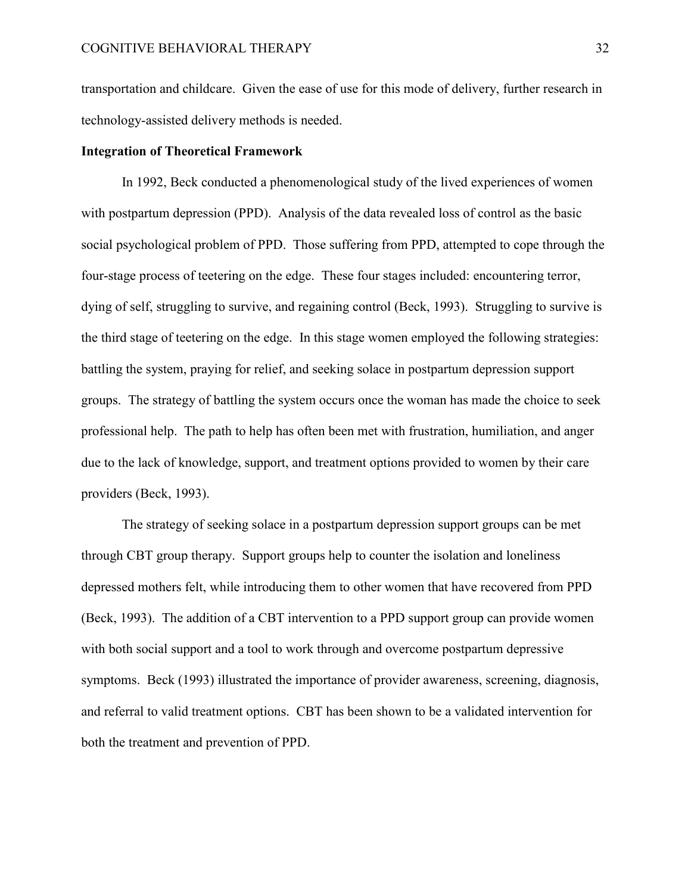transportation and childcare. Given the ease of use for this mode of delivery, further research in technology-assisted delivery methods is needed.

**Integration of Theoretical Framework**

In 1992, Beck conducted a phenomenological study of the lived experiences of women with postpartum depression (PPD). Analysis of the data revealed loss of control as the basic social psychological problem of PPD. Those suffering from PPD, attempted to cope through the four-stage process of teetering on the edge. These four stages included: encountering terror, dying of self, struggling to survive, and regaining control (Beck, 1993). Struggling to survive is the third stage of teetering on the edge. In this stage women employed the following strategies: battling the system, praying for relief, and seeking solace in postpartum depression support groups. The strategy of battling the system occurs once the woman has made the choice to seek professional help. The path to help has often been met with frustration, humiliation, and anger due to the lack of knowledge, support, and treatment options provided to women by their care providers (Beck, 1993).

The strategy of seeking solace in a postpartum depression support groups can be met through CBT group therapy. Support groups help to counter the isolation and loneliness depressed mothers felt, while introducing them to other women that have recovered from PPD (Beck, 1993). The addition of a CBT intervention to a PPD support group can provide women with both social support and a tool to work through and overcome postpartum depressive symptoms. Beck (1993) illustrated the importance of provider awareness, screening, diagnosis, and referral to valid treatment options. CBT has been shown to be a validated intervention for both the treatment and prevention of PPD.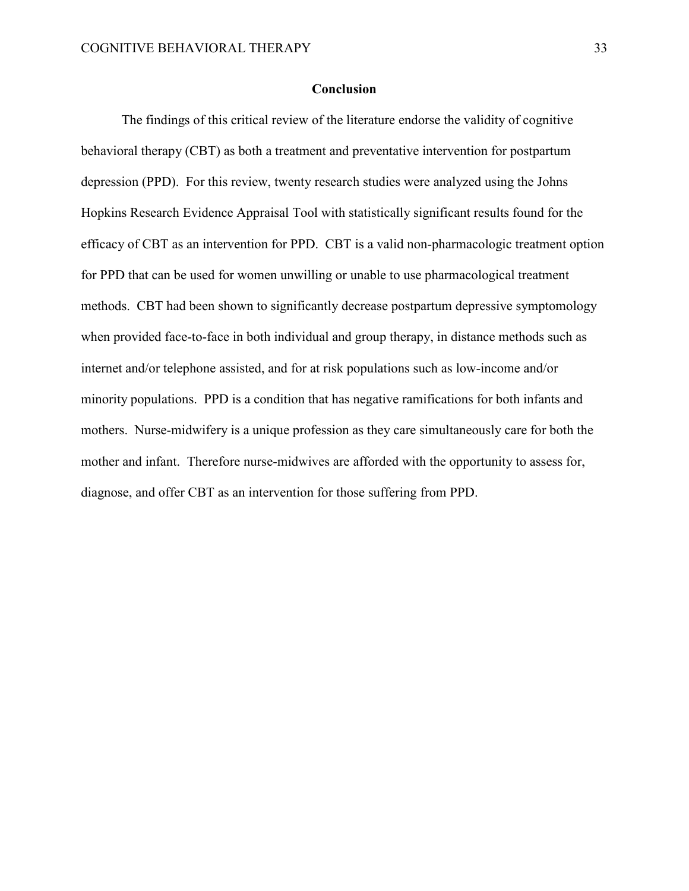## Conclusion

The findings of this critical review of the literature endorse the validity of cognitive behavioral therapy (CBT) as both a treatment and preventative intervention for postpartum depression (PPD). For this review, twenty research studies were analyzed using the Johns Hopkins Research Evidence Appraisal Tool with statistically significant results found for the efficacy of CBT as an intervention for PPD. CBT is a valid non-pharmacologic treatment option for PPD that can be used for women unwilling or unable to use pharmacological treatment methods. CBT had been shown to significantly decrease postpartum depressive symptomology when provided face-to-face in both individual and group therapy, in distance methods such as internet and/or telephone assisted, and for at risk populations such as low-income and/or minority populations. PPD is a condition that has negative ramifications for both infants and mothers. Nurse-midwifery is a unique profession as they care simultaneously care for both the mother and infant. Therefore nurse-midwives are afforded with the opportunity to assess for, diagnose, and offer CBT as an intervention for those suffering from PPD.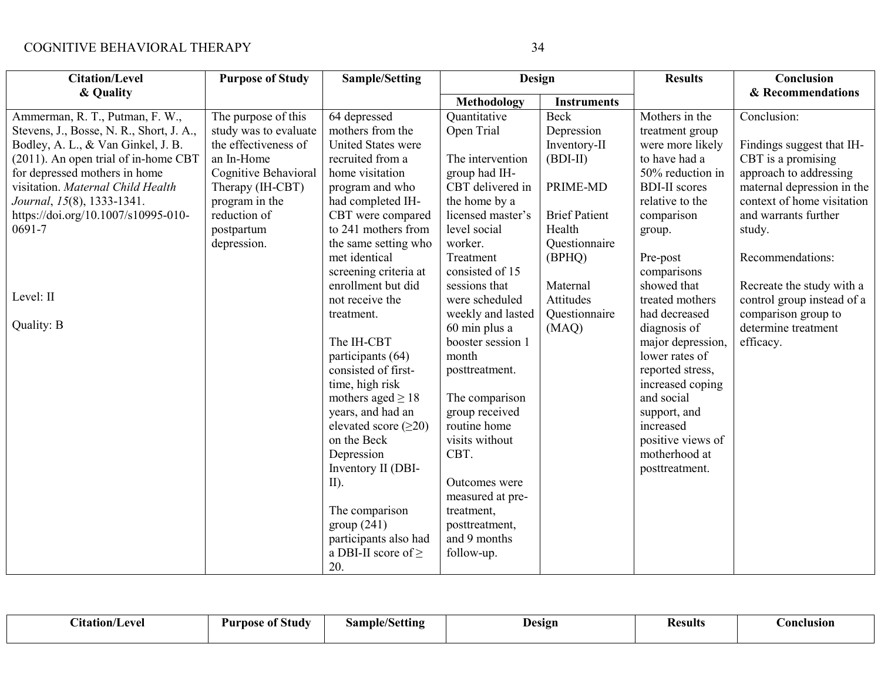| Citation/Level & Quality | Purpose of Study | Sample/Setting | Design | | Results | Conclusion & Recommendations |
|---|---|---|---|---|---|---|
| | | | Methodology | Instruments | | |
| Ammerman, R. T., Putman, F. W., Stevens, J., Bosse, N. R., Short, J. A., Bodley, A. L., & Van Ginkel, J. B. (2011). An open trial of in-home CBT for depressed mothers in home visitation. *Maternal Child Health Journal*, *15*(8), 1333-1341. https://doi.org/10.1007/s10995-010-0691-7<br><br>Level: II<br><br>Quality: B | The purpose of this study was to evaluate the effectiveness of an In-Home Cognitive Behavioral Therapy (IH-CBT) program in the reduction of postpartum depression. | 64 depressed mothers from the United States were recruited from a home visitation program and who had completed IH-CBT were compared to 241 mothers from the same setting who met identical screening criteria at enrollment but did not receive the treatment.<br><br>The IH-CBT participants (64) consisted of first-time, high risk mothers aged ≥ 18 years, and had an elevated score (≥20) on the Beck Depression Inventory II (DBI-II).<br><br>The comparison group (241) participants also had a DBI-II score of ≥ 20. | Quantitative Open Trial<br><br>The intervention group had IH-CBT delivered in the home by a licensed master's level social worker. Treatment consisted of 15 sessions that were scheduled weekly and lasted 60 min plus a booster session 1 month posttreatment.<br><br>The comparison group received routine home visits without CBT.<br><br>Outcomes were measured at pre-treatment, posttreatment, and 9 months follow-up. | Beck Depression Inventory-II (BDI-II)<br><br>PRIME-MD<br><br>Brief Patient Health Questionnaire (BPHQ)<br><br>Maternal Attitudes Questionnaire (MAQ) | Mothers in the treatment group were more likely to have had a 50% reduction in BDI-II scores relative to the comparison group.<br><br>Pre-post comparisons showed that treated mothers had decreased diagnosis of major depression, lower rates of reported stress, increased coping and social support, and increased positive views of motherhood at posttreatment. | Conclusion:<br><br>Findings suggest that IH-CBT is a promising approach to addressing maternal depression in the context of home visitation and warrants further study.<br><br>Recommendations:<br><br>Recreate the study with a control group instead of a comparison group to determine treatment efficacy. |

| Citation/Level | Purpose of Study | Sample/Setting | Design | Results | Conclusion |
|---|---|---|---|---|---|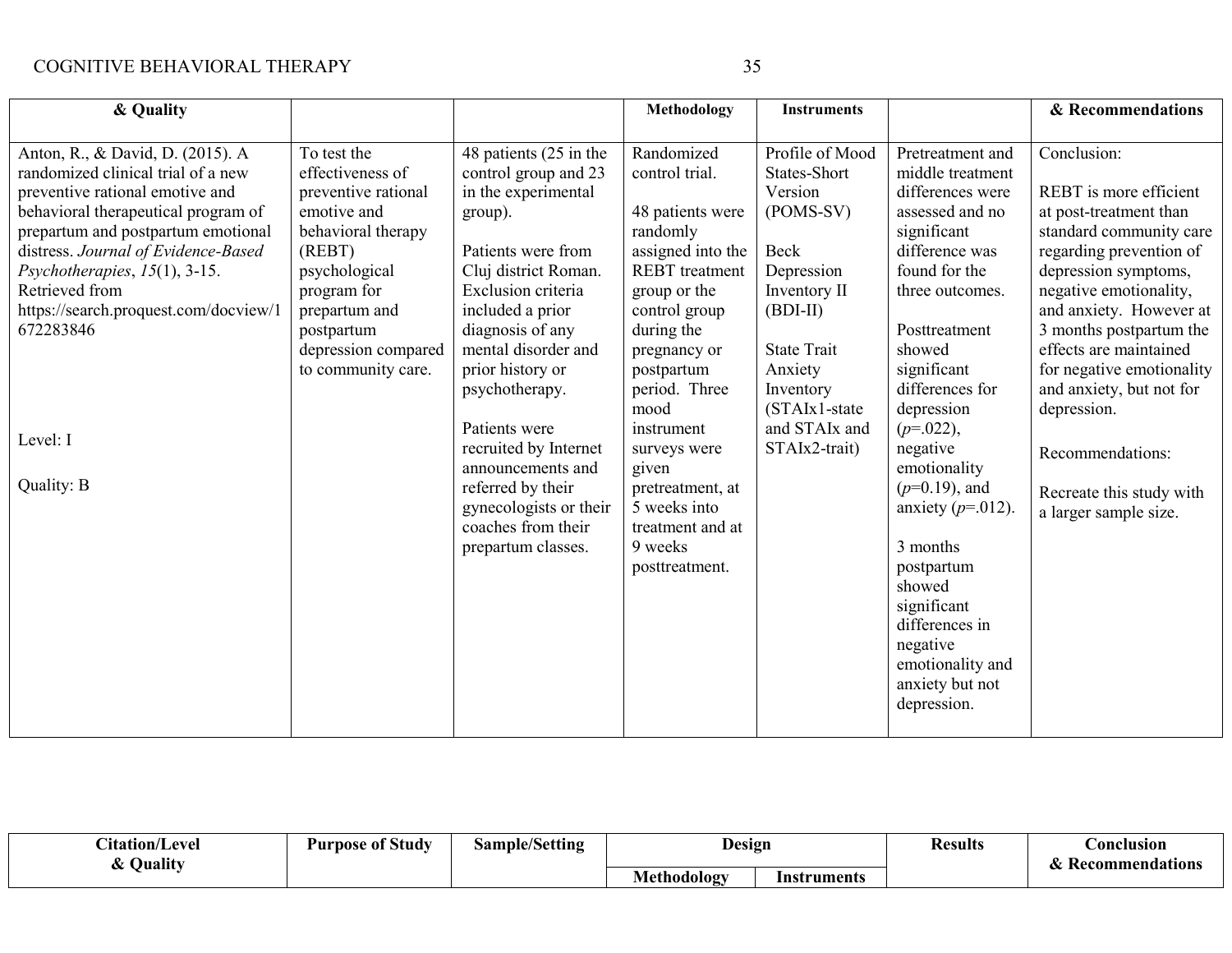| Citation/Level & Quality | Purpose of Study | Sample/Setting | Design Methodology | Design Instruments | Results | Conclusion & Recommendations |
|---|---|---|---|---|---|---|
| Anton, R., & David, D. (2015). A randomized clinical trial of a new preventive rational emotive and behavioral therapeutical program of prepartum and postpartum emotional distress. *Journal of Evidence-Based Psychotherapies*, *15*(1), 3-15. Retrieved from https://search.proquest.com/docview/1672283846<br><br>Level: I<br><br>Quality: B | To test the effectiveness of preventive rational emotive and behavioral therapy (REBT) psychological program for prepartum and postpartum depression compared to community care. | 48 patients (25 in the control group and 23 in the experimental group).<br><br>Patients were from Cluj district Roman. Exclusion criteria included a prior diagnosis of any mental disorder and prior history or psychotherapy.<br><br>Patients were recruited by Internet announcements and referred by their gynecologists or their coaches from their prepartum classes. | Randomized control trial.<br><br>48 patients were randomly assigned into the REBT treatment group or the control group during the pregnancy or postpartum period. Three mood instrument surveys were given pretreatment, at 5 weeks into treatment and at 9 weeks posttreatment. | Profile of Mood States-Short Version (POMS-SV)<br><br>Beck Depression Inventory II (BDI-II)<br><br>State Trait Anxiety Inventory (STAIx1-state and STAIx and STAIx2-trait) | Pretreatment and middle treatment differences were assessed and no significant difference was found for the three outcomes.<br><br>Posttreatment showed significant differences for depression ($p$=.022), negative emotionality ($p$=0.19), and anxiety ($p$=.012).<br><br>3 months postpartum showed significant differences in negative emotionality and anxiety but not depression. | Conclusion:<br><br>REBT is more efficient at post-treatment than standard community care regarding prevention of depression symptoms, negative emotionality, and anxiety. However at 3 months postpartum the effects are maintained for negative emotionality and anxiety, but not for depression.<br><br>Recommendations:<br><br>Recreate this study with a larger sample size. |

| Citation/Level & Quality | Purpose of Study | Sample/Setting | Design | | Results | Conclusion & Recommendations |
|---|---|---|---|---|---|---|
| | | | Methodology | Instruments | | |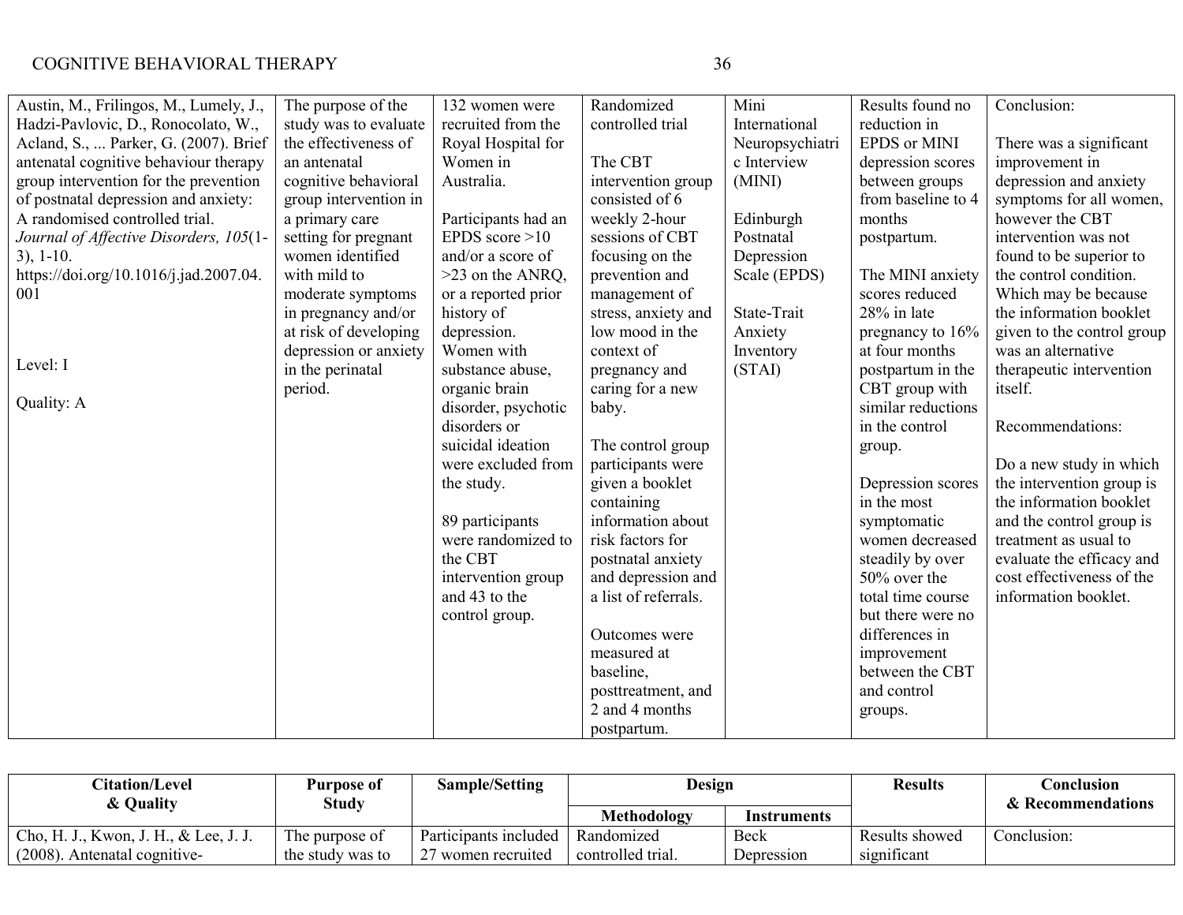| Citation/Level & Quality | Purpose of Study | Sample/Setting | Design | | Results | Conclusion & Recommendations |
|---|---|---|---|---|---|---|
| | | | Methodology | Instruments | | |
| Austin, M., Frilingos, M., Lumely, J., Hadzi-Pavlovic, D., Ronocolato, W., Acland, S., ... Parker, G. (2007). Brief antenatal cognitive behaviour therapy group intervention for the prevention of postnatal depression and anxiety: A randomised controlled trial. *Journal of Affective Disorders, 105*(1-3), 1-10. https://doi.org/10.1016/j.jad.2007.04.001<br><br>Level: I<br><br>Quality: A | The purpose of the study was to evaluate the effectiveness of an antenatal cognitive behavioral group intervention in a primary care setting for pregnant women identified with mild to moderate symptoms in pregnancy and/or at risk of developing depression or anxiety in the perinatal period. | 132 women were recruited from the Royal Hospital for Women in Australia.<br><br>Participants had an EPDS score >10 and/or a score of >23 on the ANRQ, or a reported prior history of depression. Women with substance abuse, organic brain disorder, psychotic disorders or suicidal ideation were excluded from the study.<br><br>89 participants were randomized to the CBT intervention group and 43 to the control group. | Randomized controlled trial<br><br>The CBT intervention group consisted of 6 weekly 2-hour sessions of CBT focusing on the prevention and management of stress, anxiety and low mood in the context of pregnancy and caring for a new baby.<br><br>The control group participants were given a booklet containing information about risk factors for postnatal anxiety and depression and a list of referrals.<br><br>Outcomes were measured at baseline, posttreatment, and 2 and 4 months postpartum. | Mini International Neuropsychiatric Interview (MINI)<br><br>Edinburgh Postnatal Depression Scale (EPDS)<br><br>State-Trait Anxiety Inventory (STAI) | Results found no reduction in EPDS or MINI depression scores between groups from baseline to 4 months postpartum.<br><br>The MINI anxiety scores reduced 28% in late pregnancy to 16% at four months postpartum in the CBT group with similar reductions in the control group.<br><br>Depression scores in the most symptomatic women decreased steadily by over 50% over the total time course but there were no differences in improvement between the CBT and control groups. | Conclusion:<br><br>There was a significant improvement in depression and anxiety symptoms for all women, however the CBT intervention was not found to be superior to the control condition. Which may be because the information booklet given to the control group was an alternative therapeutic intervention itself.<br><br>Recommendations:<br><br>Do a new study in which the intervention group is the information booklet and the control group is treatment as usual to evaluate the efficacy and cost effectiveness of the information booklet. |
| Cho, H. J., Kwon, J. H., & Lee, J. J. (2008). Antenatal cognitive- | The purpose of the study was to | Participants included 27 women recruited | Randomized controlled trial. | Beck Depression | Results showed significant | Conclusion: |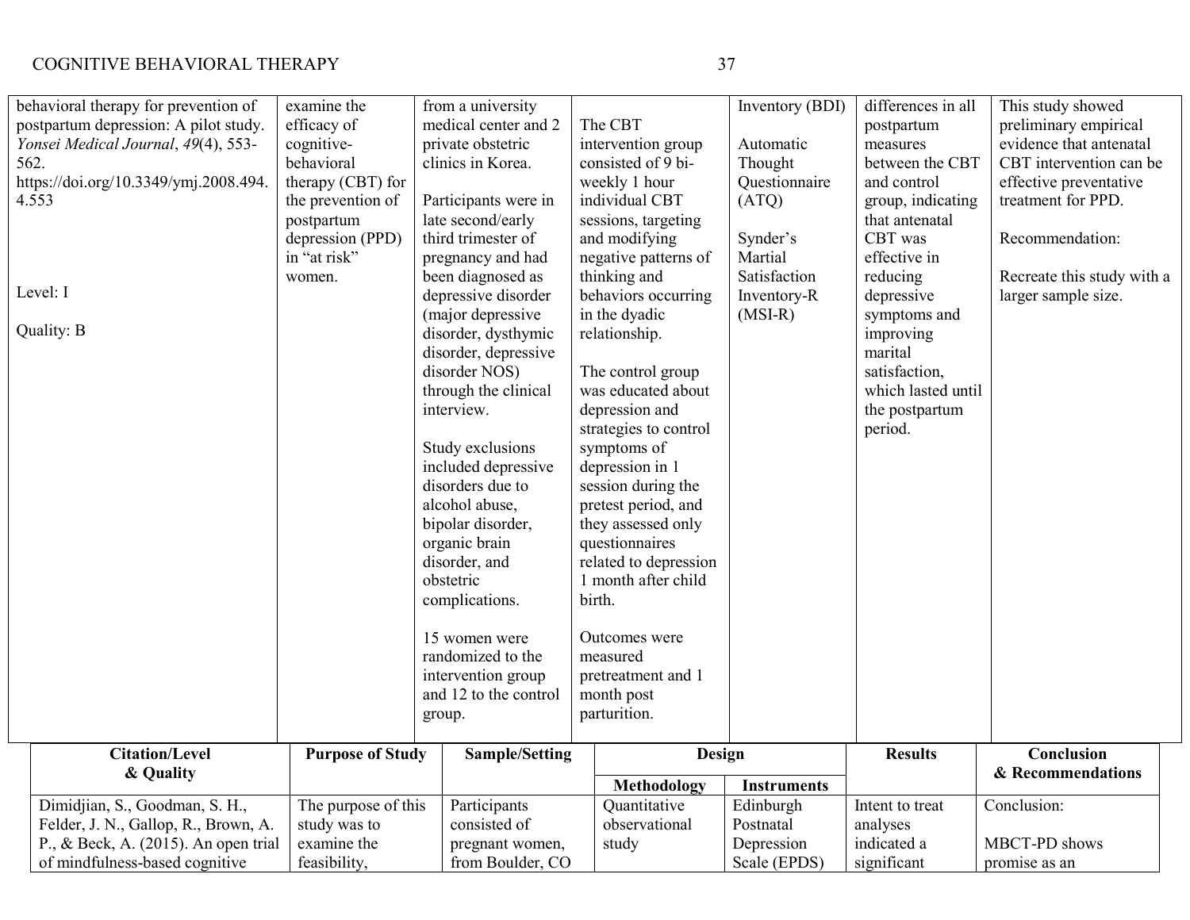| | | | | | | |
|---|---|---|---|---|---|---|
| behavioral therapy for prevention of postpartum depression: A pilot study. *Yonsei Medical Journal*, *49*(4), 553-562. https://doi.org/10.3349/ymj.2008.494.4.553<br><br>Level: I<br><br>Quality: B | examine the efficacy of cognitive-behavioral therapy (CBT) for the prevention of postpartum depression (PPD) in "at risk" women. | from a university medical center and 2 private obstetric clinics in Korea.<br><br>Participants were in late second/early third trimester of pregnancy and had been diagnosed as depressive disorder (major depressive disorder, dysthymic disorder, depressive disorder NOS) through the clinical interview.<br><br>Study exclusions included depressive disorders due to alcohol abuse, bipolar disorder, organic brain disorder, and obstetric complications.<br><br>15 women were randomized to the intervention group and 12 to the control group. | The CBT intervention group consisted of 9 bi-weekly 1 hour individual CBT sessions, targeting and modifying negative patterns of thinking and behaviors occurring in the dyadic relationship.<br><br>The control group was educated about depression and strategies to control symptoms of depression in 1 session during the pretest period, and they assessed only questionnaires related to depression 1 month after child birth.<br><br>Outcomes were measured pretreatment and 1 month post parturition. | Inventory (BDI)<br><br>Automatic Thought Questionnaire (ATQ)<br><br>Synder's Martial Satisfaction Inventory-R (MSI-R) | differences in all postpartum measures between the CBT and control group, indicating that antenatal CBT was effective in reducing depressive symptoms and improving marital satisfaction, which lasted until the postpartum period. | This study showed preliminary empirical evidence that antenatal CBT intervention can be effective preventative treatment for PPD.<br><br>Recommendation:<br><br>Recreate this study with a larger sample size. |

| Citation/Level & Quality | Purpose of Study | Sample/Setting | Design | | Results | Conclusion & Recommendations |
|---|---|---|---|---|---|---|
| | | | Methodology | Instruments | | |
| Dimidjian, S., Goodman, S. H., Felder, J. N., Gallop, R., Brown, A. P., & Beck, A. (2015). An open trial of mindfulness-based cognitive | The purpose of this study was to examine the feasibility, | Participants consisted of pregnant women, from Boulder, CO | Quantitative observational study | Edinburgh Postnatal Depression Scale (EPDS) | Intent to treat analyses indicated a significant | Conclusion:<br><br>MBCT-PD shows promise as an |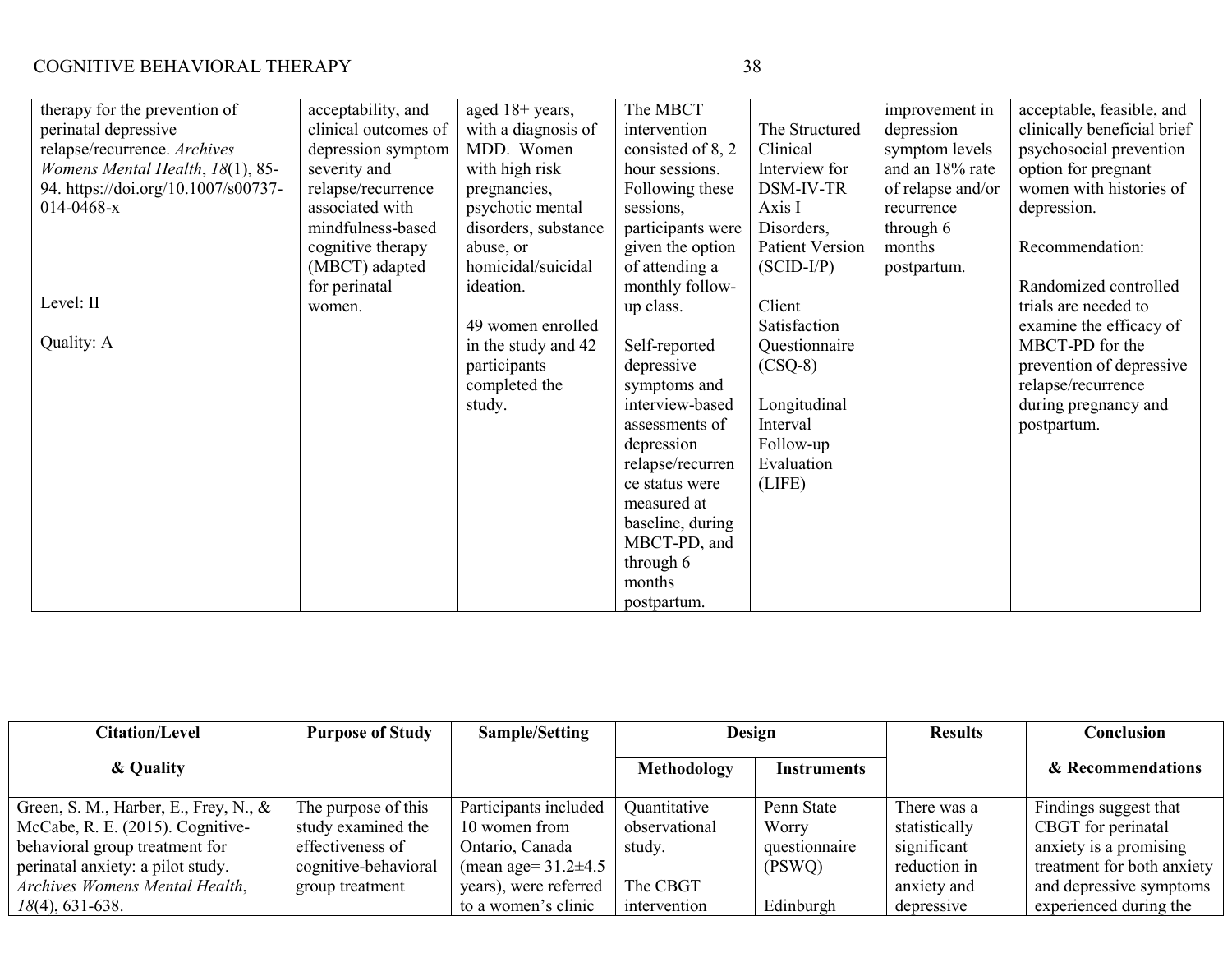| | | | | | | |
|---|---|---|---|---|---|---|
| therapy for the prevention of perinatal depressive relapse/recurrence. *Archives Womens Mental Health*, *18*(1), 85-94. https://doi.org/10.1007/s00737-014-0468-x<br><br>Level: II<br><br>Quality: A | acceptability, and clinical outcomes of depression symptom severity and relapse/recurrence associated with mindfulness-based cognitive therapy (MBCT) adapted for perinatal women. | aged 18+ years, with a diagnosis of MDD. Women with high risk pregnancies, psychotic mental disorders, substance abuse, or homicidal/suicidal ideation.<br><br>49 women enrolled in the study and 42 participants completed the study. | The MBCT intervention consisted of 8, 2 hour sessions. Following these sessions, participants were given the option of attending a monthly follow-up class.<br><br>Self-reported depressive symptoms and interview-based assessments of depression relapse/recurrence status were measured at baseline, during MBCT-PD, and through 6 months postpartum. | The Structured Clinical Interview for DSM-IV-TR Axis I Disorders, Patient Version (SCID-I/P)<br><br>Client Satisfaction Questionnaire (CSQ-8)<br><br>Longitudinal Interval Follow-up Evaluation (LIFE) | improvement in depression symptom levels and an 18% rate of relapse and/or recurrence through 6 months postpartum. | acceptable, feasible, and clinically beneficial brief psychosocial prevention option for pregnant women with histories of depression.<br><br>Recommendation:<br><br>Randomized controlled trials are needed to examine the efficacy of MBCT-PD for the prevention of depressive relapse/recurrence during pregnancy and postpartum. |

| **Citation/Level & Quality** | **Purpose of Study** | **Sample/Setting** | **Design** | | **Results** | **Conclusion & Recommendations** |
|---|---|---|---|---|---|---|
| | | | **Methodology** | **Instruments** | | |
| Green, S. M., Harber, E., Frey, N., & McCabe, R. E. (2015). Cognitive-behavioral group treatment for perinatal anxiety: a pilot study. *Archives Womens Mental Health*, *18*(4), 631-638. | The purpose of this study examined the effectiveness of cognitive-behavioral group treatment | Participants included 10 women from Ontario, Canada (mean age= 31.2±4.5 years), were referred to a women's clinic | Quantitative observational study.<br><br>The CBGT intervention | Penn State Worry questionnaire (PSWQ)<br><br>Edinburgh | There was a statistically significant reduction in anxiety and depressive | Findings suggest that CBGT for perinatal anxiety is a promising treatment for both anxiety and depressive symptoms experienced during the |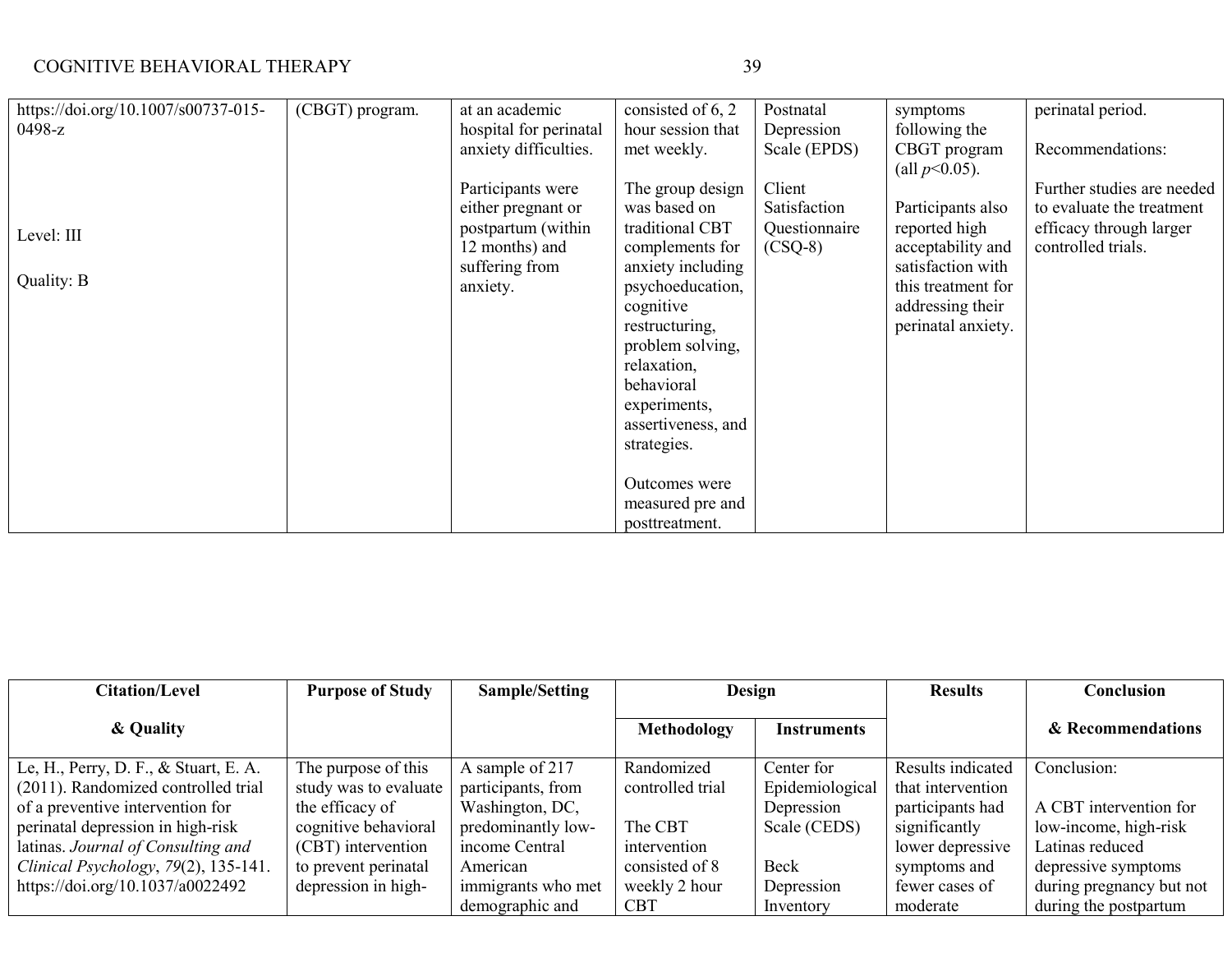| | | | | | | |
|---|---|---|---|---|---|---|
| https://doi.org/10.1007/s00737-015-0498-z<br><br>Level: III<br><br>Quality: B | (CBGT) program. | at an academic hospital for perinatal anxiety difficulties.<br><br>Participants were either pregnant or postpartum (within 12 months) and suffering from anxiety. | consisted of 6, 2 hour session that met weekly.<br><br>The group design was based on traditional CBT complements for anxiety including psychoeducation, cognitive restructuring, problem solving, relaxation, behavioral experiments, assertiveness, and strategies.<br><br>Outcomes were measured pre and posttreatment. | Postnatal Depression Scale (EPDS)<br><br>Client Satisfaction Questionnaire (CSQ-8) | symptoms following the CBGT program (all $p<0.05$).<br><br>Participants also reported high acceptability and satisfaction with this treatment for addressing their perinatal anxiety. | perinatal period.<br><br>Recommendations:<br><br>Further studies are needed to evaluate the treatment efficacy through larger controlled trials. |

| Citation/Level & Quality | Purpose of Study | Sample/Setting | Design | | Results | Conclusion & Recommendations |
|---|---|---|---|---|---|---|
| | | | Methodology | Instruments | | |
| Le, H., Perry, D. F., & Stuart, E. A. (2011). Randomized controlled trial of a preventive intervention for perinatal depression in high-risk latinas. *Journal of Consulting and Clinical Psychology*, *79*(2), 135-141. https://doi.org/10.1037/a0022492 | The purpose of this study was to evaluate the efficacy of cognitive behavioral (CBT) intervention to prevent perinatal depression in high- | A sample of 217 participants, from Washington, DC, predominantly low-income Central American immigrants who met demographic and | Randomized controlled trial<br><br>The CBT intervention consisted of 8 weekly 2 hour CBT | Center for Epidemiological Depression Scale (CEDS)<br><br>Beck Depression Inventory | Results indicated that intervention participants had significantly lower depressive symptoms and fewer cases of moderate | Conclusion:<br><br>A CBT intervention for low-income, high-risk Latinas reduced depressive symptoms during pregnancy but not during the postpartum |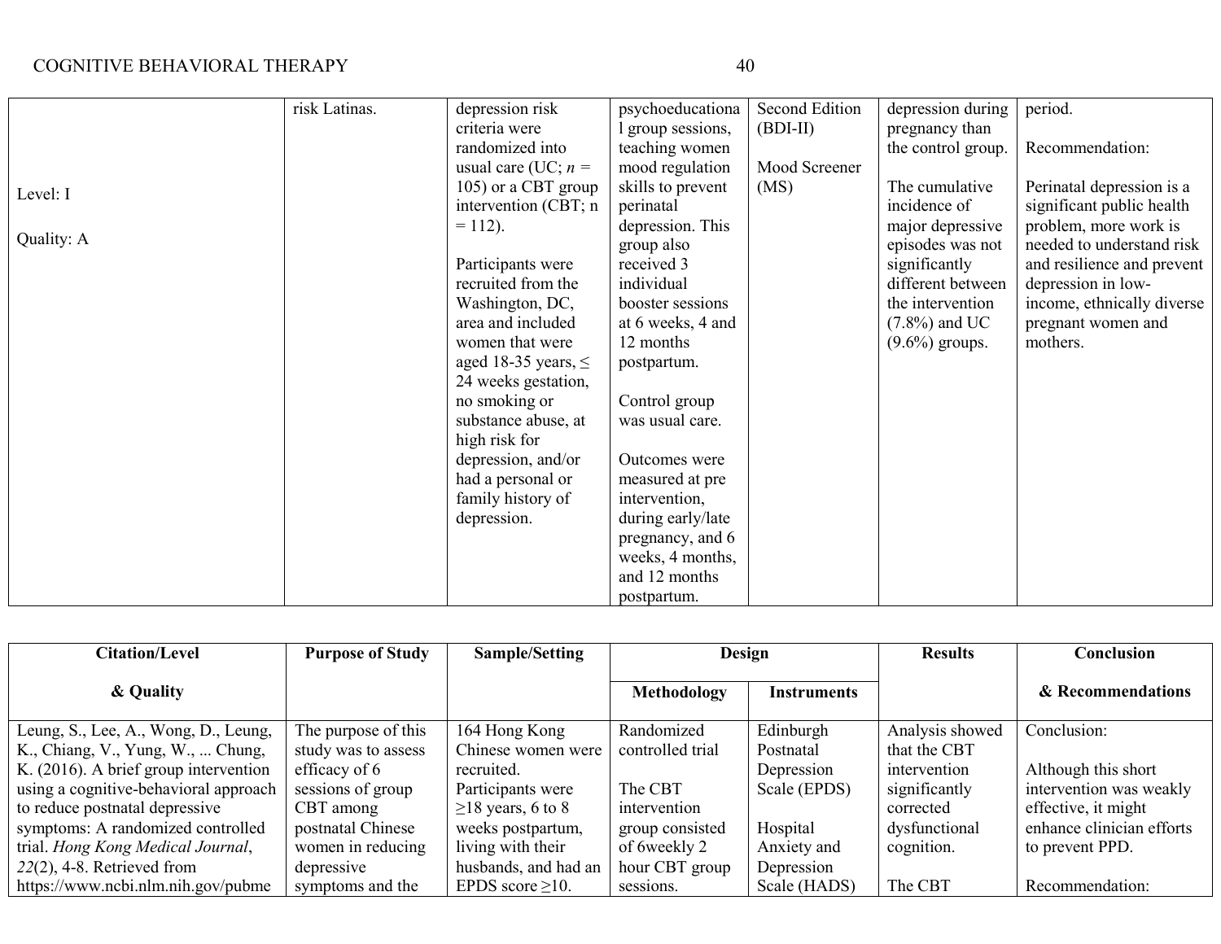| Citation/Level & Quality | Purpose of Study | Sample/Setting | Design | | Results | Conclusion & Recommendations |
|---|---|---|---|---|---|---|
| | | | Methodology | Instruments | | |
| Level: I<br><br>Quality: A | risk Latinas. | depression risk criteria were randomized into usual care (UC; *n* = 105) or a CBT group intervention (CBT; n = 112).<br><br>Participants were recruited from the Washington, DC, area and included women that were aged 18-35 years, ≤ 24 weeks gestation, no smoking or substance abuse, at high risk for depression, and/or had a personal or family history of depression. | psychoeducational group sessions, teaching women mood regulation skills to prevent perinatal depression. This group also received 3 individual booster sessions at 6 weeks, 4 and 12 months postpartum.<br><br>Control group was usual care.<br><br>Outcomes were measured at pre intervention, during early/late pregnancy, and 6 weeks, 4 months, and 12 months postpartum. | Second Edition (BDI-II)<br><br>Mood Screener (MS) | depression during pregnancy than the control group.<br><br>The cumulative incidence of major depressive episodes was not significantly different between the intervention (7.8%) and UC (9.6%) groups. | period.<br><br>Recommendation:<br><br>Perinatal depression is a significant public health problem, more work is needed to understand risk and resilience and prevent depression in low-income, ethnically diverse pregnant women and mothers. |

| Citation/Level & Quality | Purpose of Study | Sample/Setting | Design | | Results | Conclusion & Recommendations |
|---|---|---|---|---|---|---|
| | | | Methodology | Instruments | | |
| Leung, S., Lee, A., Wong, D., Leung, K., Chiang, V., Yung, W., ... Chung, K. (2016). A brief group intervention using a cognitive-behavioral approach to reduce postnatal depressive symptoms: A randomized controlled trial. *Hong Kong Medical Journal*, *22*(2), 4-8. Retrieved from https://www.ncbi.nlm.nih.gov/pubme | The purpose of this study was to assess efficacy of 6 sessions of group CBT among postnatal Chinese women in reducing depressive symptoms and the | 164 Hong Kong Chinese women were recruited.<br>Participants were ≥18 years, 6 to 8 weeks postpartum, living with their husbands, and had an EPDS score ≥10. | Randomized controlled trial<br><br>The CBT intervention group consisted of 6weekly 2 hour CBT group sessions. | Edinburgh Postnatal Depression Scale (EPDS)<br><br>Hospital Anxiety and Depression Scale (HADS) | Analysis showed that the CBT intervention significantly corrected dysfunctional cognition.<br><br>The CBT | Conclusion:<br><br>Although this short intervention was weakly effective, it might enhance clinician efforts to prevent PPD.<br><br>Recommendation: |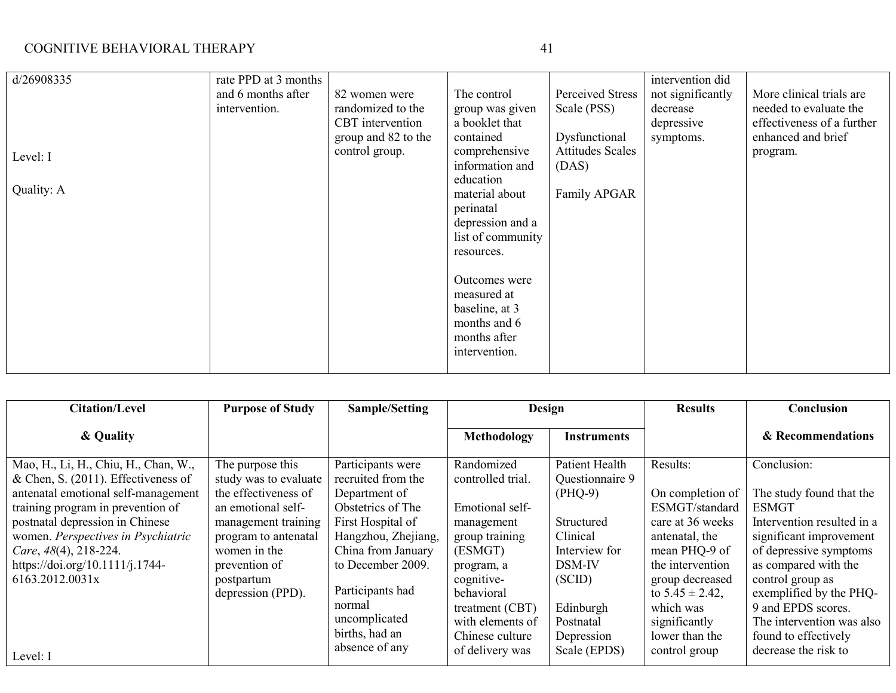| | | | | | | |
|---|---|---|---|---|---|---|
| d/26908335<br><br>Level: I<br><br>Quality: A | rate PPD at 3 months and 6 months after intervention. | 82 women were randomized to the CBT intervention group and 82 to the control group. | The control group was given a booklet that contained comprehensive information and education material about perinatal depression and a list of community resources.<br><br>Outcomes were measured at baseline, at 3 months and 6 months after intervention. | Perceived Stress Scale (PSS)<br><br>Dysfunctional Attitudes Scales (DAS)<br><br>Family APGAR | intervention did not significantly decrease depressive symptoms. | More clinical trials are needed to evaluate the effectiveness of a further enhanced and brief program. |

| Citation/Level & Quality | Purpose of Study | Sample/Setting | Design | | Results | Conclusion & Recommendations |
|---|---|---|---|---|---|---|
| | | | Methodology | Instruments | | |
| Mao, H., Li, H., Chiu, H., Chan, W., & Chen, S. (2011). Effectiveness of antenatal emotional self-management training program in prevention of postnatal depression in Chinese women. *Perspectives in Psychiatric Care*, *48*(4), 218-224. https://doi.org/10.1111/j.1744-6163.2012.0031x<br><br>Level: I | The purpose this study was to evaluate the effectiveness of an emotional self-management training program to antenatal women in the prevention of postpartum depression (PPD). | Participants were recruited from the Department of Obstetrics of The First Hospital of Hangzhou, Zhejiang, China from January to December 2009.<br><br>Participants had normal uncomplicated births, had an absence of any | Randomized controlled trial.<br><br>Emotional self-management group training (ESMGT) program, a cognitive-behavioral treatment (CBT) with elements of Chinese culture of delivery was | Patient Health Questionnaire 9 (PHQ-9)<br><br>Structured Clinical Interview for DSM-IV (SCID)<br><br>Edinburgh Postnatal Depression Scale (EPDS) | Results:<br><br>On completion of ESMGT/standard care at 36 weeks antenatal, the mean PHQ-9 of the intervention group decreased to $5.45 \pm 2.42$, which was significantly lower than the control group | Conclusion:<br><br>The study found that the ESMGT Intervention resulted in a significant improvement of depressive symptoms as compared with the control group as exemplified by the PHQ-9 and EPDS scores. The intervention was also found to effectively decrease the risk to |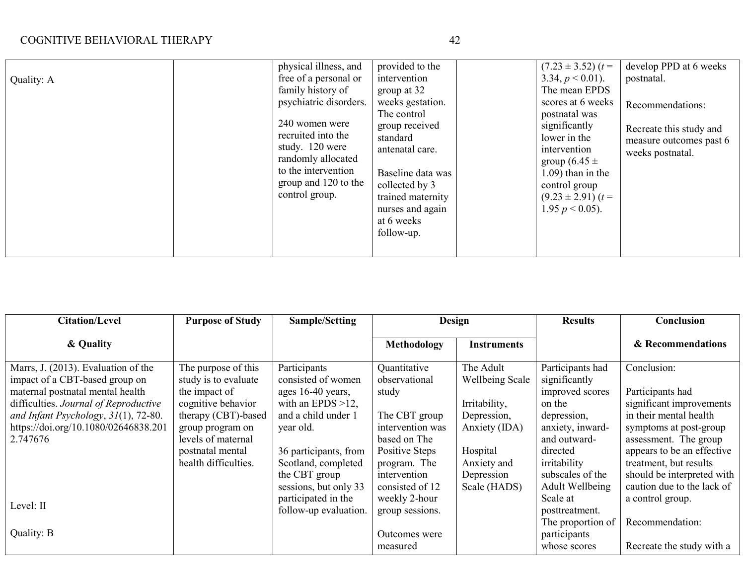| | | | | | | |
|---|---|---|---|---|---|---|
| Quality: A | | physical illness, and free of a personal or family history of psychiatric disorders.<br><br>240 women were recruited into the study. 120 were randomly allocated to the intervention group and 120 to the control group. | provided to the intervention group at 32 weeks gestation. The control group received standard antenatal care.<br><br>Baseline data was collected by 3 trained maternity nurses and again at 6 weeks follow-up. | | (7.23 ± 3.52) ($t$ = 3.34, $p < 0.01$). The mean EPDS scores at 6 weeks postnatal was significantly lower in the intervention group (6.45 ± 1.09) than in the control group (9.23 ± 2.91) ($t$ = 1.95 $p < 0.05$). | develop PPD at 6 weeks postnatal.<br><br>Recommendations:<br><br>Recreate this study and measure outcomes past 6 weeks postnatal. |

| Citation/Level & Quality | Purpose of Study | Sample/Setting | Design | | Results | Conclusion & Recommendations |
|---|---|---|---|---|---|---|
| | | | **Methodology** | **Instruments** | | |
| Marrs, J. (2013). Evaluation of the impact of a CBT-based group on maternal postnatal mental health difficulties. *Journal of Reproductive and Infant Psychology*, *31*(1), 72-80. https://doi.org/10.1080/02646838.2012.747676<br><br>Level: II<br><br>Quality: B | The purpose of this study is to evaluate the impact of cognitive behavior therapy (CBT)-based group program on levels of maternal postnatal mental health difficulties. | Participants consisted of women ages 16-40 years, with an EPDS >12, and a child under 1 year old.<br><br>36 participants, from Scotland, completed the CBT group sessions, but only 33 participated in the follow-up evaluation. | Quantitative observational study<br><br>The CBT group intervention was based on The Positive Steps program. The intervention consisted of 12 weekly 2-hour group sessions.<br><br>Outcomes were measured | The Adult Wellbeing Scale<br><br>Irritability, Depression, Anxiety (IDA)<br><br>Hospital Anxiety and Depression Scale (HADS) | Participants had significantly improved scores on the depression, anxiety, inward- and outward-directed irritability subscales of the Adult Wellbeing Scale at posttreatment. The proportion of participants whose scores | Conclusion:<br><br>Participants had significant improvements in their mental health symptoms at post-group assessment. The group appears to be an effective treatment, but results should be interpreted with caution due to the lack of a control group.<br><br>Recommendation:<br><br>Recreate the study with a |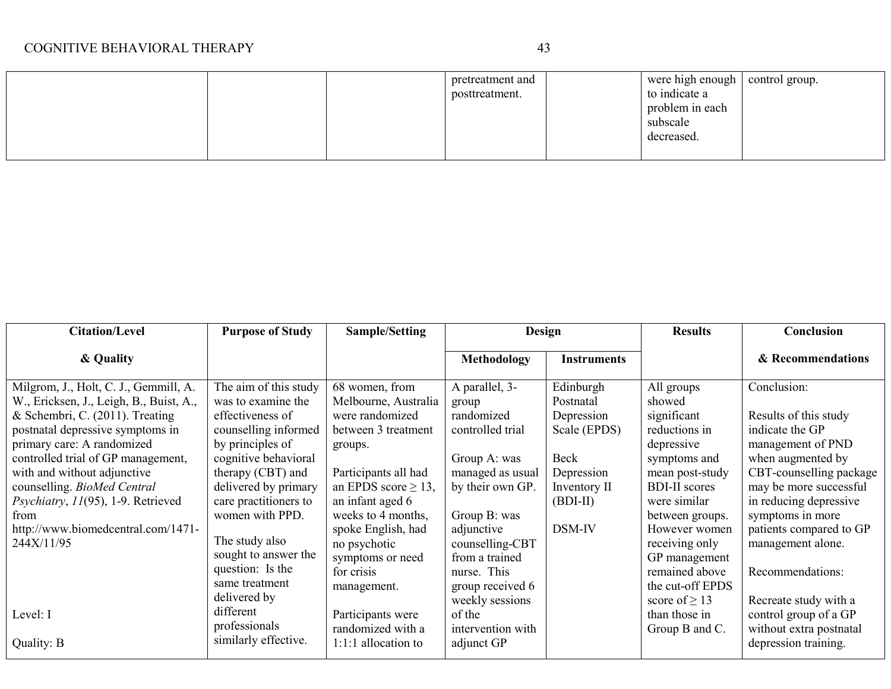| | | | | | | |
|---|---|---|---|---|---|---|
| | | | pretreatment and posttreatment. | | were high enough to indicate a problem in each subscale decreased. | control group. |

| Citation/Level & Quality | Purpose of Study | Sample/Setting | Design | | Results | Conclusion & Recommendations |
|---|---|---|---|---|---|---|
| | | | Methodology | Instruments | | |
| Milgrom, J., Holt, C. J., Gemmill, A. W., Ericksen, J., Leigh, B., Buist, A., & Schembri, C. (2011). Treating postnatal depressive symptoms in primary care: A randomized controlled trial of GP management, with and without adjunctive counselling. *BioMed Central Psychiatry*, *11*(95), 1-9. Retrieved from http://www.biomedcentral.com/1471-244X/11/95<br><br>Level: I<br><br>Quality: B | The aim of this study was to examine the effectiveness of counselling informed by principles of cognitive behavioral therapy (CBT) and delivered by primary care practitioners to women with PPD.<br><br>The study also sought to answer the question: Is the same treatment delivered by different professionals similarly effective. | 68 women, from Melbourne, Australia were randomized between 3 treatment groups.<br><br>Participants all had an EPDS score ≥ 13, an infant aged 6 weeks to 4 months, spoke English, had no psychotic symptoms or need for crisis management.<br><br>Participants were randomized with a 1:1:1 allocation to | A parallel, 3-group randomized controlled trial<br><br>Group A: was managed as usual by their own GP.<br><br>Group B: was adjunctive counselling-CBT from a trained nurse. This group received 6 weekly sessions of the intervention with adjunct GP | Edinburgh Postnatal Depression Scale (EPDS)<br><br>Beck Depression Inventory II (BDI-II)<br><br>DSM-IV | All groups showed significant reductions in depressive symptoms and mean post-study BDI-II scores were similar between groups. However women receiving only GP management remained above the cut-off EPDS score of ≥ 13 than those in Group B and C. | Conclusion:<br><br>Results of this study indicate the GP management of PND when augmented by CBT-counselling package may be more successful in reducing depressive symptoms in more patients compared to GP management alone.<br><br>Recommendations:<br><br>Recreate study with a control group of a GP without extra postnatal depression training. |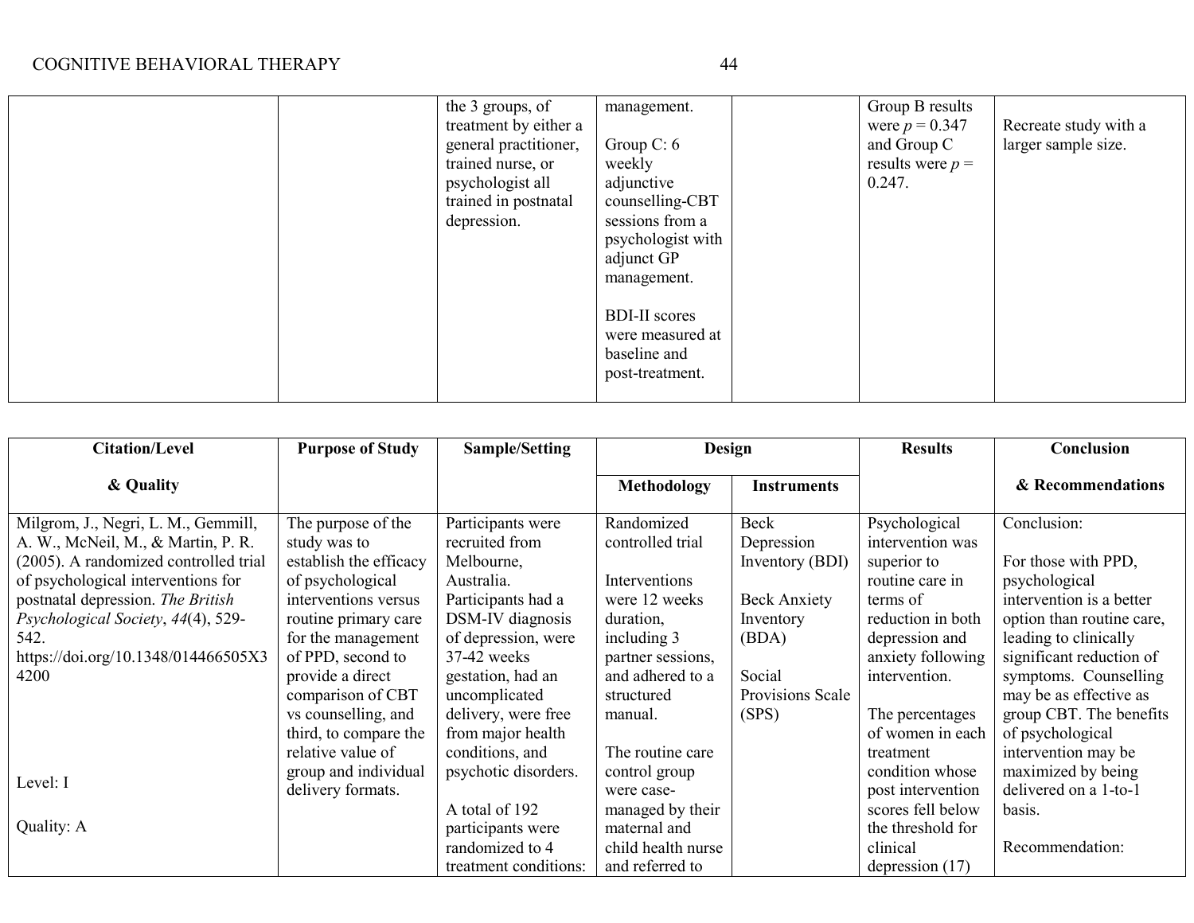| | | the 3 groups, of treatment by either a general practitioner, trained nurse, or psychologist all trained in postnatal depression. | management.<br><br>Group C: 6 weekly adjunctive counselling-CBT sessions from a psychologist with adjunct GP management.<br><br>BDI-II scores were measured at baseline and post-treatment. | | Group B results were $p = 0.347$ and Group C results were $p = 0.247$. | Recreate study with a larger sample size. |
|---|---|---|---|---|---|---|

| Citation/Level & Quality | Purpose of Study | Sample/Setting | Design | | Results | Conclusion & Recommendations |
|---|---|---|---|---|---|---|
| | | | Methodology | Instruments | | |
| Milgrom, J., Negri, L. M., Gemmill, A. W., McNeil, M., & Martin, P. R. (2005). A randomized controlled trial of psychological interventions for postnatal depression. *The British Psychological Society*, *44*(4), 529-542. https://doi.org/10.1348/014466505X34200<br><br>Level: I<br><br>Quality: A | The purpose of the study was to establish the efficacy of psychological interventions versus routine primary care for the management of PPD, second to provide a direct comparison of CBT vs counselling, and third, to compare the relative value of group and individual delivery formats. | Participants were recruited from Melbourne, Australia. Participants had a DSM-IV diagnosis of depression, were 37-42 weeks gestation, had an uncomplicated delivery, were free from major health conditions, and psychotic disorders.<br><br>A total of 192 participants were randomized to 4 treatment conditions: | Randomized controlled trial<br><br>Interventions were 12 weeks duration, including 3 partner sessions, and adhered to a structured manual.<br><br>The routine care control group were case-managed by their maternal and child health nurse and referred to | Beck Depression Inventory (BDI)<br><br>Beck Anxiety Inventory (BDA)<br><br>Social Provisions Scale (SPS) | Psychological intervention was superior to routine care in terms of reduction in both depression and anxiety following intervention.<br><br>The percentages of women in each treatment condition whose post intervention scores fell below the threshold for clinical depression (17) | Conclusion:<br><br>For those with PPD, psychological intervention is a better option than routine care, leading to clinically significant reduction of symptoms. Counselling may be as effective as group CBT. The benefits of psychological intervention may be maximized by being delivered on a 1-to-1 basis.<br><br>Recommendation: |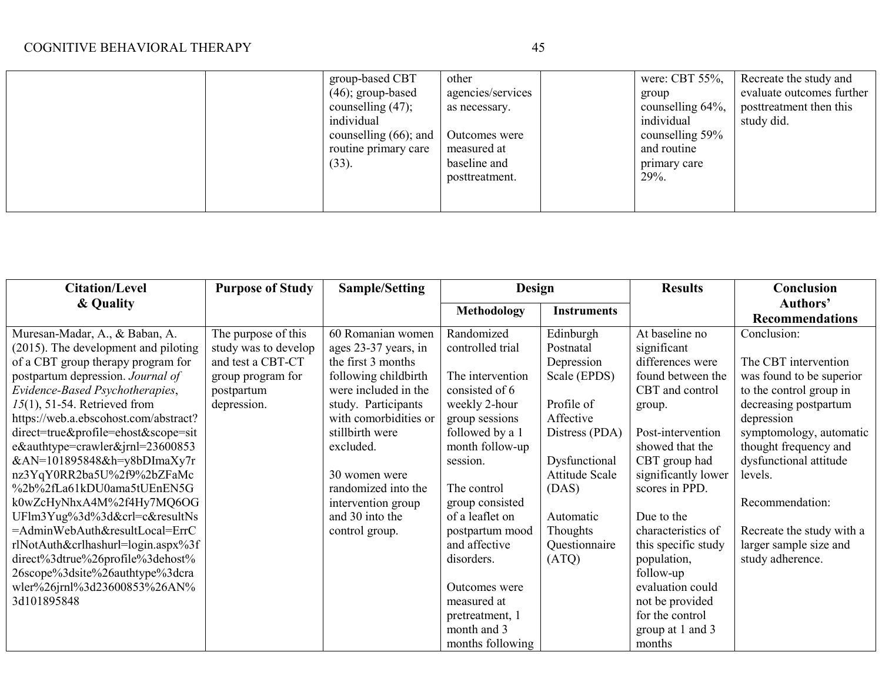| | | group-based CBT (46); group-based counselling (47); individual counselling (66); and routine primary care (33). | other agencies/services as necessary.<br><br>Outcomes were measured at baseline and posttreatment. | | were: CBT 55%, group counselling 64%, individual counselling 59% and routine primary care 29%. | Recreate the study and evaluate outcomes further posttreatment then this study did. |
|---|---|---|---|---|---|---|

| Citation/Level & Quality | Purpose of Study | Sample/Setting | Design | | Results | Conclusion Authors' Recommendations |
|---|---|---|---|---|---|---|
| | | | Methodology | Instruments | | |
| Muresan-Madar, A., & Baban, A. (2015). The development and piloting of a CBT group therapy program for postpartum depression. *Journal of Evidence-Based Psychotherapies*, *15*(1), 51-54. Retrieved from https://web.a.ebscohost.com/abstract?direct=true&profile=ehost&scope=site&authtype=crawler&jrnl=23600853&AN=101895848&h=y8bDImaXy7rnz3YqY0RR2ba5U%2f9%2bZFaMc%2b%2fLa61kDU0ama5tUEnEN5Gk0wZcHyNhxA4M%2f4Hy7MQ6OGUFlm3Yug%3d%3d&crl=c&resultNs=AdminWebAuth&resultLocal=ErrCrlNotAuth&crlhashurl=login.aspx%3fdirect%3dtrue%26profile%3dehost%26scope%3dsite%26authtype%3dcrawler%26jrnl%3d23600853%26AN%3d101895848 | The purpose of this study was to develop and test a CBT-CT group program for postpartum depression. | 60 Romanian women ages 23-37 years, in the first 3 months following childbirth were included in the study. Participants with comorbidities or stillbirth were excluded.<br><br>30 women were randomized into the intervention group and 30 into the control group. | Randomized controlled trial<br><br>The intervention consisted of 6 weekly 2-hour group sessions followed by a 1 month follow-up session.<br><br>The control group consisted of a leaflet on postpartum mood and affective disorders.<br><br>Outcomes were measured at pretreatment, 1 month and 3 months following | Edinburgh Postnatal Depression Scale (EPDS)<br><br>Profile of Affective Distress (PDA)<br><br>Dysfunctional Attitude Scale (DAS)<br><br>Automatic Thoughts Questionnaire (ATQ) | At baseline no significant differences were found between the CBT and control group.<br><br>Post-intervention showed that the CBT group had significantly lower scores in PPD.<br><br>Due to the characteristics of this specific study population, follow-up evaluation could not be provided for the control group at 1 and 3 months | Conclusion:<br><br>The CBT intervention was found to be superior to the control group in decreasing postpartum depression symptomology, automatic thought frequency and dysfunctional attitude levels.<br><br>Recommendation:<br><br>Recreate the study with a larger sample size and study adherence. |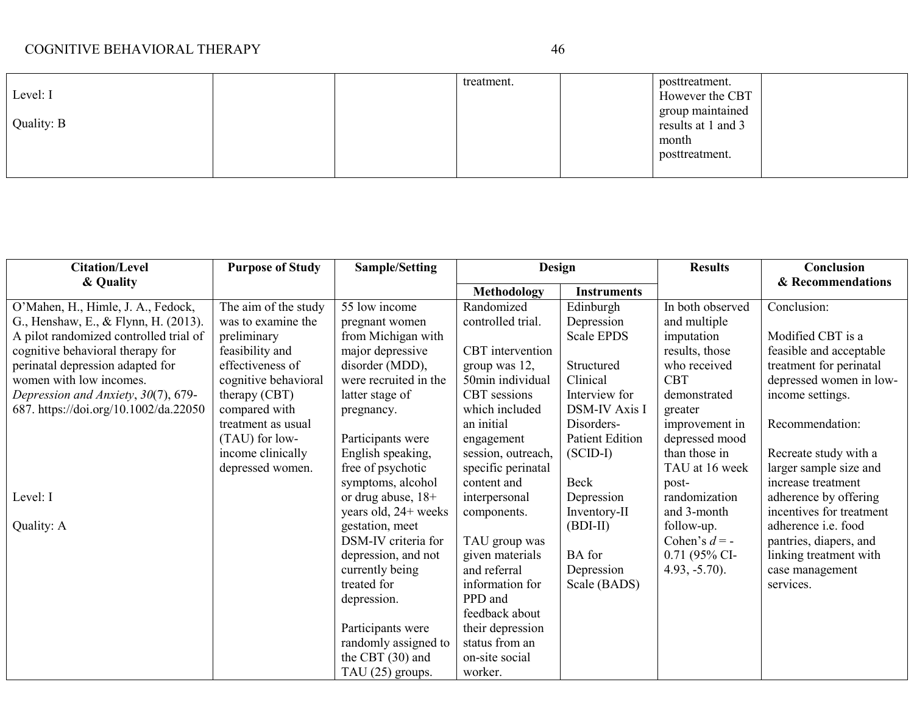| | | | | | | |
|---|---|---|---|---|---|---|
| Level: I<br><br>Quality: B | | | treatment. | | posttreatment. However the CBT group maintained results at 1 and 3 month posttreatment. | |

| Citation/Level & Quality | Purpose of Study | Sample/Setting | Design | | Results | Conclusion & Recommendations |
|---|---|---|---|---|---|---|
| | | | Methodology | Instruments | | |
| O'Mahen, H., Himle, J. A., Fedock, G., Henshaw, E., & Flynn, H. (2013). A pilot randomized controlled trial of cognitive behavioral therapy for perinatal depression adapted for women with low incomes. *Depression and Anxiety*, *30*(7), 679-687. https://doi.org/10.1002/da.22050<br><br>Level: I<br><br>Quality: A | The aim of the study was to examine the preliminary feasibility and effectiveness of cognitive behavioral therapy (CBT) compared with treatment as usual (TAU) for low-income clinically depressed women. | 55 low income pregnant women from Michigan with major depressive disorder (MDD), were recruited in the latter stage of pregnancy.<br><br>Participants were English speaking, free of psychotic symptoms, alcohol or drug abuse, 18+ years old, 24+ weeks gestation, meet DSM-IV criteria for depression, and not currently being treated for depression.<br><br>Participants were randomly assigned to the CBT (30) and TAU (25) groups. | Randomized controlled trial.<br><br>CBT intervention group was 12, 50min individual CBT sessions which included an initial engagement session, outreach, specific perinatal content and interpersonal components.<br><br>TAU group was given materials and referral information for PPD and feedback about their depression status from an on-site social worker. | Edinburgh Depression Scale EPDS<br><br>Structured Clinical Interview for DSM-IV Axis I Disorders-Patient Edition (SCID-I)<br><br>Beck Depression Inventory-II (BDI-II)<br><br>BA for Depression Scale (BADS) | In both observed and multiple imputation results, those who received CBT demonstrated greater improvement in depressed mood than those in TAU at 16 week post-randomization and 3-month follow-up. Cohen's $d = -0.71$ (95% CI-4.93, -5.70). | Conclusion:<br><br>Modified CBT is a feasible and acceptable treatment for perinatal depressed women in low-income settings.<br><br>Recommendation:<br><br>Recreate study with a larger sample size and increase treatment adherence by offering incentives for treatment adherence i.e. food pantries, diapers, and linking treatment with case management services. |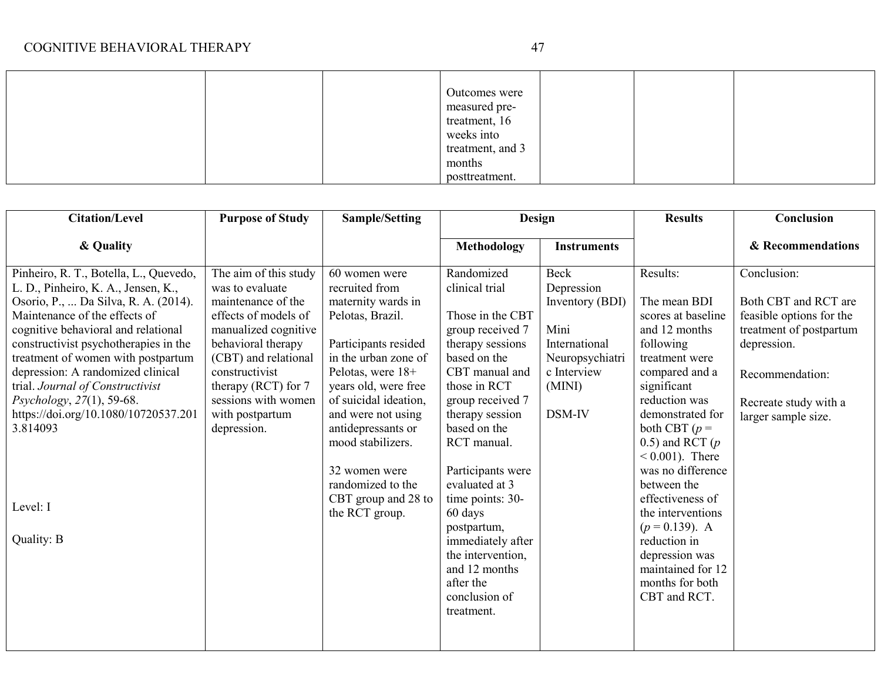| | | | | | | |
|---|---|---|---|---|---|---|
| | | | Outcomes were measured pre-treatment, 16 weeks into treatment, and 3 months posttreatment. | | | |

| Citation/Level & Quality | Purpose of Study | Sample/Setting | Design | | Results | Conclusion & Recommendations |
|---|---|---|---|---|---|---|
| | | | Methodology | Instruments | | |
| Pinheiro, R. T., Botella, L., Quevedo, L. D., Pinheiro, K. A., Jensen, K., Osorio, P., ... Da Silva, R. A. (2014). Maintenance of the effects of cognitive behavioral and relational constructivist psychotherapies in the treatment of women with postpartum depression: A randomized clinical trial. *Journal of Constructivist Psychology*, *27*(1), 59-68. https://doi.org/10.1080/10720537.2013.814093<br><br>Level: I<br><br>Quality: B | The aim of this study was to evaluate maintenance of the effects of models of manualized cognitive behavioral therapy (CBT) and relational constructivist therapy (RCT) for 7 sessions with women with postpartum depression. | 60 women were recruited from maternity wards in Pelotas, Brazil.<br><br>Participants resided in the urban zone of Pelotas, were 18+ years old, were free of suicidal ideation, and were not using antidepressants or mood stabilizers.<br><br>32 women were randomized to the CBT group and 28 to the RCT group. | Randomized clinical trial<br><br>Those in the CBT group received 7 therapy sessions based on the CBT manual and those in RCT group received 7 therapy session based on the RCT manual.<br><br>Participants were evaluated at 3 time points: 30-60 days postpartum, immediately after the intervention, and 12 months after the conclusion of treatment. | Beck Depression Inventory (BDI)<br><br>Mini International Neuropsychiatric Interview (MINI)<br><br>DSM-IV | Results:<br><br>The mean BDI scores at baseline and 12 months following treatment were compared and a significant reduction was demonstrated for both CBT ($p$ = 0.5) and RCT ($p < 0.001$). There was no difference between the effectiveness of the interventions ($p$ = 0.139). A reduction in depression was maintained for 12 months for both CBT and RCT. | Conclusion:<br><br>Both CBT and RCT are feasible options for the treatment of postpartum depression.<br><br>Recommendation:<br><br>Recreate study with a larger sample size. |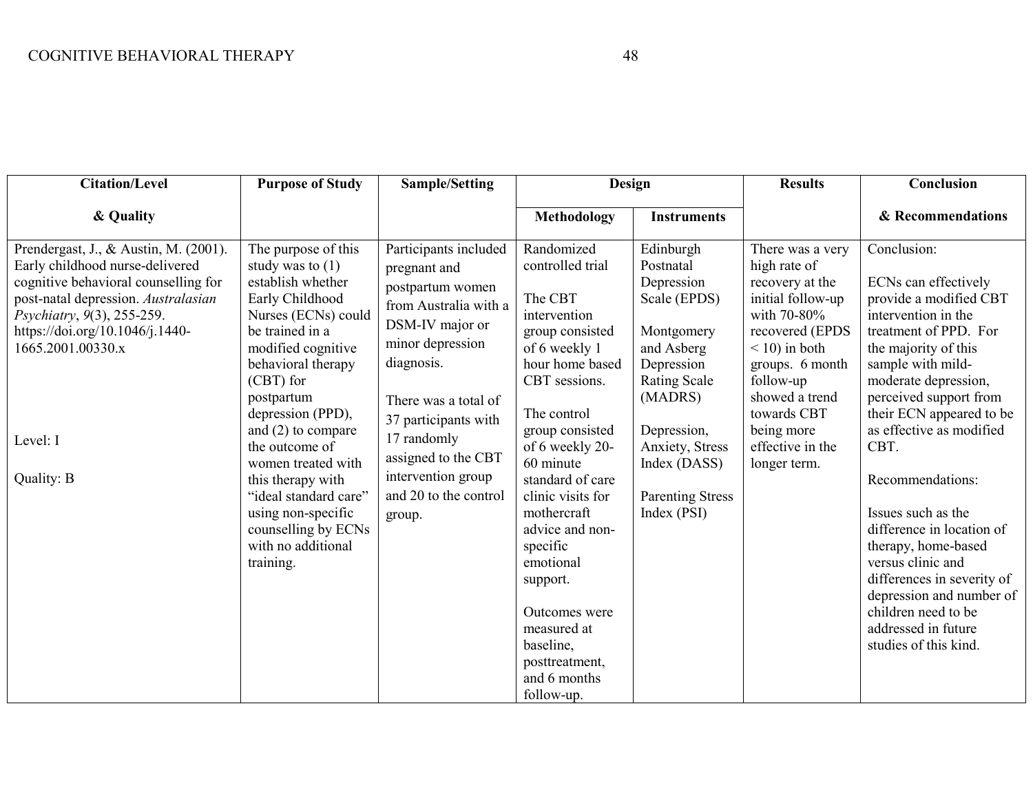| Citation/Level & Quality | Purpose of Study | Sample/Setting | Design | | Results | Conclusion & Recommendations |
|---|---|---|---|---|---|---|
| | | | Methodology | Instruments | | |
| Prendergast, J., & Austin, M. (2001). Early childhood nurse-delivered cognitive behavioral counselling for post-natal depression. *Australasian Psychiatry*, *9*(3), 255-259. https://doi.org/10.1046/j.1440-1665.2001.00330.x<br><br>Level: I<br><br>Quality: B | The purpose of this study was to (1) establish whether Early Childhood Nurses (ECNs) could be trained in a modified cognitive behavioral therapy (CBT) for postpartum depression (PPD), and (2) to compare the outcome of women treated with this therapy with "ideal standard care" using non-specific counselling by ECNs with no additional training. | Participants included pregnant and postpartum women from Australia with a DSM-IV major or minor depression diagnosis.<br><br>There was a total of 37 participants with 17 randomly assigned to the CBT intervention group and 20 to the control group. | Randomized controlled trial<br><br>The CBT intervention group consisted of 6 weekly 1 hour home based CBT sessions.<br><br>The control group consisted of 6 weekly 20-60 minute standard of care clinic visits for mothercraft advice and non-specific emotional support.<br><br>Outcomes were measured at baseline, posttreatment, and 6 months follow-up. | Edinburgh Postnatal Depression Scale (EPDS)<br><br>Montgomery and Asberg Depression Rating Scale (MADRS)<br><br>Depression, Anxiety, Stress Index (DASS)<br><br>Parenting Stress Index (PSI) | There was a very high rate of recovery at the initial follow-up with 70-80% recovered (EPDS < 10) in both groups. 6 month follow-up showed a trend towards CBT being more effective in the longer term. | Conclusion:<br><br>ECNs can effectively provide a modified CBT intervention in the treatment of PPD. For the majority of this sample with mild-moderate depression, perceived support from their ECN appeared to be as effective as modified CBT.<br><br>Recommendations:<br><br>Issues such as the difference in location of therapy, home-based versus clinic and differences in severity of depression and number of children need to be addressed in future studies of this kind. |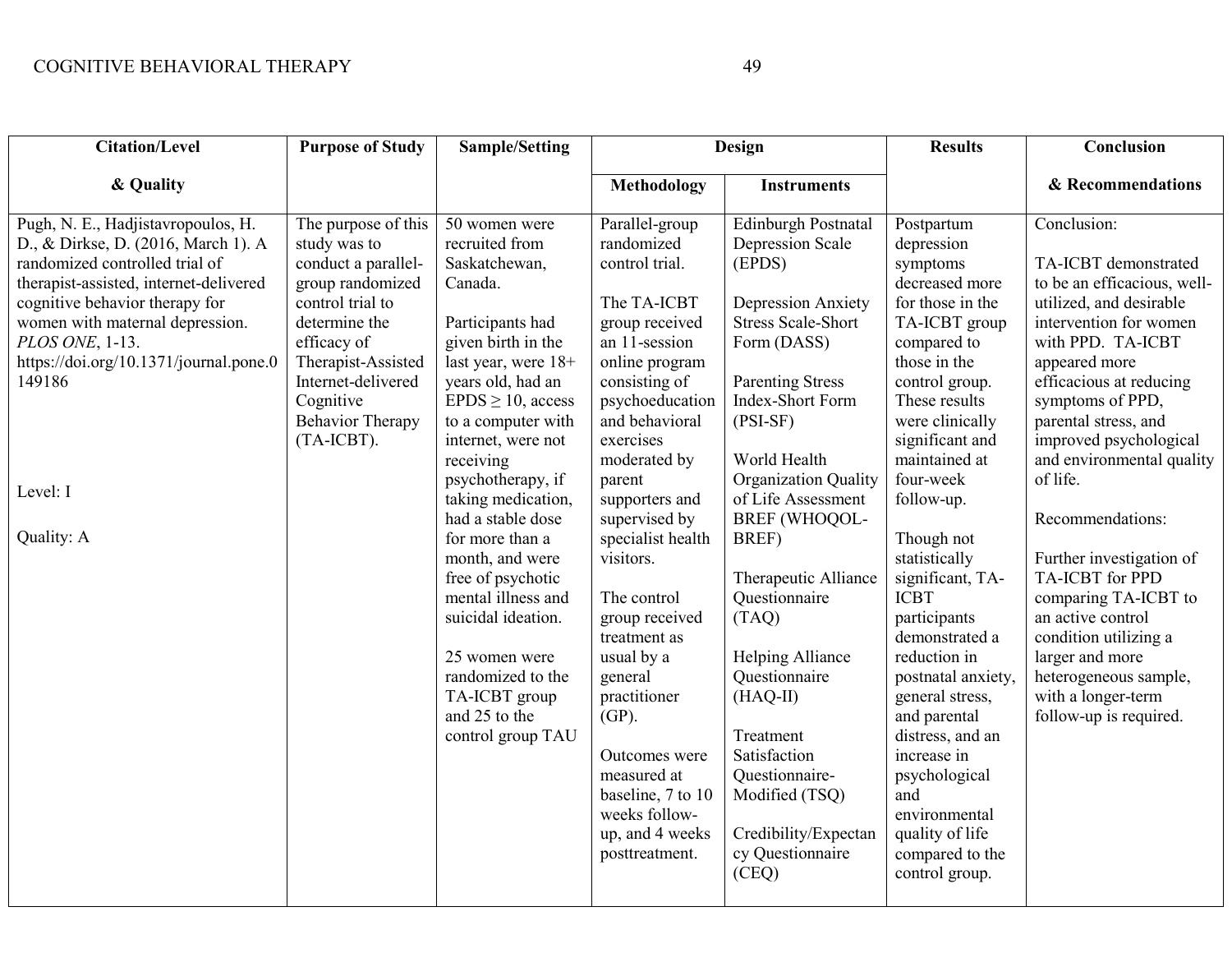| Citation/Level & Quality | Purpose of Study | Sample/Setting | Design | | Results | Conclusion & Recommendations |
|---|---|---|---|---|---|---|
| | | | **Methodology** | **Instruments** | | |
| Pugh, N. E., Hadjistavropoulos, H. D., & Dirkse, D. (2016, March 1). A randomized controlled trial of therapist-assisted, internet-delivered cognitive behavior therapy for women with maternal depression. *PLOS ONE*, 1-13. https://doi.org/10.1371/journal.pone.0149186<br><br>Level: I<br><br>Quality: A | The purpose of this study was to conduct a parallel-group randomized control trial to determine the efficacy of Therapist-Assisted Internet-delivered Cognitive Behavior Therapy (TA-ICBT). | 50 women were recruited from Saskatchewan, Canada.<br><br>Participants had given birth in the last year, were 18+ years old, had an EPDS ≥ 10, access to a computer with internet, were not receiving psychotherapy, if taking medication, had a stable dose for more than a month, and were free of psychotic mental illness and suicidal ideation.<br><br>25 women were randomized to the TA-ICBT group and 25 to the control group TAU | Parallel-group randomized control trial.<br><br>The TA-ICBT group received an 11-session online program consisting of psychoeducation and behavioral exercises moderated by parent supporters and supervised by specialist health visitors.<br><br>The control group received treatment as usual by a general practitioner (GP).<br><br>Outcomes were measured at baseline, 7 to 10 weeks follow-up, and 4 weeks posttreatment. | Edinburgh Postnatal Depression Scale (EPDS)<br><br>Depression Anxiety Stress Scale-Short Form (DASS)<br><br>Parenting Stress Index-Short Form (PSI-SF)<br><br>World Health Organization Quality of Life Assessment BREF (WHOQOL-BREF)<br><br>Therapeutic Alliance Questionnaire (TAQ)<br><br>Helping Alliance Questionnaire (HAQ-II)<br><br>Treatment Satisfaction Questionnaire-Modified (TSQ)<br><br>Credibility/Expectancy Questionnaire (CEQ) | Postpartum depression symptoms decreased more for those in the TA-ICBT group compared to those in the control group. These results were clinically significant and maintained at four-week follow-up.<br><br>Though not statistically significant, TA-ICBT participants demonstrated a reduction in postnatal anxiety, general stress, and parental distress, and an increase in psychological and environmental quality of life compared to the control group. | Conclusion:<br><br>TA-ICBT demonstrated to be an efficacious, well-utilized, and desirable intervention for women with PPD. TA-ICBT appeared more efficacious at reducing symptoms of PPD, parental stress, and improved psychological and environmental quality of life.<br><br>Recommendations:<br><br>Further investigation of TA-ICBT for PPD comparing TA-ICBT to an active control condition utilizing a larger and more heterogeneous sample, with a longer-term follow-up is required. |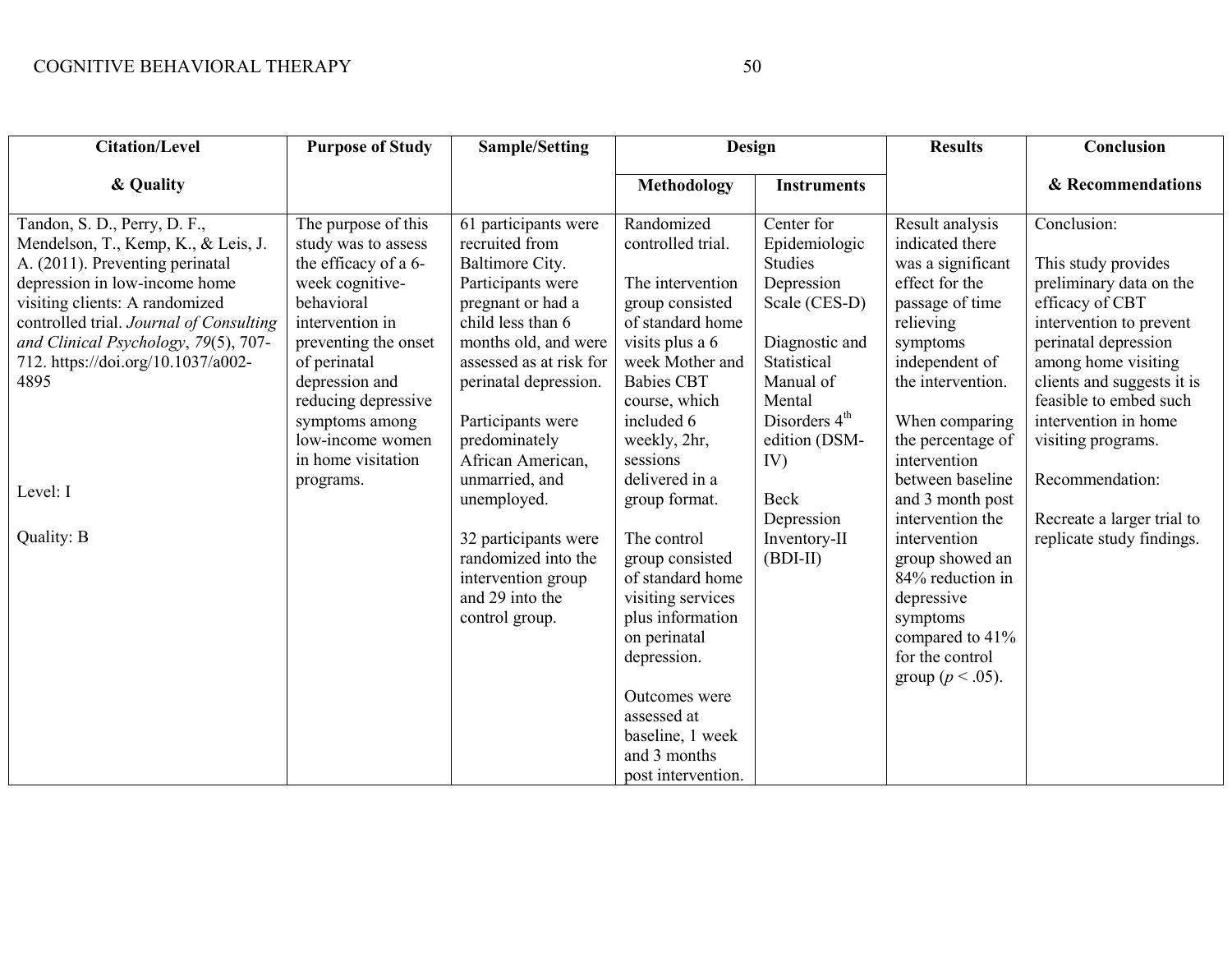| Citation/Level & Quality | Purpose of Study | Sample/Setting | Design | | Results | Conclusion & Recommendations |
|---|---|---|---|---|---|---|
| | | | Methodology | Instruments | | |
| Tandon, S. D., Perry, D. F., Mendelson, T., Kemp, K., & Leis, J. A. (2011). Preventing perinatal depression in low-income home visiting clients: A randomized controlled trial. *Journal of Consulting and Clinical Psychology*, *79*(5), 707-712. https://doi.org/10.1037/a0024895<br><br>Level: I<br><br>Quality: B | The purpose of this study was to assess the efficacy of a 6-week cognitive-behavioral intervention in preventing the onset of perinatal depression and reducing depressive symptoms among low-income women in home visitation programs. | 61 participants were recruited from Baltimore City. Participants were pregnant or had a child less than 6 months old, and were assessed as at risk for perinatal depression.<br><br>Participants were predominately African American, unmarried, and unemployed.<br><br>32 participants were randomized into the intervention group and 29 into the control group. | Randomized controlled trial.<br><br>The intervention group consisted of standard home visits plus a 6 week Mother and Babies CBT course, which included 6 weekly, 2hr, sessions delivered in a group format.<br><br>The control group consisted of standard home visiting services plus information on perinatal depression.<br><br>Outcomes were assessed at baseline, 1 week and 3 months post intervention. | Center for Epidemiologic Studies Depression Scale (CES-D)<br><br>Diagnostic and Statistical Manual of Mental Disorders 4th edition (DSM-IV)<br><br>Beck Depression Inventory-II (BDI-II) | Result analysis indicated there was a significant effect for the passage of time relieving symptoms independent of the intervention.<br><br>When comparing the percentage of intervention between baseline and 3 month post intervention the intervention group showed an 84% reduction in depressive symptoms compared to 41% for the control group ($p < .05$). | Conclusion:<br><br>This study provides preliminary data on the efficacy of CBT intervention to prevent perinatal depression among home visiting clients and suggests it is feasible to embed such intervention in home visiting programs.<br><br>Recommendation:<br><br>Recreate a larger trial to replicate study findings. |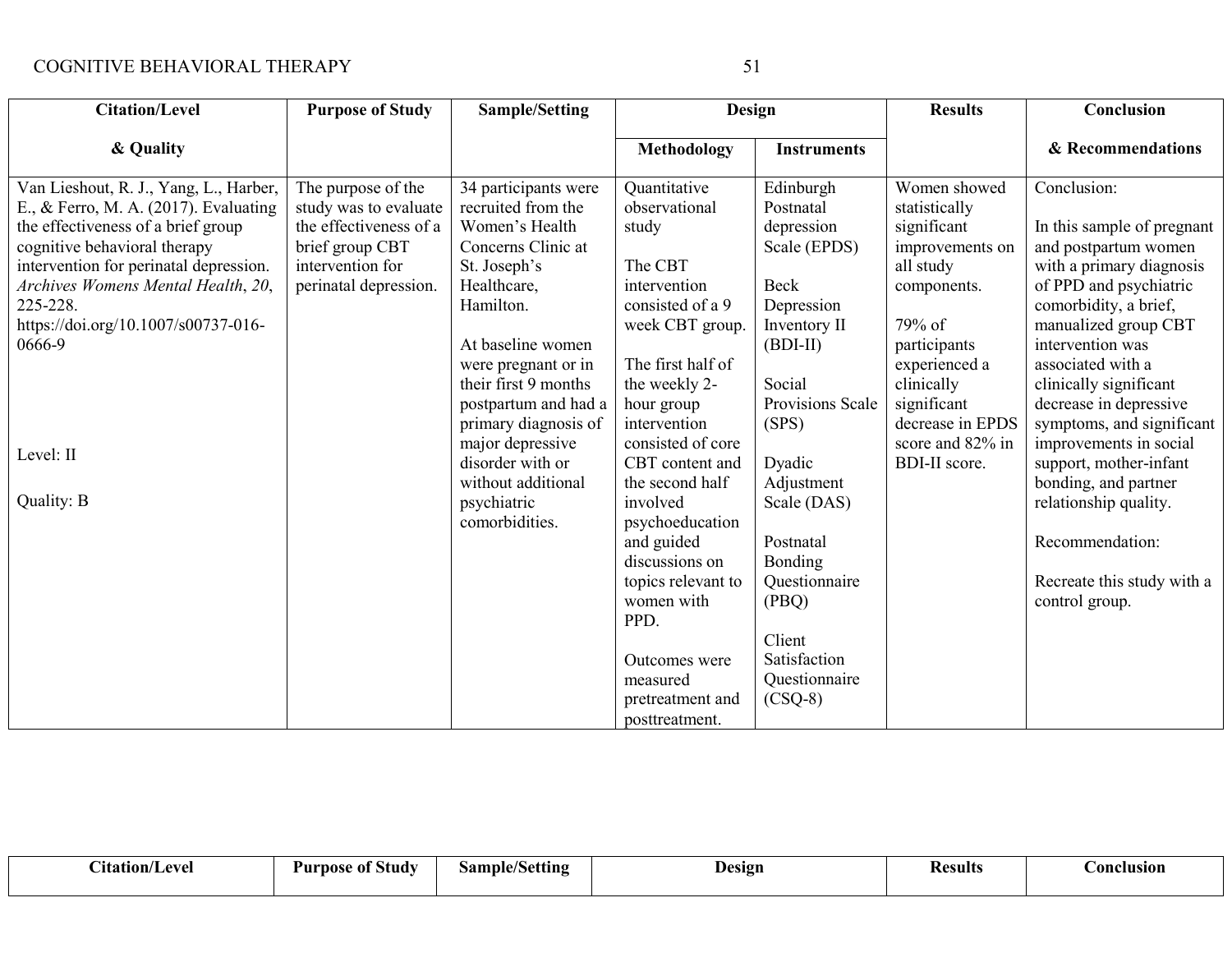| Citation/Level & Quality | Purpose of Study | Sample/Setting | Design | | Results | Conclusion & Recommendations |
|---|---|---|---|---|---|---|
| | | | Methodology | Instruments | | |
| Van Lieshout, R. J., Yang, L., Harber, E., & Ferro, M. A. (2017). Evaluating the effectiveness of a brief group cognitive behavioral therapy intervention for perinatal depression. *Archives Womens Mental Health*, *20*, 225-228. https://doi.org/10.1007/s00737-016-0666-9<br><br>Level: II<br><br>Quality: B | The purpose of the study was to evaluate the effectiveness of a brief group CBT intervention for perinatal depression. | 34 participants were recruited from the Women's Health Concerns Clinic at St. Joseph's Healthcare, Hamilton.<br><br>At baseline women were pregnant or in their first 9 months postpartum and had a primary diagnosis of major depressive disorder with or without additional psychiatric comorbidities. | Quantitative observational study<br><br>The CBT intervention consisted of a 9 week CBT group.<br><br>The first half of the weekly 2-hour group intervention consisted of core CBT content and the second half involved psychoeducation and guided discussions on topics relevant to women with PPD.<br><br>Outcomes were measured pretreatment and posttreatment. | Edinburgh Postnatal depression Scale (EPDS)<br><br>Beck Depression Inventory II (BDI-II)<br><br>Social Provisions Scale (SPS)<br><br>Dyadic Adjustment Scale (DAS)<br><br>Postnatal Bonding Questionnaire (PBQ)<br><br>Client Satisfaction Questionnaire (CSQ-8) | Women showed statistically significant improvements on all study components.<br><br>79% of participants experienced a clinically significant decrease in EPDS score and 82% in BDI-II score. | Conclusion:<br><br>In this sample of pregnant and postpartum women with a primary diagnosis of PPD and psychiatric comorbidity, a brief, manualized group CBT intervention was associated with a clinically significant decrease in depressive symptoms, and significant improvements in social support, mother-infant bonding, and partner relationship quality.<br><br>Recommendation:<br><br>Recreate this study with a control group. |

| Citation/Level | Purpose of Study | Sample/Setting | Design | Results | Conclusion |
|---|---|---|---|---|---|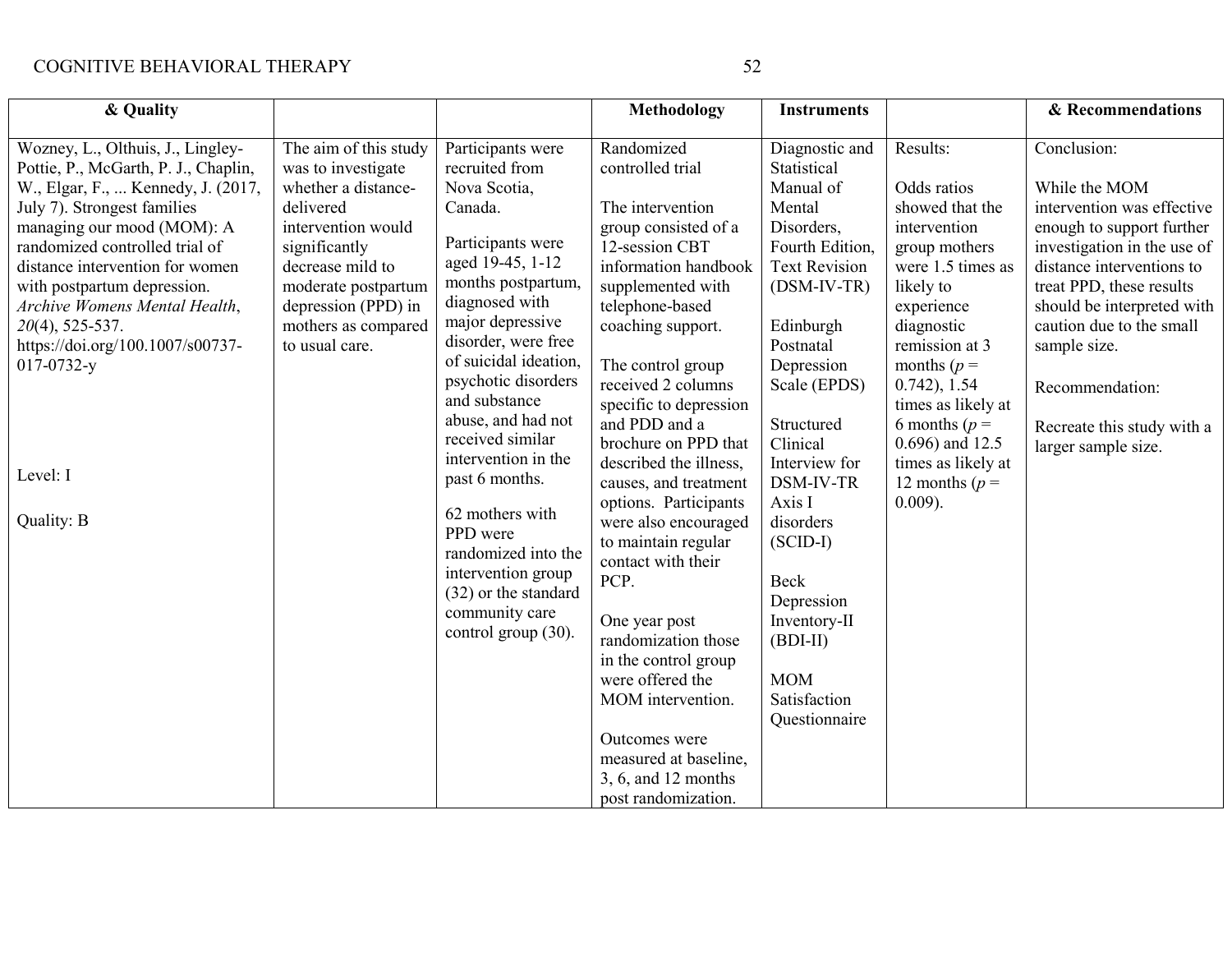| & Quality | | | Methodology | Instruments | | & Recommendations |
|---|---|---|---|---|---|---|
| Wozney, L., Olthuis, J., Lingley-Pottie, P., McGarth, P. J., Chaplin, W., Elgar, F., ... Kennedy, J. (2017, July 7). Strongest families managing our mood (MOM): A randomized controlled trial of distance intervention for women with postpartum depression. *Archive Womens Mental Health*, *20*(4), 525-537. https://doi.org/100.1007/s00737-017-0732-y<br><br>Level: I<br><br>Quality: B | The aim of this study was to investigate whether a distance-delivered intervention would significantly decrease mild to moderate postpartum depression (PPD) in mothers as compared to usual care. | Participants were recruited from Nova Scotia, Canada.<br><br>Participants were aged 19-45, 1-12 months postpartum, diagnosed with major depressive disorder, were free of suicidal ideation, psychotic disorders and substance abuse, and had not received similar intervention in the past 6 months.<br><br>62 mothers with PPD were randomized into the intervention group (32) or the standard community care control group (30). | Randomized controlled trial<br><br>The intervention group consisted of a 12-session CBT information handbook supplemented with telephone-based coaching support.<br><br>The control group received 2 columns specific to depression and PDD and a brochure on PPD that described the illness, causes, and treatment options. Participants were also encouraged to maintain regular contact with their PCP.<br><br>One year post randomization those in the control group were offered the MOM intervention.<br><br>Outcomes were measured at baseline, 3, 6, and 12 months post randomization. | Diagnostic and Statistical Manual of Mental Disorders, Fourth Edition, Text Revision (DSM-IV-TR)<br><br>Edinburgh Postnatal Depression Scale (EPDS)<br><br>Structured Clinical Interview for DSM-IV-TR Axis I disorders (SCID-I)<br><br>Beck Depression Inventory-II (BDI-II)<br><br>MOM Satisfaction Questionnaire | Results:<br><br>Odds ratios showed that the intervention group mothers were 1.5 times as likely to experience diagnostic remission at 3 months ($p$ = 0.742), 1.54 times as likely at 6 months ($p$ = 0.696) and 12.5 times as likely at 12 months ($p$ = 0.009). | Conclusion:<br><br>While the MOM intervention was effective enough to support further investigation in the use of distance interventions to treat PPD, these results should be interpreted with caution due to the small sample size.<br><br>Recommendation:<br><br>Recreate this study with a larger sample size. |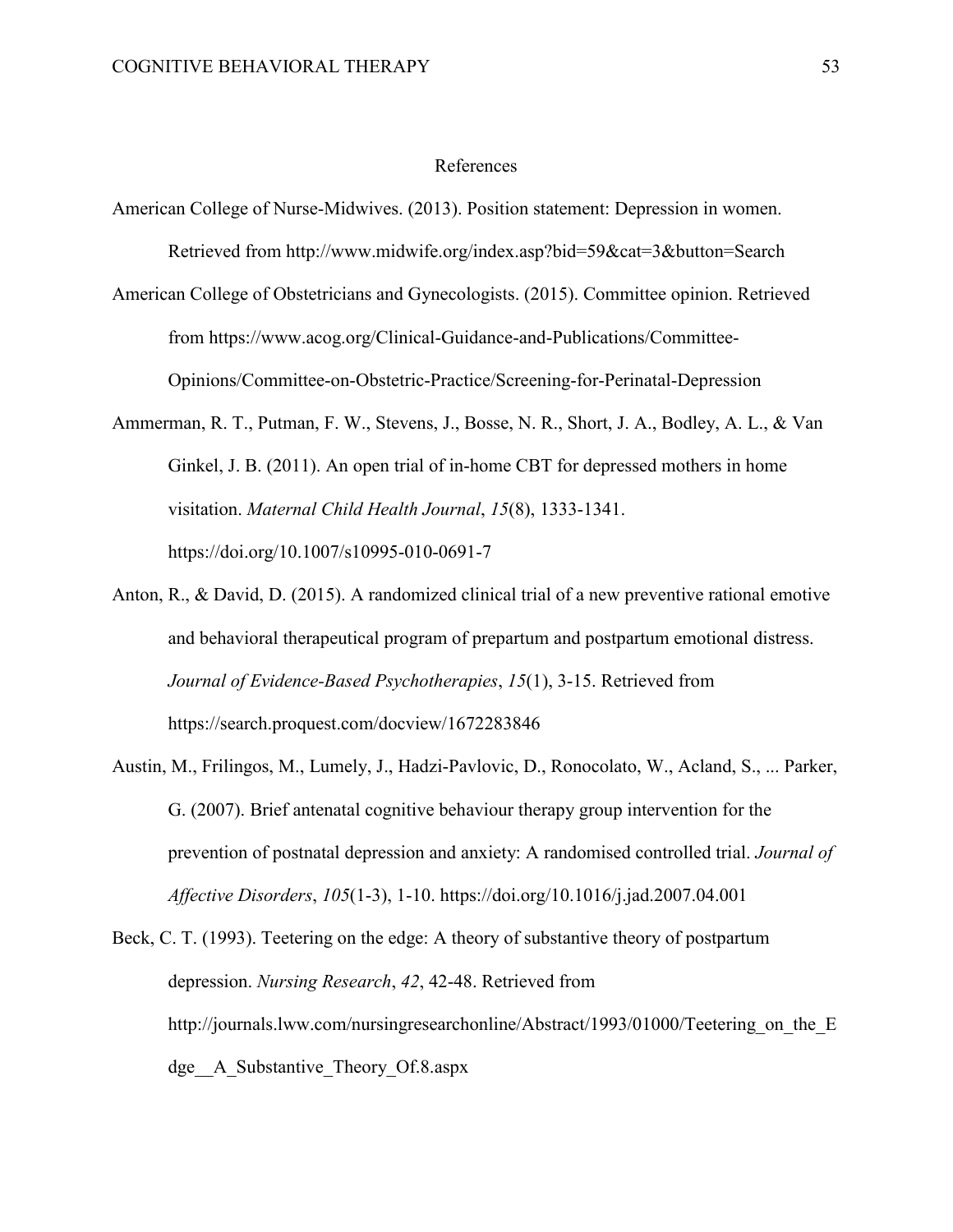# References

American College of Nurse-Midwives. (2013). Position statement: Depression in women. Retrieved from http://www.midwife.org/index.asp?bid=59&cat=3&button=Search

American College of Obstetricians and Gynecologists. (2015). Committee opinion. Retrieved from https://www.acog.org/Clinical-Guidance-and-Publications/Committee-Opinions/Committee-on-Obstetric-Practice/Screening-for-Perinatal-Depression

Ammerman, R. T., Putman, F. W., Stevens, J., Bosse, N. R., Short, J. A., Bodley, A. L., & Van Ginkel, J. B. (2011). An open trial of in-home CBT for depressed mothers in home visitation. *Maternal Child Health Journal*, *15*(8), 1333-1341. https://doi.org/10.1007/s10995-010-0691-7

Anton, R., & David, D. (2015). A randomized clinical trial of a new preventive rational emotive and behavioral therapeutical program of prepartum and postpartum emotional distress. *Journal of Evidence-Based Psychotherapies*, *15*(1), 3-15. Retrieved from https://search.proquest.com/docview/1672283846

Austin, M., Frilingos, M., Lumely, J., Hadzi-Pavlovic, D., Ronocolato, W., Acland, S., ... Parker, G. (2007). Brief antenatal cognitive behaviour therapy group intervention for the prevention of postnatal depression and anxiety: A randomised controlled trial. *Journal of Affective Disorders*, *105*(1-3), 1-10. https://doi.org/10.1016/j.jad.2007.04.001

Beck, C. T. (1993). Teetering on the edge: A theory of substantive theory of postpartum depression. *Nursing Research*, *42*, 42-48. Retrieved from http://journals.lww.com/nursingresearchonline/Abstract/1993/01000/Teetering_on_the_Edge__A_Substantive_Theory_Of.8.aspx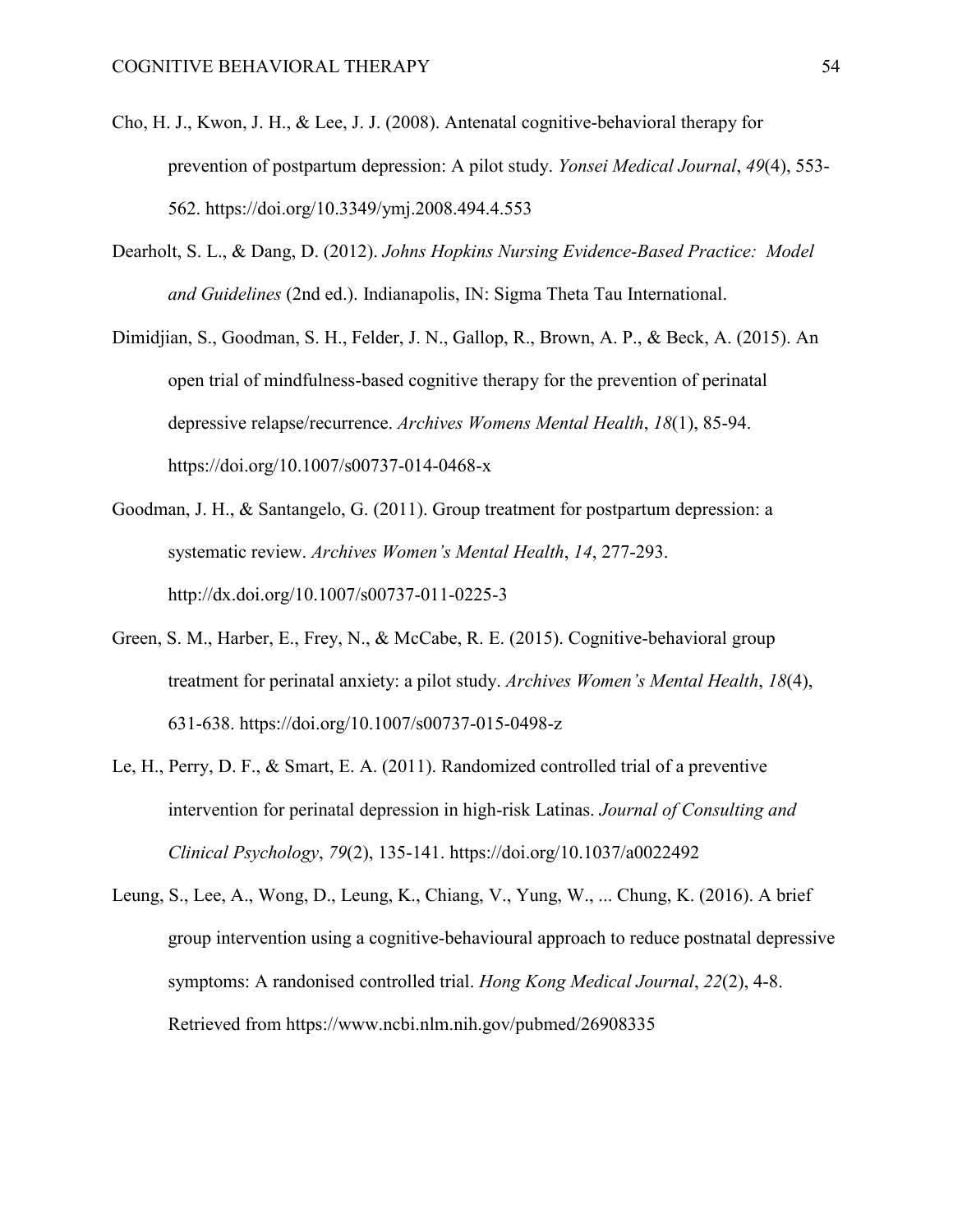Cho, H. J., Kwon, J. H., & Lee, J. J. (2008). Antenatal cognitive-behavioral therapy for prevention of postpartum depression: A pilot study. *Yonsei Medical Journal*, *49*(4), 553-562. https://doi.org/10.3349/ymj.2008.494.4.553

Dearholt, S. L., & Dang, D. (2012). *Johns Hopkins Nursing Evidence-Based Practice: Model and Guidelines* (2nd ed.). Indianapolis, IN: Sigma Theta Tau International.

Dimidjian, S., Goodman, S. H., Felder, J. N., Gallop, R., Brown, A. P., & Beck, A. (2015). An open trial of mindfulness-based cognitive therapy for the prevention of perinatal depressive relapse/recurrence. *Archives Womens Mental Health*, *18*(1), 85-94. https://doi.org/10.1007/s00737-014-0468-x

Goodman, J. H., & Santangelo, G. (2011). Group treatment for postpartum depression: a systematic review. *Archives Women's Mental Health*, *14*, 277-293. http://dx.doi.org/10.1007/s00737-011-0225-3

Green, S. M., Harber, E., Frey, N., & McCabe, R. E. (2015). Cognitive-behavioral group treatment for perinatal anxiety: a pilot study. *Archives Women's Mental Health*, *18*(4), 631-638. https://doi.org/10.1007/s00737-015-0498-z

Le, H., Perry, D. F., & Smart, E. A. (2011). Randomized controlled trial of a preventive intervention for perinatal depression in high-risk Latinas. *Journal of Consulting and Clinical Psychology*, *79*(2), 135-141. https://doi.org/10.1037/a0022492

Leung, S., Lee, A., Wong, D., Leung, K., Chiang, V., Yung, W., ... Chung, K. (2016). A brief group intervention using a cognitive-behavioural approach to reduce postnatal depressive symptoms: A randonised controlled trial. *Hong Kong Medical Journal*, *22*(2), 4-8. Retrieved from https://www.ncbi.nlm.nih.gov/pubmed/26908335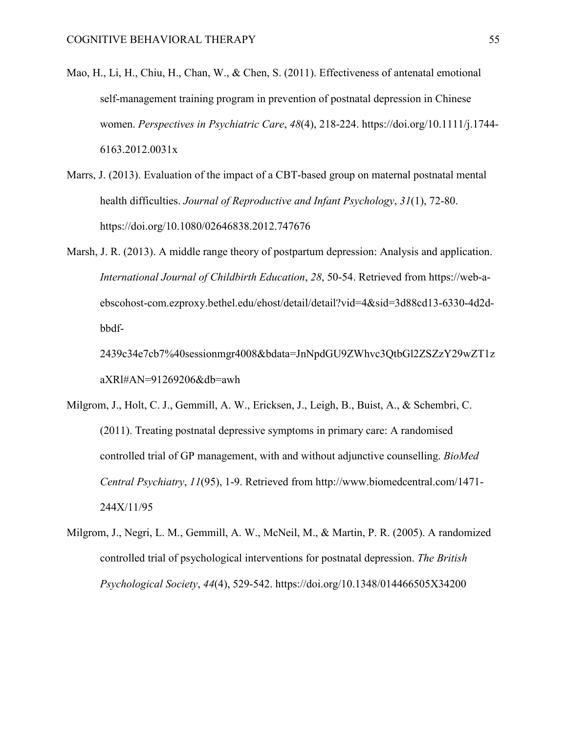Mao, H., Li, H., Chiu, H., Chan, W., & Chen, S. (2011). Effectiveness of antenatal emotional self-management training program in prevention of postnatal depression in Chinese women. *Perspectives in Psychiatric Care*, *48*(4), 218-224. https://doi.org/10.1111/j.1744-6163.2012.0031x

Marrs, J. (2013). Evaluation of the impact of a CBT-based group on maternal postnatal mental health difficulties. *Journal of Reproductive and Infant Psychology*, *31*(1), 72-80. https://doi.org/10.1080/02646838.2012.747676

Marsh, J. R. (2013). A middle range theory of postpartum depression: Analysis and application. *International Journal of Childbirth Education*, *28*, 50-54. Retrieved from https://web-a-ebscohost-com.ezproxy.bethel.edu/ehost/detail/detail?vid=4&sid=3d88cd13-6330-4d2d-bbdf-2439c34e7cb7%40sessionmgr4008&bdata=JnNpdGU9ZWhvc3QtbGl2ZSZzY29wZT1zaXRl#AN=91269206&db=awh

Milgrom, J., Holt, C. J., Gemmill, A. W., Ericksen, J., Leigh, B., Buist, A., & Schembri, C. (2011). Treating postnatal depressive symptoms in primary care: A randomised controlled trial of GP management, with and without adjunctive counselling. *BioMed Central Psychiatry*, *11*(95), 1-9. Retrieved from http://www.biomedcentral.com/1471-244X/11/95

Milgrom, J., Negri, L. M., Gemmill, A. W., McNeil, M., & Martin, P. R. (2005). A randomized controlled trial of psychological interventions for postnatal depression. *The British Psychological Society*, *44*(4), 529-542. https://doi.org/10.1348/014466505X34200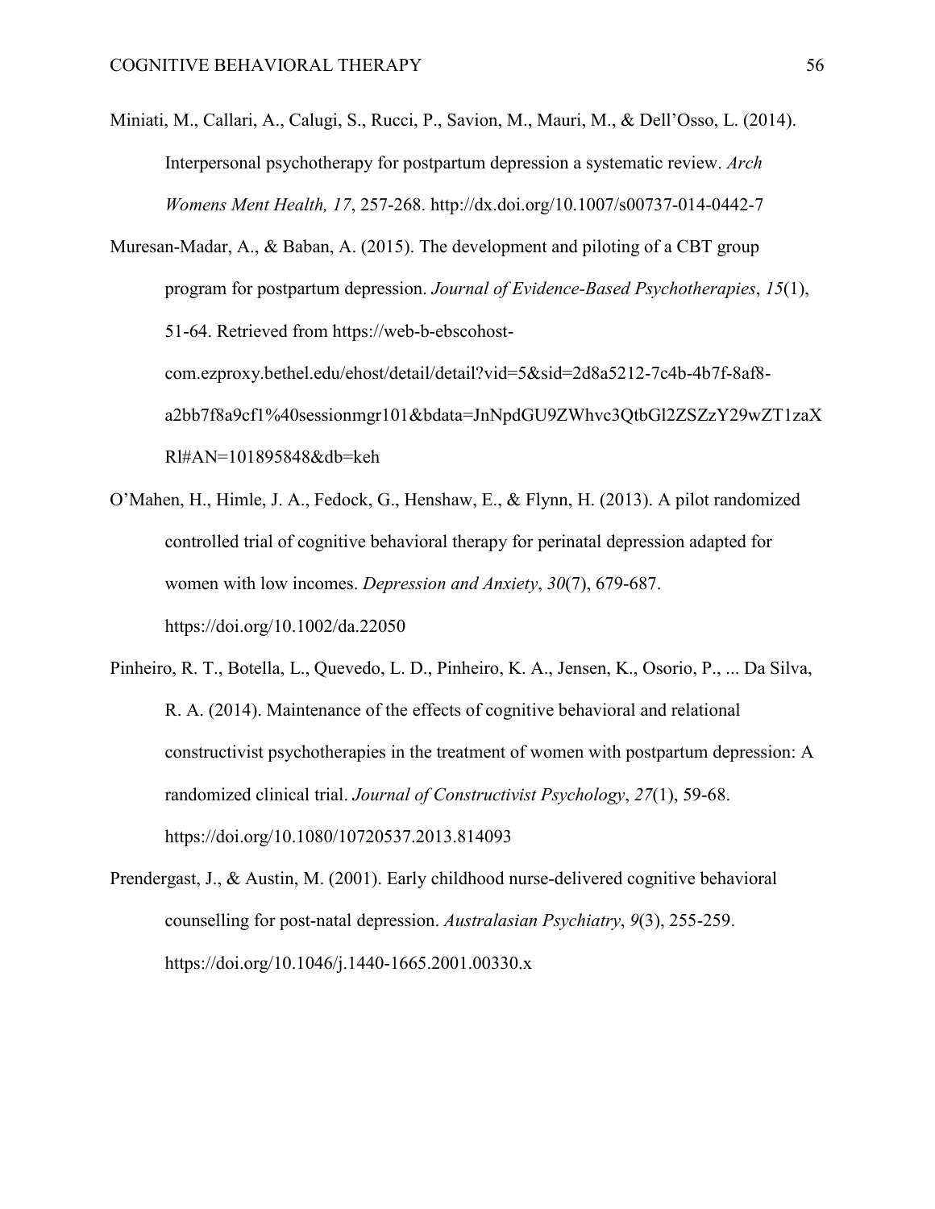Miniati, M., Callari, A., Calugi, S., Rucci, P., Savion, M., Mauri, M., & Dell'Osso, L. (2014). Interpersonal psychotherapy for postpartum depression a systematic review. *Arch Womens Ment Health, 17*, 257-268. http://dx.doi.org/10.1007/s00737-014-0442-7

Muresan-Madar, A., & Baban, A. (2015). The development and piloting of a CBT group program for postpartum depression. *Journal of Evidence-Based Psychotherapies*, *15*(1), 51-64. Retrieved from https://web-b-ebscohost-com.ezproxy.bethel.edu/ehost/detail/detail?vid=5&sid=2d8a5212-7c4b-4b7f-8af8-a2bb7f8a9cf1%40sessionmgr101&bdata=JnNpdGU9ZWhvc3QtbGl2ZSZzY29wZT1zaXRl#AN=101895848&db=keh

O'Mahen, H., Himle, J. A., Fedock, G., Henshaw, E., & Flynn, H. (2013). A pilot randomized controlled trial of cognitive behavioral therapy for perinatal depression adapted for women with low incomes. *Depression and Anxiety*, *30*(7), 679-687. https://doi.org/10.1002/da.22050

Pinheiro, R. T., Botella, L., Quevedo, L. D., Pinheiro, K. A., Jensen, K., Osorio, P., ... Da Silva, R. A. (2014). Maintenance of the effects of cognitive behavioral and relational constructivist psychotherapies in the treatment of women with postpartum depression: A randomized clinical trial. *Journal of Constructivist Psychology*, *27*(1), 59-68. https://doi.org/10.1080/10720537.2013.814093

Prendergast, J., & Austin, M. (2001). Early childhood nurse-delivered cognitive behavioral counselling for post-natal depression. *Australasian Psychiatry*, *9*(3), 255-259. https://doi.org/10.1046/j.1440-1665.2001.00330.x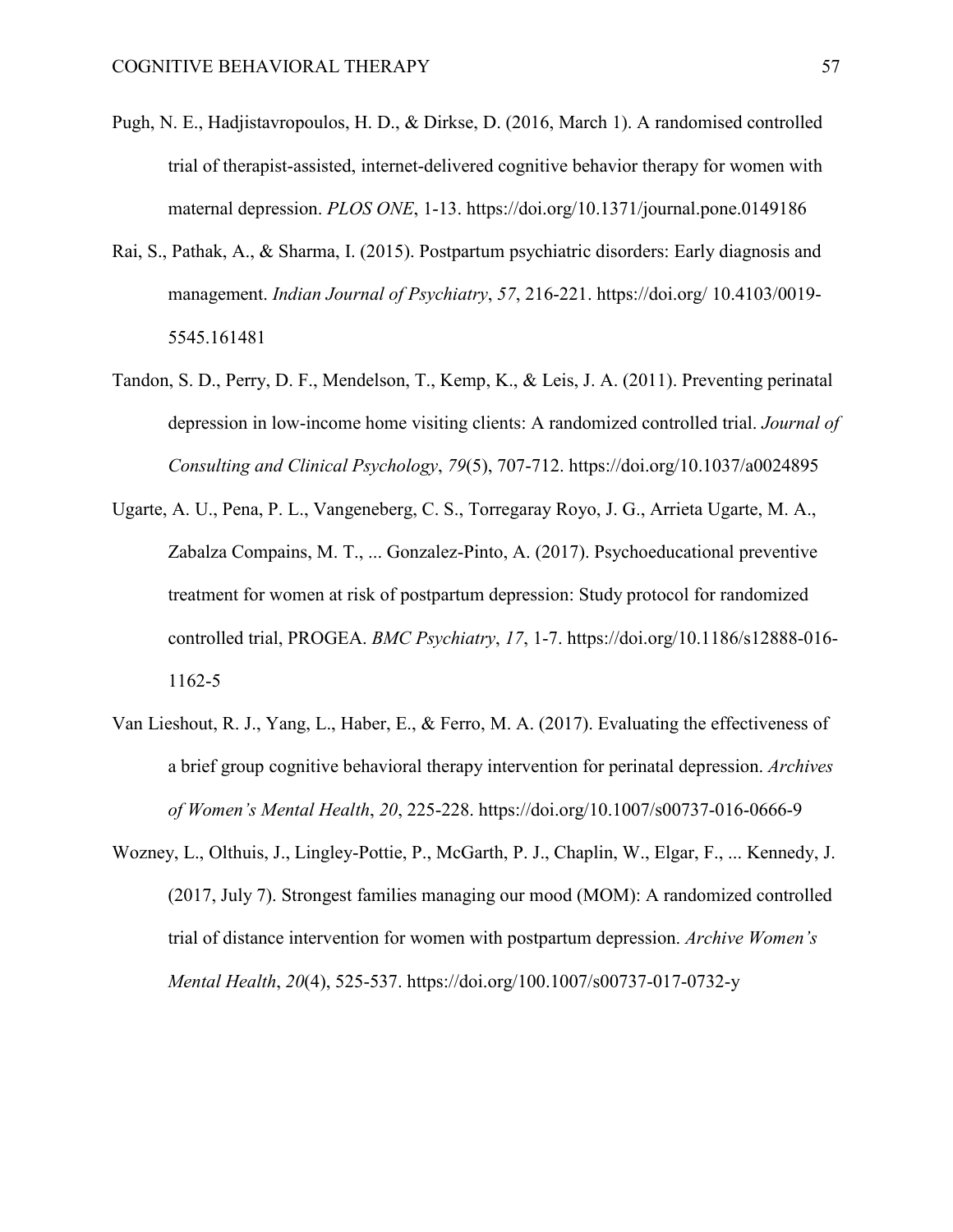Pugh, N. E., Hadjistavropoulos, H. D., & Dirkse, D. (2016, March 1). A randomised controlled trial of therapist-assisted, internet-delivered cognitive behavior therapy for women with maternal depression. *PLOS ONE*, 1-13. https://doi.org/10.1371/journal.pone.0149186

Rai, S., Pathak, A., & Sharma, I. (2015). Postpartum psychiatric disorders: Early diagnosis and management. *Indian Journal of Psychiatry*, *57*, 216-221. https://doi.org/ 10.4103/0019-5545.161481

Tandon, S. D., Perry, D. F., Mendelson, T., Kemp, K., & Leis, J. A. (2011). Preventing perinatal depression in low-income home visiting clients: A randomized controlled trial. *Journal of Consulting and Clinical Psychology*, *79*(5), 707-712. https://doi.org/10.1037/a0024895

Ugarte, A. U., Pena, P. L., Vangeneberg, C. S., Torregaray Royo, J. G., Arrieta Ugarte, M. A., Zabalza Compains, M. T., ... Gonzalez-Pinto, A. (2017). Psychoeducational preventive treatment for women at risk of postpartum depression: Study protocol for randomized controlled trial, PROGEA. *BMC Psychiatry*, *17*, 1-7. https://doi.org/10.1186/s12888-016-1162-5

Van Lieshout, R. J., Yang, L., Haber, E., & Ferro, M. A. (2017). Evaluating the effectiveness of a brief group cognitive behavioral therapy intervention for perinatal depression. *Archives of Women's Mental Health*, *20*, 225-228. https://doi.org/10.1007/s00737-016-0666-9

Wozney, L., Olthuis, J., Lingley-Pottie, P., McGarth, P. J., Chaplin, W., Elgar, F., ... Kennedy, J. (2017, July 7). Strongest families managing our mood (MOM): A randomized controlled trial of distance intervention for women with postpartum depression. *Archive Women's Mental Health*, *20*(4), 525-537. https://doi.org/100.1007/s00737-017-0732-y